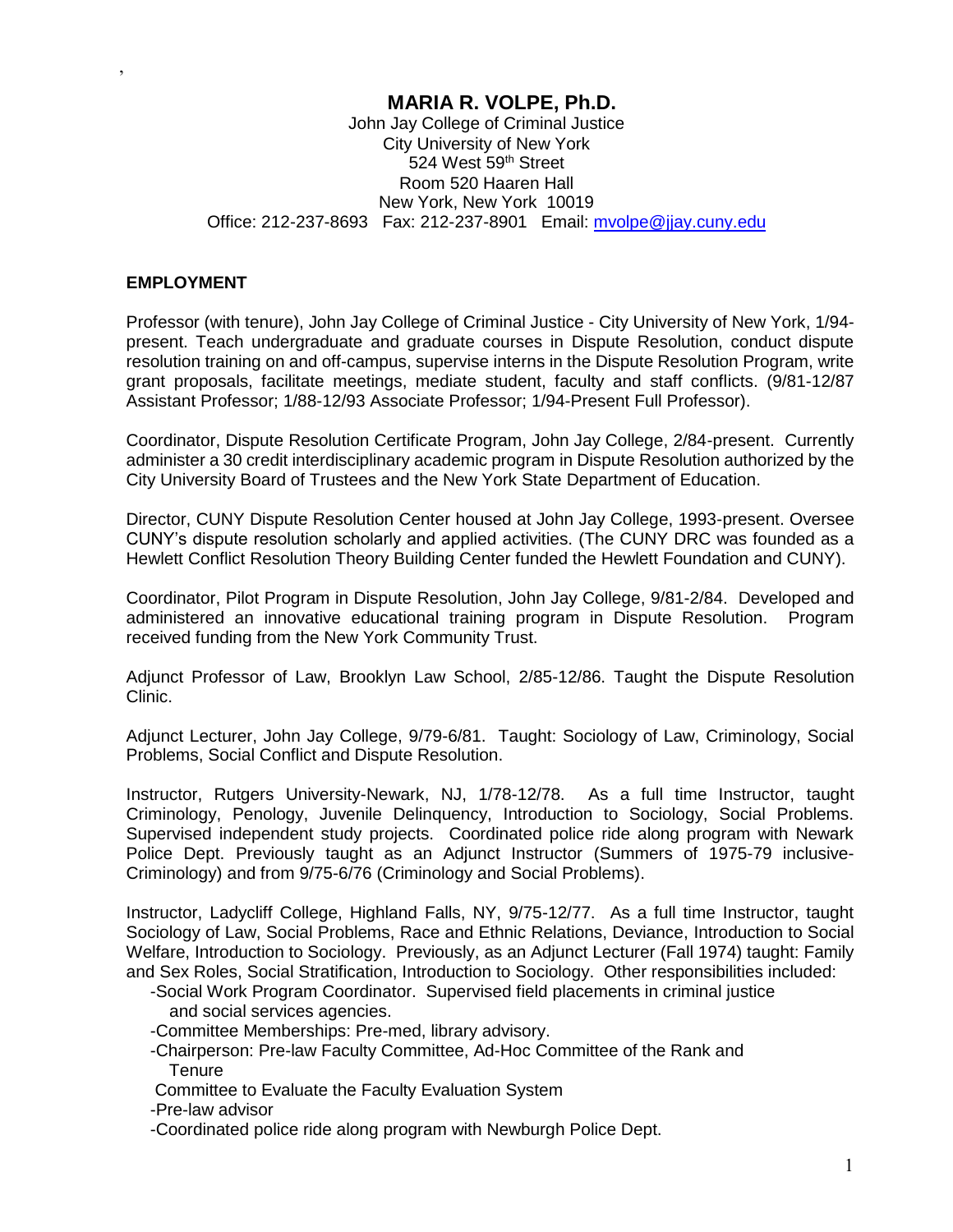,

# MARIA R. VOLPE, Ph.D.

John Jay College of Criminal Justice
City University of New York
524 West 59th Street
Room 520 Haaren Hall
New York, New York 10019
Office: 212-237-8693 Fax: 212-237-8901 Email: [mvolpe@jjay.cuny.edu](mailto:mvolpe@jjay.cuny.edu)

## EMPLOYMENT

Professor (with tenure), John Jay College of Criminal Justice - City University of New York, 1/94-present. Teach undergraduate and graduate courses in Dispute Resolution, conduct dispute resolution training on and off-campus, supervise interns in the Dispute Resolution Program, write grant proposals, facilitate meetings, mediate student, faculty and staff conflicts. (9/81-12/87 Assistant Professor; 1/88-12/93 Associate Professor; 1/94-Present Full Professor).

Coordinator, Dispute Resolution Certificate Program, John Jay College, 2/84-present. Currently administer a 30 credit interdisciplinary academic program in Dispute Resolution authorized by the City University Board of Trustees and the New York State Department of Education.

Director, CUNY Dispute Resolution Center housed at John Jay College, 1993-present. Oversee CUNY's dispute resolution scholarly and applied activities. (The CUNY DRC was founded as a Hewlett Conflict Resolution Theory Building Center funded the Hewlett Foundation and CUNY).

Coordinator, Pilot Program in Dispute Resolution, John Jay College, 9/81-2/84. Developed and administered an innovative educational training program in Dispute Resolution. Program received funding from the New York Community Trust.

Adjunct Professor of Law, Brooklyn Law School, 2/85-12/86. Taught the Dispute Resolution Clinic.

Adjunct Lecturer, John Jay College, 9/79-6/81. Taught: Sociology of Law, Criminology, Social Problems, Social Conflict and Dispute Resolution.

Instructor, Rutgers University-Newark, NJ, 1/78-12/78. As a full time Instructor, taught Criminology, Penology, Juvenile Delinquency, Introduction to Sociology, Social Problems. Supervised independent study projects. Coordinated police ride along program with Newark Police Dept. Previously taught as an Adjunct Instructor (Summers of 1975-79 inclusive-Criminology) and from 9/75-6/76 (Criminology and Social Problems).

Instructor, Ladycliff College, Highland Falls, NY, 9/75-12/77. As a full time Instructor, taught Sociology of Law, Social Problems, Race and Ethnic Relations, Deviance, Introduction to Social Welfare, Introduction to Sociology. Previously, as an Adjunct Lecturer (Fall 1974) taught: Family and Sex Roles, Social Stratification, Introduction to Sociology. Other responsibilities included:

- Social Work Program Coordinator. Supervised field placements in criminal justice and social services agencies.
- Committee Memberships: Pre-med, library advisory.
- Chairperson: Pre-law Faculty Committee, Ad-Hoc Committee of the Rank and Tenure Committee to Evaluate the Faculty Evaluation System
- Pre-law advisor
- Coordinated police ride along program with Newburgh Police Dept.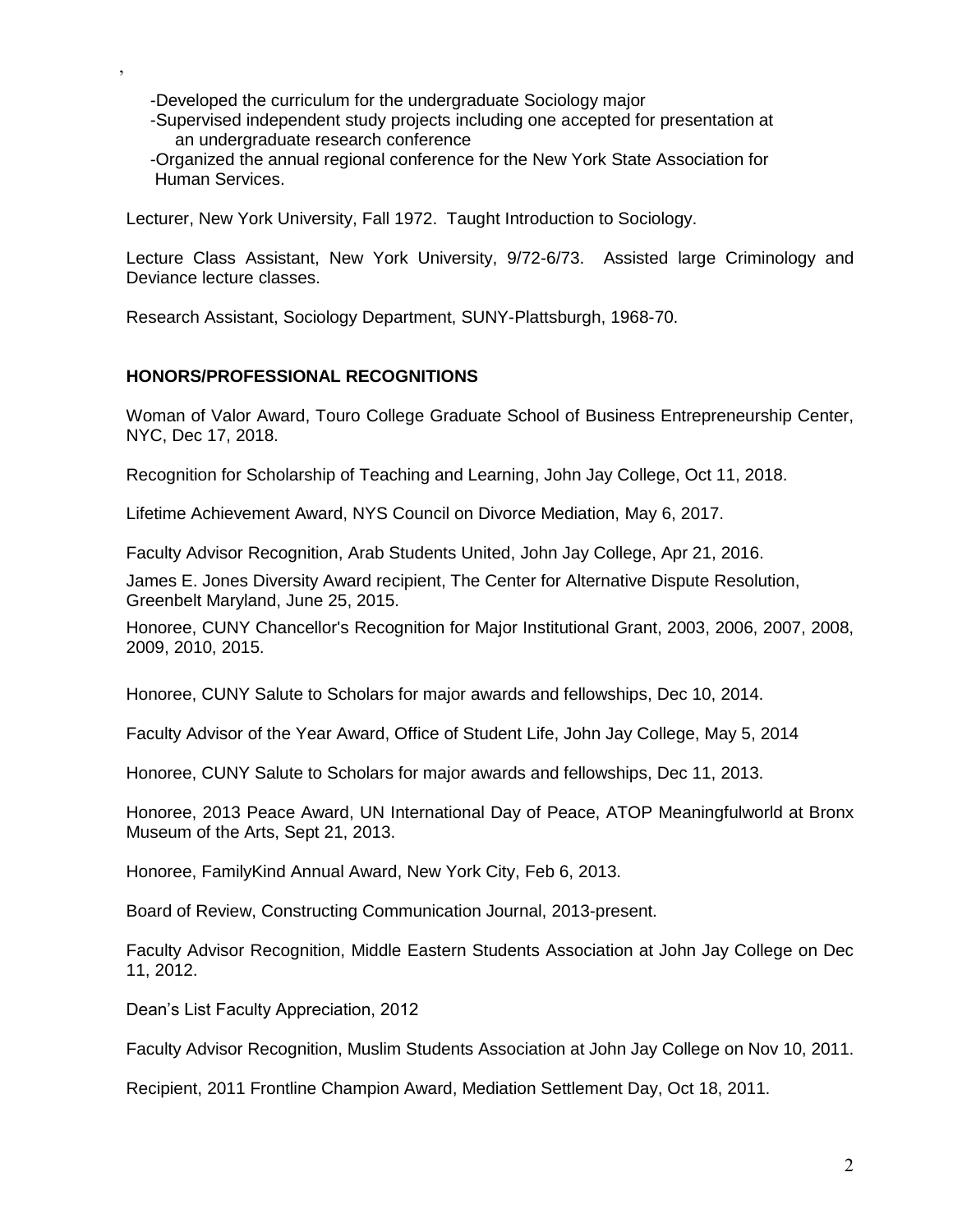,

- Developed the curriculum for the undergraduate Sociology major
- Supervised independent study projects including one accepted for presentation at an undergraduate research conference
- Organized the annual regional conference for the New York State Association for Human Services.

Lecturer, New York University, Fall 1972. Taught Introduction to Sociology.

Lecture Class Assistant, New York University, 9/72-6/73. Assisted large Criminology and Deviance lecture classes.

Research Assistant, Sociology Department, SUNY-Plattsburgh, 1968-70.

## HONORS/PROFESSIONAL RECOGNITIONS

Woman of Valor Award, Touro College Graduate School of Business Entrepreneurship Center, NYC, Dec 17, 2018.

Recognition for Scholarship of Teaching and Learning, John Jay College, Oct 11, 2018.

Lifetime Achievement Award, NYS Council on Divorce Mediation, May 6, 2017.

Faculty Advisor Recognition, Arab Students United, John Jay College, Apr 21, 2016.

James E. Jones Diversity Award recipient, The Center for Alternative Dispute Resolution, Greenbelt Maryland, June 25, 2015.

Honoree, CUNY Chancellor's Recognition for Major Institutional Grant, 2003, 2006, 2007, 2008, 2009, 2010, 2015.

Honoree, CUNY Salute to Scholars for major awards and fellowships, Dec 10, 2014.

Faculty Advisor of the Year Award, Office of Student Life, John Jay College, May 5, 2014

Honoree, CUNY Salute to Scholars for major awards and fellowships, Dec 11, 2013.

Honoree, 2013 Peace Award, UN International Day of Peace, ATOP Meaningfulworld at Bronx Museum of the Arts, Sept 21, 2013.

Honoree, FamilyKind Annual Award, New York City, Feb 6, 2013.

Board of Review, Constructing Communication Journal, 2013-present.

Faculty Advisor Recognition, Middle Eastern Students Association at John Jay College on Dec 11, 2012.

Dean's List Faculty Appreciation, 2012

Faculty Advisor Recognition, Muslim Students Association at John Jay College on Nov 10, 2011.

Recipient, 2011 Frontline Champion Award, Mediation Settlement Day, Oct 18, 2011.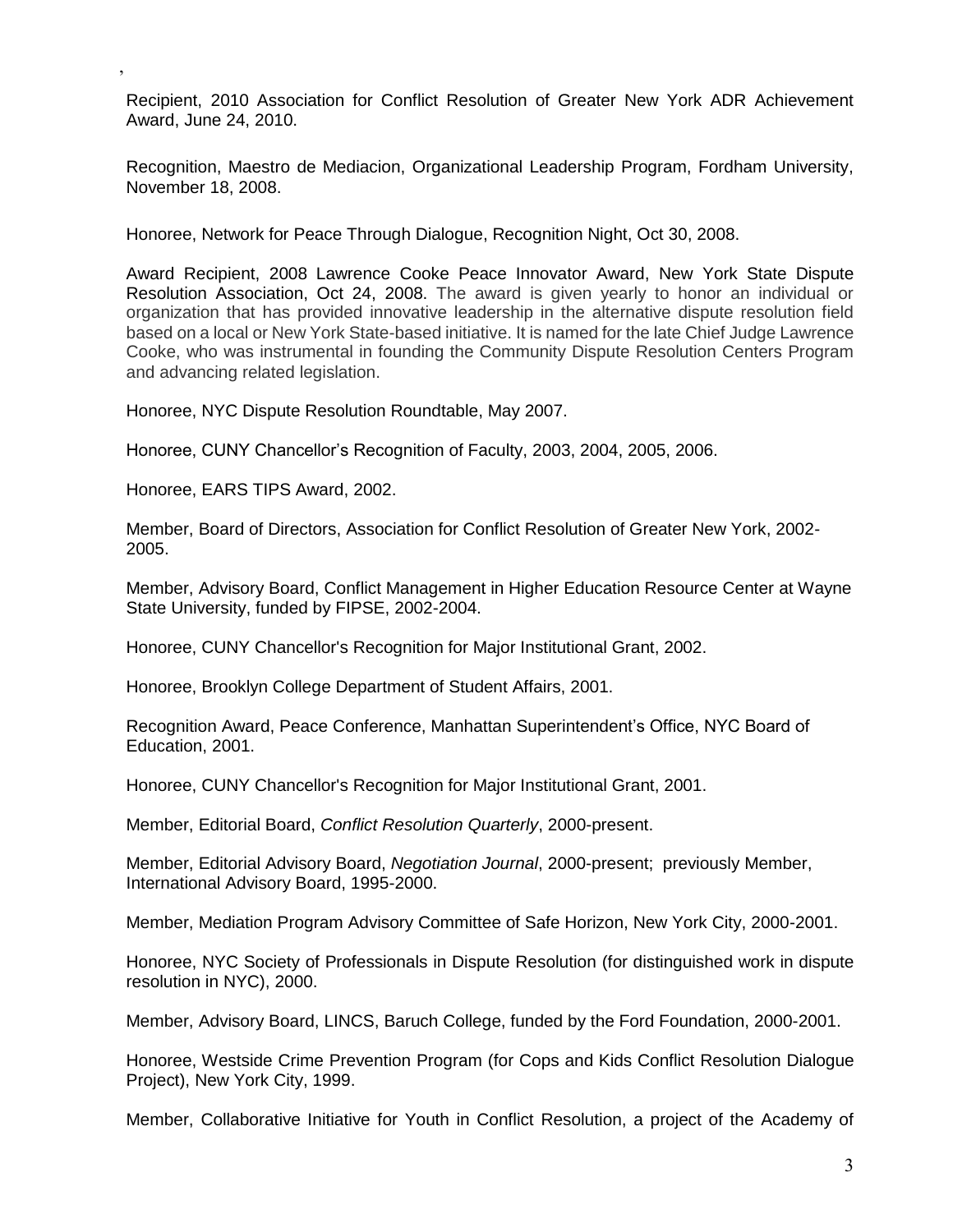,

Recipient, 2010 Association for Conflict Resolution of Greater New York ADR Achievement Award, June 24, 2010.

Recognition, Maestro de Mediacion, Organizational Leadership Program, Fordham University, November 18, 2008.

Honoree, Network for Peace Through Dialogue, Recognition Night, Oct 30, 2008.

Award Recipient, 2008 Lawrence Cooke Peace Innovator Award, New York State Dispute Resolution Association, Oct 24, 2008. The award is given yearly to honor an individual or organization that has provided innovative leadership in the alternative dispute resolution field based on a local or New York State-based initiative. It is named for the late Chief Judge Lawrence Cooke, who was instrumental in founding the Community Dispute Resolution Centers Program and advancing related legislation.

Honoree, NYC Dispute Resolution Roundtable, May 2007.

Honoree, CUNY Chancellor's Recognition of Faculty, 2003, 2004, 2005, 2006.

Honoree, EARS TIPS Award, 2002.

Member, Board of Directors, Association for Conflict Resolution of Greater New York, 2002-2005.

Member, Advisory Board, Conflict Management in Higher Education Resource Center at Wayne State University, funded by FIPSE, 2002-2004.

Honoree, CUNY Chancellor's Recognition for Major Institutional Grant, 2002.

Honoree, Brooklyn College Department of Student Affairs, 2001.

Recognition Award, Peace Conference, Manhattan Superintendent's Office, NYC Board of Education, 2001.

Honoree, CUNY Chancellor's Recognition for Major Institutional Grant, 2001.

Member, Editorial Board, *Conflict Resolution Quarterly*, 2000-present.

Member, Editorial Advisory Board, *Negotiation Journal*, 2000-present; previously Member, International Advisory Board, 1995-2000.

Member, Mediation Program Advisory Committee of Safe Horizon, New York City, 2000-2001.

Honoree, NYC Society of Professionals in Dispute Resolution (for distinguished work in dispute resolution in NYC), 2000.

Member, Advisory Board, LINCS, Baruch College, funded by the Ford Foundation, 2000-2001.

Honoree, Westside Crime Prevention Program (for Cops and Kids Conflict Resolution Dialogue Project), New York City, 1999.

Member, Collaborative Initiative for Youth in Conflict Resolution, a project of the Academy of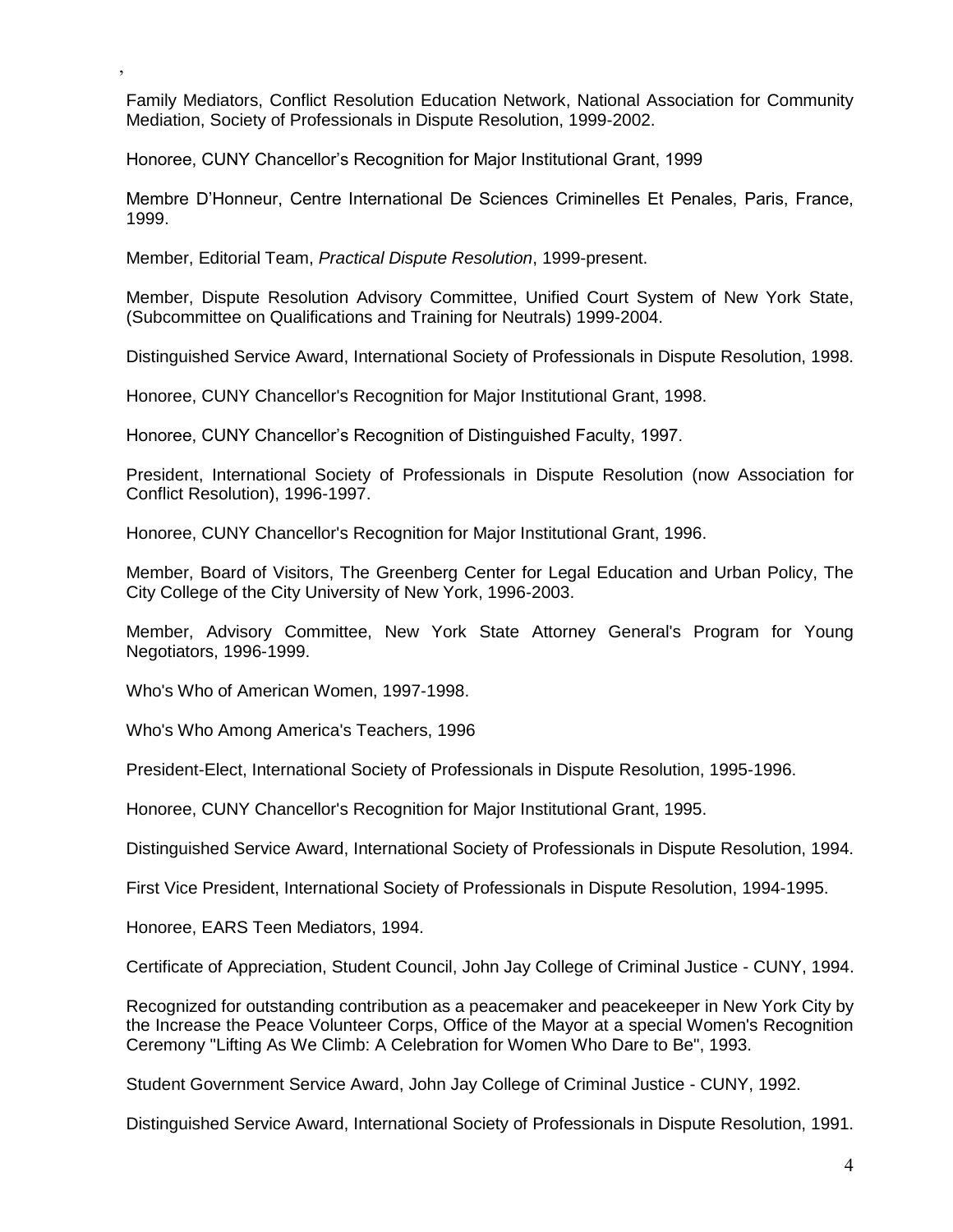,

Family Mediators, Conflict Resolution Education Network, National Association for Community Mediation, Society of Professionals in Dispute Resolution, 1999-2002.

Honoree, CUNY Chancellor's Recognition for Major Institutional Grant, 1999

Membre D'Honneur, Centre International De Sciences Criminelles Et Penales, Paris, France, 1999.

Member, Editorial Team, *Practical Dispute Resolution*, 1999-present.

Member, Dispute Resolution Advisory Committee, Unified Court System of New York State, (Subcommittee on Qualifications and Training for Neutrals) 1999-2004.

Distinguished Service Award, International Society of Professionals in Dispute Resolution, 1998.

Honoree, CUNY Chancellor's Recognition for Major Institutional Grant, 1998.

Honoree, CUNY Chancellor's Recognition of Distinguished Faculty, 1997.

President, International Society of Professionals in Dispute Resolution (now Association for Conflict Resolution), 1996-1997.

Honoree, CUNY Chancellor's Recognition for Major Institutional Grant, 1996.

Member, Board of Visitors, The Greenberg Center for Legal Education and Urban Policy, The City College of the City University of New York, 1996-2003.

Member, Advisory Committee, New York State Attorney General's Program for Young Negotiators, 1996-1999.

Who's Who of American Women, 1997-1998.

Who's Who Among America's Teachers, 1996

President-Elect, International Society of Professionals in Dispute Resolution, 1995-1996.

Honoree, CUNY Chancellor's Recognition for Major Institutional Grant, 1995.

Distinguished Service Award, International Society of Professionals in Dispute Resolution, 1994.

First Vice President, International Society of Professionals in Dispute Resolution, 1994-1995.

Honoree, EARS Teen Mediators, 1994.

Certificate of Appreciation, Student Council, John Jay College of Criminal Justice - CUNY, 1994.

Recognized for outstanding contribution as a peacemaker and peacekeeper in New York City by the Increase the Peace Volunteer Corps, Office of the Mayor at a special Women's Recognition Ceremony "Lifting As We Climb: A Celebration for Women Who Dare to Be", 1993.

Student Government Service Award, John Jay College of Criminal Justice - CUNY, 1992.

Distinguished Service Award, International Society of Professionals in Dispute Resolution, 1991.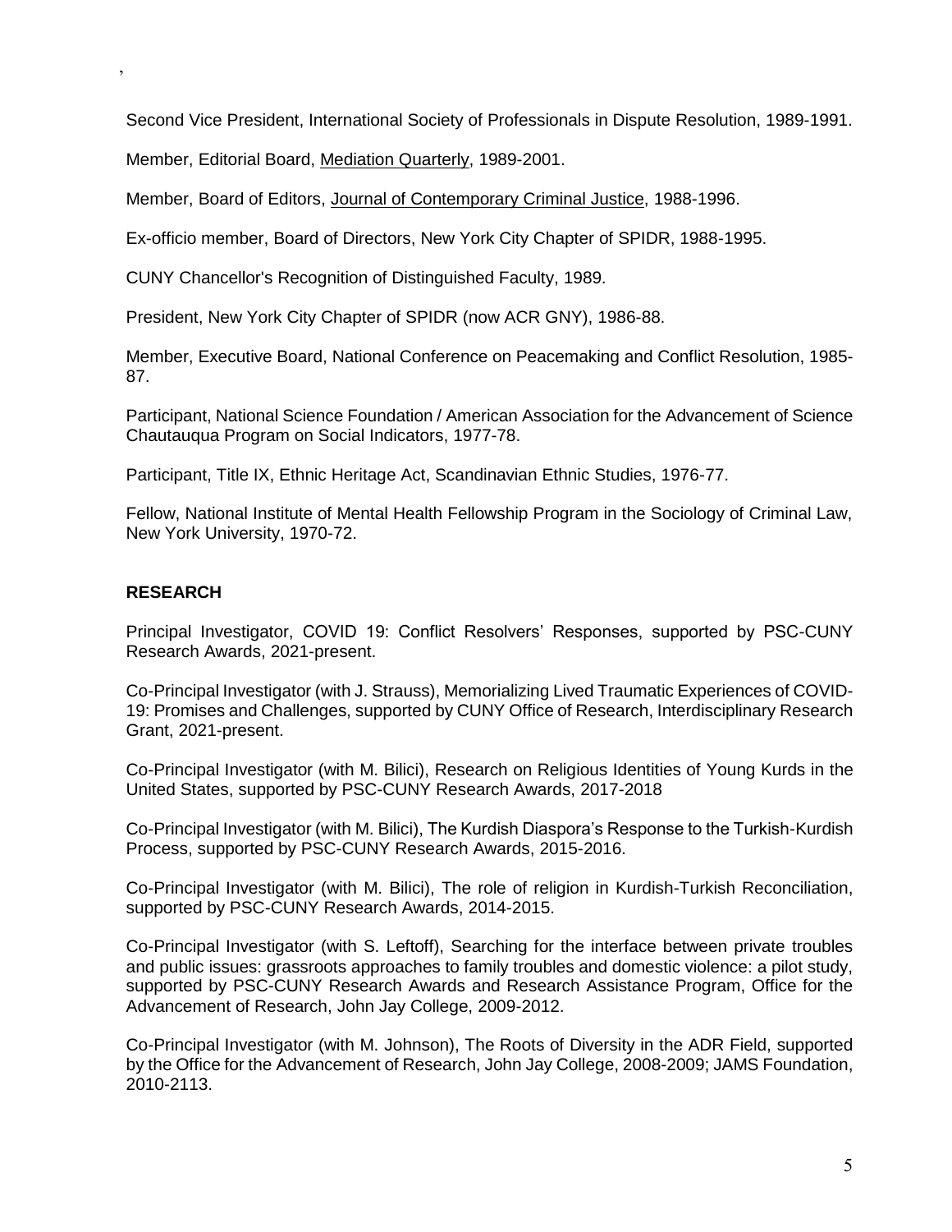,

Second Vice President, International Society of Professionals in Dispute Resolution, 1989-1991.

Member, Editorial Board, Mediation Quarterly, 1989-2001.

Member, Board of Editors, Journal of Contemporary Criminal Justice, 1988-1996.

Ex-officio member, Board of Directors, New York City Chapter of SPIDR, 1988-1995.

CUNY Chancellor's Recognition of Distinguished Faculty, 1989.

President, New York City Chapter of SPIDR (now ACR GNY), 1986-88.

Member, Executive Board, National Conference on Peacemaking and Conflict Resolution, 1985-87.

Participant, National Science Foundation / American Association for the Advancement of Science Chautauqua Program on Social Indicators, 1977-78.

Participant, Title IX, Ethnic Heritage Act, Scandinavian Ethnic Studies, 1976-77.

Fellow, National Institute of Mental Health Fellowship Program in the Sociology of Criminal Law, New York University, 1970-72.

## RESEARCH

Principal Investigator, COVID 19: Conflict Resolvers' Responses, supported by PSC-CUNY Research Awards, 2021-present.

Co-Principal Investigator (with J. Strauss), Memorializing Lived Traumatic Experiences of COVID-19: Promises and Challenges, supported by CUNY Office of Research, Interdisciplinary Research Grant, 2021-present.

Co-Principal Investigator (with M. Bilici), Research on Religious Identities of Young Kurds in the United States, supported by PSC-CUNY Research Awards, 2017-2018

Co-Principal Investigator (with M. Bilici), The Kurdish Diaspora's Response to the Turkish-Kurdish Process, supported by PSC-CUNY Research Awards, 2015-2016.

Co-Principal Investigator (with M. Bilici), The role of religion in Kurdish-Turkish Reconciliation, supported by PSC-CUNY Research Awards, 2014-2015.

Co-Principal Investigator (with S. Leftoff), Searching for the interface between private troubles and public issues: grassroots approaches to family troubles and domestic violence: a pilot study, supported by PSC-CUNY Research Awards and Research Assistance Program, Office for the Advancement of Research, John Jay College, 2009-2012.

Co-Principal Investigator (with M. Johnson), The Roots of Diversity in the ADR Field, supported by the Office for the Advancement of Research, John Jay College, 2008-2009; JAMS Foundation, 2010-2113.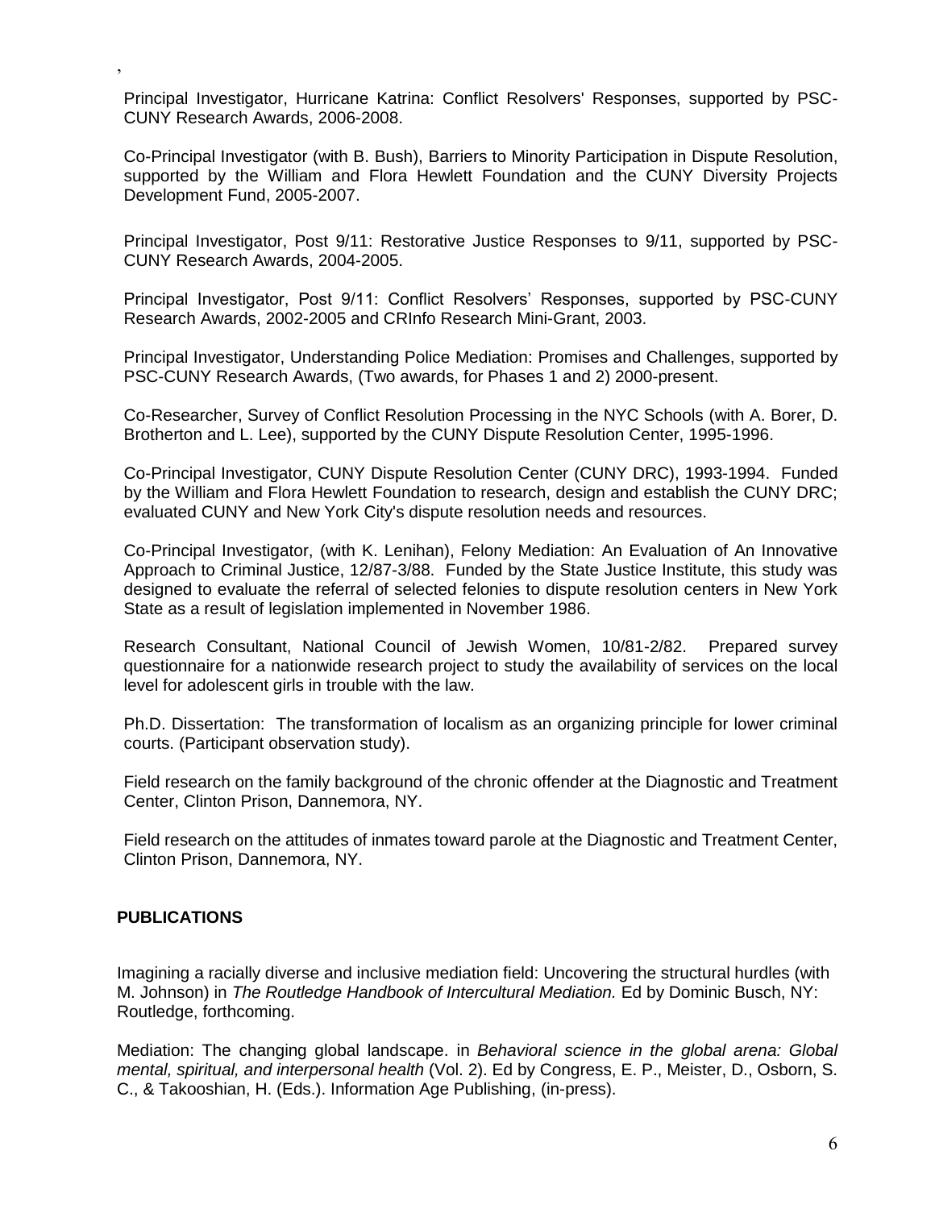,

Principal Investigator, Hurricane Katrina: Conflict Resolvers' Responses, supported by PSC-CUNY Research Awards, 2006-2008.

Co-Principal Investigator (with B. Bush), Barriers to Minority Participation in Dispute Resolution, supported by the William and Flora Hewlett Foundation and the CUNY Diversity Projects Development Fund, 2005-2007.

Principal Investigator, Post 9/11: Restorative Justice Responses to 9/11, supported by PSC-CUNY Research Awards, 2004-2005.

Principal Investigator, Post 9/11: Conflict Resolvers' Responses, supported by PSC-CUNY Research Awards, 2002-2005 and CRInfo Research Mini-Grant, 2003.

Principal Investigator, Understanding Police Mediation: Promises and Challenges, supported by PSC-CUNY Research Awards, (Two awards, for Phases 1 and 2) 2000-present.

Co-Researcher, Survey of Conflict Resolution Processing in the NYC Schools (with A. Borer, D. Brotherton and L. Lee), supported by the CUNY Dispute Resolution Center, 1995-1996.

Co-Principal Investigator, CUNY Dispute Resolution Center (CUNY DRC), 1993-1994. Funded by the William and Flora Hewlett Foundation to research, design and establish the CUNY DRC; evaluated CUNY and New York City's dispute resolution needs and resources.

Co-Principal Investigator, (with K. Lenihan), Felony Mediation: An Evaluation of An Innovative Approach to Criminal Justice, 12/87-3/88. Funded by the State Justice Institute, this study was designed to evaluate the referral of selected felonies to dispute resolution centers in New York State as a result of legislation implemented in November 1986.

Research Consultant, National Council of Jewish Women, 10/81-2/82. Prepared survey questionnaire for a nationwide research project to study the availability of services on the local level for adolescent girls in trouble with the law.

Ph.D. Dissertation: The transformation of localism as an organizing principle for lower criminal courts. (Participant observation study).

Field research on the family background of the chronic offender at the Diagnostic and Treatment Center, Clinton Prison, Dannemora, NY.

Field research on the attitudes of inmates toward parole at the Diagnostic and Treatment Center, Clinton Prison, Dannemora, NY.

## PUBLICATIONS

Imagining a racially diverse and inclusive mediation field: Uncovering the structural hurdles (with M. Johnson) in *The Routledge Handbook of Intercultural Mediation.* Ed by Dominic Busch, NY: Routledge, forthcoming.

Mediation: The changing global landscape. in *Behavioral science in the global arena: Global mental, spiritual, and interpersonal health* (Vol. 2). Ed by Congress, E. P., Meister, D., Osborn, S. C., & Takooshian, H. (Eds.). Information Age Publishing, (in-press).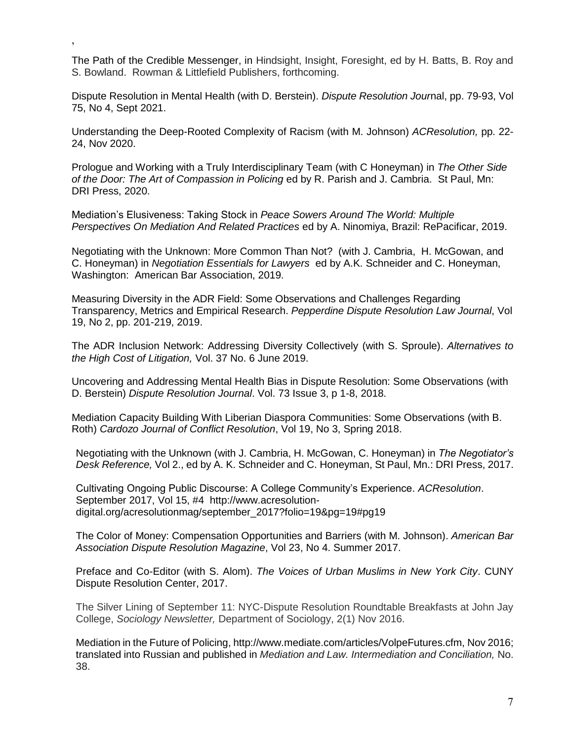,

The Path of the Credible Messenger, in Hindsight, Insight, Foresight, ed by H. Batts, B. Roy and S. Bowland. Rowman & Littlefield Publishers, forthcoming.

Dispute Resolution in Mental Health (with D. Berstein). *Dispute Resolution Jour*nal, pp. 79-93, Vol 75, No 4, Sept 2021.

Understanding the Deep-Rooted Complexity of Racism (with M. Johnson) *ACResolution,* pp. 22-24, Nov 2020.

Prologue and Working with a Truly Interdisciplinary Team (with C Honeyman) in *The Other Side of the Door: The Art of Compassion in Policing* ed by R. Parish and J. Cambria. St Paul, Mn: DRI Press, 2020.

Mediation's Elusiveness: Taking Stock in *Peace Sowers Around The World: Multiple Perspectives On Mediation And Related Practices* ed by A. Ninomiya, Brazil: RePacificar, 2019.

Negotiating with the Unknown: More Common Than Not? (with J. Cambria, H. McGowan, and C. Honeyman) in *Negotiation Essentials for Lawyers* ed by A.K. Schneider and C. Honeyman, Washington: American Bar Association, 2019.

Measuring Diversity in the ADR Field: Some Observations and Challenges Regarding Transparency, Metrics and Empirical Research. *Pepperdine Dispute Resolution Law Journal*, Vol 19, No 2, pp. 201-219, 2019.

The ADR Inclusion Network: Addressing Diversity Collectively (with S. Sproule). *Alternatives to the High Cost of Litigation,* Vol. 37 No. 6 June 2019.

Uncovering and Addressing Mental Health Bias in Dispute Resolution: Some Observations (with D. Berstein) *Dispute Resolution Journal*. Vol. 73 Issue 3, p 1-8, 2018.

Mediation Capacity Building With Liberian Diaspora Communities: Some Observations (with B. Roth) *Cardozo Journal of Conflict Resolution*, Vol 19, No 3, Spring 2018.

Negotiating with the Unknown (with J. Cambria, H. McGowan, C. Honeyman) in *The Negotiator's Desk Reference,* Vol 2., ed by A. K. Schneider and C. Honeyman, St Paul, Mn.: DRI Press, 2017.

Cultivating Ongoing Public Discourse: A College Community's Experience. *ACResolution*. September 2017, Vol 15, #4 http://www.acresolution-digital.org/acresolutionmag/september_2017?folio=19&pg=19#pg19

The Color of Money: Compensation Opportunities and Barriers (with M. Johnson). *American Bar Association Dispute Resolution Magazine*, Vol 23, No 4. Summer 2017.

Preface and Co-Editor (with S. Alom). *The Voices of Urban Muslims in New York City*. CUNY Dispute Resolution Center, 2017.

The Silver Lining of September 11: NYC-Dispute Resolution Roundtable Breakfasts at John Jay College, *Sociology Newsletter,* Department of Sociology, 2(1) Nov 2016.

Mediation in the Future of Policing, http://www.mediate.com/articles/VolpeFutures.cfm, Nov 2016; translated into Russian and published in *Mediation and Law. Intermediation and Conciliation,* No. 38.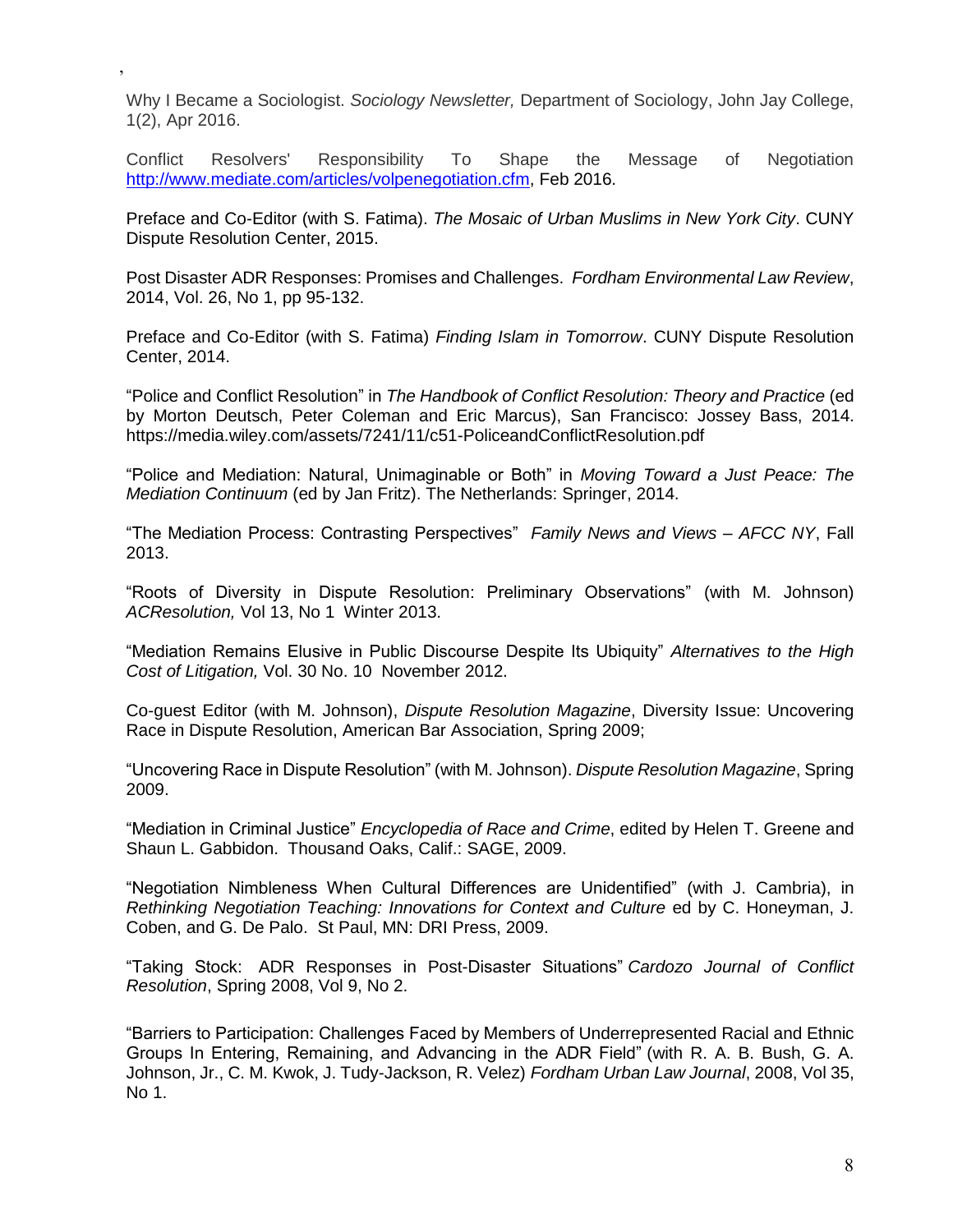,

Why I Became a Sociologist. *Sociology Newsletter,* Department of Sociology, John Jay College, 1(2), Apr 2016.

Conflict Resolvers' Responsibility To Shape the Message of Negotiation http://www.mediate.com/articles/volpenegotiation.cfm, Feb 2016.

Preface and Co-Editor (with S. Fatima). *The Mosaic of Urban Muslims in New York City*. CUNY Dispute Resolution Center, 2015.

Post Disaster ADR Responses: Promises and Challenges. *Fordham Environmental Law Review*, 2014, Vol. 26, No 1, pp 95-132.

Preface and Co-Editor (with S. Fatima) *Finding Islam in Tomorrow*. CUNY Dispute Resolution Center, 2014.

"Police and Conflict Resolution" in *The Handbook of Conflict Resolution: Theory and Practice* (ed by Morton Deutsch, Peter Coleman and Eric Marcus), San Francisco: Jossey Bass, 2014. https://media.wiley.com/assets/7241/11/c51-PoliceandConflictResolution.pdf

"Police and Mediation: Natural, Unimaginable or Both" in *Moving Toward a Just Peace: The Mediation Continuum* (ed by Jan Fritz). The Netherlands: Springer, 2014.

"The Mediation Process: Contrasting Perspectives" *Family News and Views – AFCC NY*, Fall 2013.

"Roots of Diversity in Dispute Resolution: Preliminary Observations" (with M. Johnson) *ACResolution,* Vol 13, No 1 Winter 2013.

"Mediation Remains Elusive in Public Discourse Despite Its Ubiquity" *Alternatives to the High Cost of Litigation,* Vol. 30 No. 10 November 2012.

Co-guest Editor (with M. Johnson), *Dispute Resolution Magazine*, Diversity Issue: Uncovering Race in Dispute Resolution, American Bar Association, Spring 2009;

"Uncovering Race in Dispute Resolution" (with M. Johnson). *Dispute Resolution Magazine*, Spring 2009.

"Mediation in Criminal Justice" *Encyclopedia of Race and Crime*, edited by Helen T. Greene and Shaun L. Gabbidon. Thousand Oaks, Calif.: SAGE, 2009.

"Negotiation Nimbleness When Cultural Differences are Unidentified" (with J. Cambria), in *Rethinking Negotiation Teaching: Innovations for Context and Culture* ed by C. Honeyman, J. Coben, and G. De Palo. St Paul, MN: DRI Press, 2009.

"Taking Stock: ADR Responses in Post-Disaster Situations" *Cardozo Journal of Conflict Resolution*, Spring 2008, Vol 9, No 2.

"Barriers to Participation: Challenges Faced by Members of Underrepresented Racial and Ethnic Groups In Entering, Remaining, and Advancing in the ADR Field" (with R. A. B. Bush, G. A. Johnson, Jr., C. M. Kwok, J. Tudy-Jackson, R. Velez) *Fordham Urban Law Journal*, 2008, Vol 35, No 1.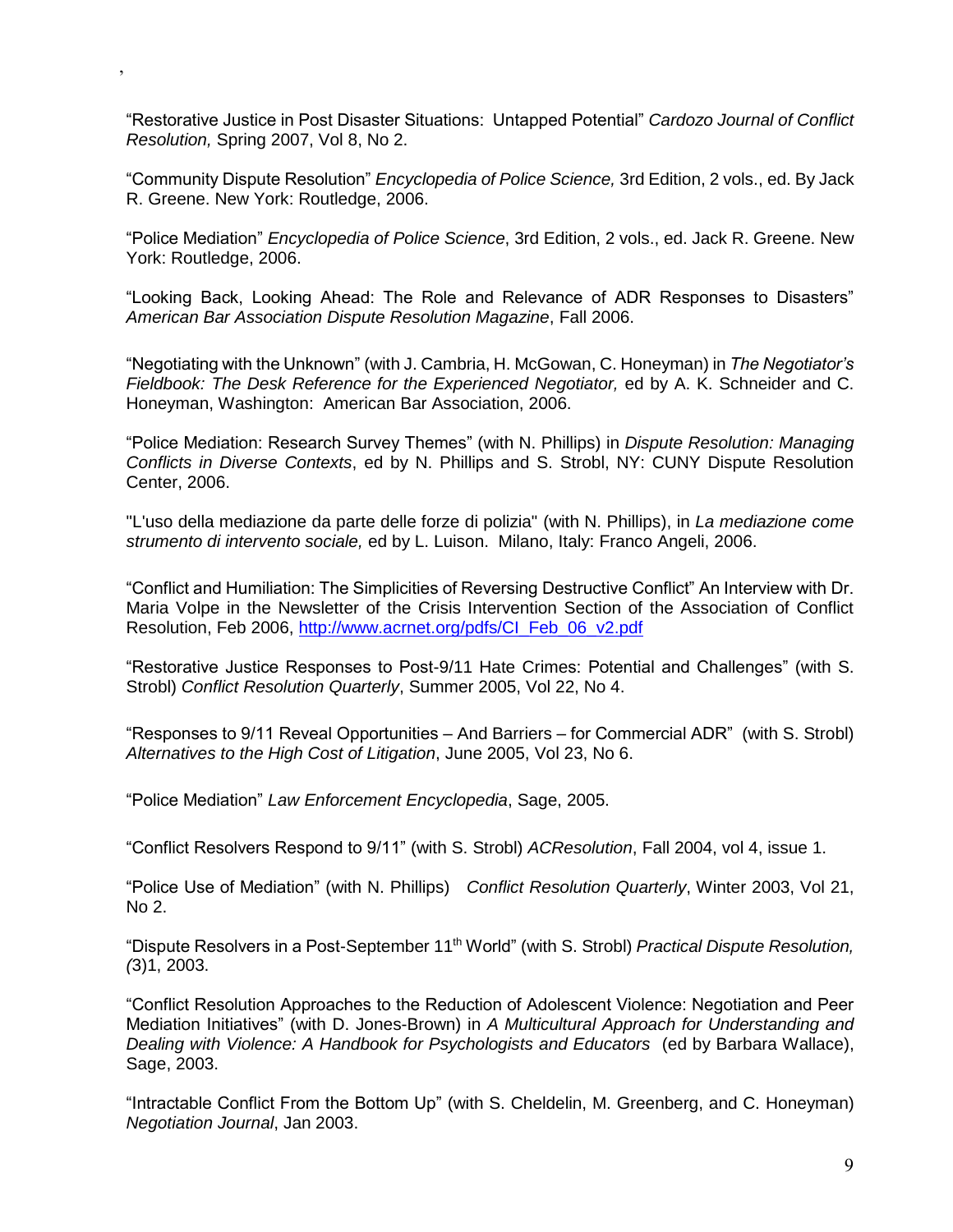,

"Restorative Justice in Post Disaster Situations: Untapped Potential" *Cardozo Journal of Conflict Resolution,* Spring 2007, Vol 8, No 2.

"Community Dispute Resolution" *Encyclopedia of Police Science,* 3rd Edition, 2 vols., ed. By Jack R. Greene. New York: Routledge, 2006.

"Police Mediation" *Encyclopedia of Police Science*, 3rd Edition, 2 vols., ed. Jack R. Greene. New York: Routledge, 2006.

"Looking Back, Looking Ahead: The Role and Relevance of ADR Responses to Disasters" *American Bar Association Dispute Resolution Magazine*, Fall 2006.

"Negotiating with the Unknown" (with J. Cambria, H. McGowan, C. Honeyman) in *The Negotiator's Fieldbook: The Desk Reference for the Experienced Negotiator,* ed by A. K. Schneider and C. Honeyman, Washington: American Bar Association, 2006.

"Police Mediation: Research Survey Themes" (with N. Phillips) in *Dispute Resolution: Managing Conflicts in Diverse Contexts*, ed by N. Phillips and S. Strobl, NY: CUNY Dispute Resolution Center, 2006.

"L'uso della mediazione da parte delle forze di polizia" (with N. Phillips), in *La mediazione come strumento di intervento sociale,* ed by L. Luison. Milano, Italy: Franco Angeli, 2006.

"Conflict and Humiliation: The Simplicities of Reversing Destructive Conflict" An Interview with Dr. Maria Volpe in the Newsletter of the Crisis Intervention Section of the Association of Conflict Resolution, Feb 2006, http://www.acrnet.org/pdfs/CI_Feb_06_v2.pdf

"Restorative Justice Responses to Post-9/11 Hate Crimes: Potential and Challenges" (with S. Strobl) *Conflict Resolution Quarterly*, Summer 2005, Vol 22, No 4.

"Responses to 9/11 Reveal Opportunities – And Barriers – for Commercial ADR" (with S. Strobl) *Alternatives to the High Cost of Litigation*, June 2005, Vol 23, No 6.

"Police Mediation" *Law Enforcement Encyclopedia*, Sage, 2005.

"Conflict Resolvers Respond to 9/11" (with S. Strobl) *ACResolution*, Fall 2004, vol 4, issue 1.

"Police Use of Mediation" (with N. Phillips) *Conflict Resolution Quarterly*, Winter 2003, Vol 21, No 2.

"Dispute Resolvers in a Post-September 11th World" (with S. Strobl) *Practical Dispute Resolution, (*3)1, 2003.

"Conflict Resolution Approaches to the Reduction of Adolescent Violence: Negotiation and Peer Mediation Initiatives" (with D. Jones-Brown) in *A Multicultural Approach for Understanding and Dealing with Violence: A Handbook for Psychologists and Educators* (ed by Barbara Wallace), Sage, 2003.

"Intractable Conflict From the Bottom Up" (with S. Cheldelin, M. Greenberg, and C. Honeyman) *Negotiation Journal*, Jan 2003.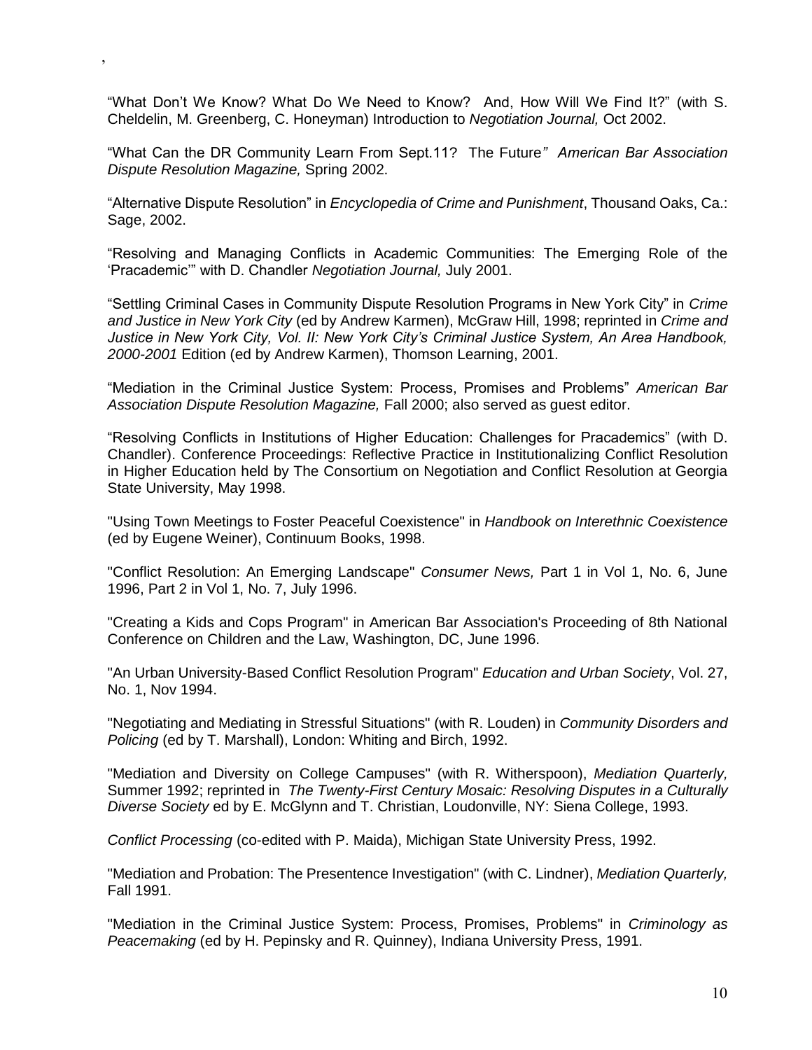,

“What Don’t We Know? What Do We Need to Know? And, How Will We Find It?” (with S. Cheldelin, M. Greenberg, C. Honeyman) Introduction to *Negotiation Journal,* Oct 2002.

“What Can the DR Community Learn From Sept.11? The Future*” American Bar Association Dispute Resolution Magazine,* Spring 2002.

“Alternative Dispute Resolution” in *Encyclopedia of Crime and Punishment*, Thousand Oaks, Ca.: Sage, 2002.

“Resolving and Managing Conflicts in Academic Communities: The Emerging Role of the ‘Pracademic’” with D. Chandler *Negotiation Journal,* July 2001.

“Settling Criminal Cases in Community Dispute Resolution Programs in New York City” in *Crime and Justice in New York City* (ed by Andrew Karmen), McGraw Hill, 1998; reprinted in *Crime and Justice in New York City, Vol. II: New York City’s Criminal Justice System, An Area Handbook, 2000-2001* Edition (ed by Andrew Karmen), Thomson Learning, 2001.

“Mediation in the Criminal Justice System: Process, Promises and Problems” *American Bar Association Dispute Resolution Magazine,* Fall 2000; also served as guest editor.

“Resolving Conflicts in Institutions of Higher Education: Challenges for Pracademics” (with D. Chandler). Conference Proceedings: Reflective Practice in Institutionalizing Conflict Resolution in Higher Education held by The Consortium on Negotiation and Conflict Resolution at Georgia State University, May 1998.

"Using Town Meetings to Foster Peaceful Coexistence" in *Handbook on Interethnic Coexistence* (ed by Eugene Weiner), Continuum Books, 1998.

"Conflict Resolution: An Emerging Landscape" *Consumer News,* Part 1 in Vol 1, No. 6, June 1996, Part 2 in Vol 1, No. 7, July 1996.

"Creating a Kids and Cops Program" in American Bar Association's Proceeding of 8th National Conference on Children and the Law, Washington, DC, June 1996.

"An Urban University-Based Conflict Resolution Program" *Education and Urban Society*, Vol. 27, No. 1, Nov 1994.

"Negotiating and Mediating in Stressful Situations" (with R. Louden) in *Community Disorders and Policing* (ed by T. Marshall), London: Whiting and Birch, 1992.

"Mediation and Diversity on College Campuses" (with R. Witherspoon), *Mediation Quarterly,* Summer 1992; reprinted in *The Twenty-First Century Mosaic: Resolving Disputes in a Culturally Diverse Society* ed by E. McGlynn and T. Christian, Loudonville, NY: Siena College, 1993.

*Conflict Processing* (co-edited with P. Maida), Michigan State University Press, 1992.

"Mediation and Probation: The Presentence Investigation" (with C. Lindner), *Mediation Quarterly,* Fall 1991.

"Mediation in the Criminal Justice System: Process, Promises, Problems" in *Criminology as Peacemaking* (ed by H. Pepinsky and R. Quinney), Indiana University Press, 1991.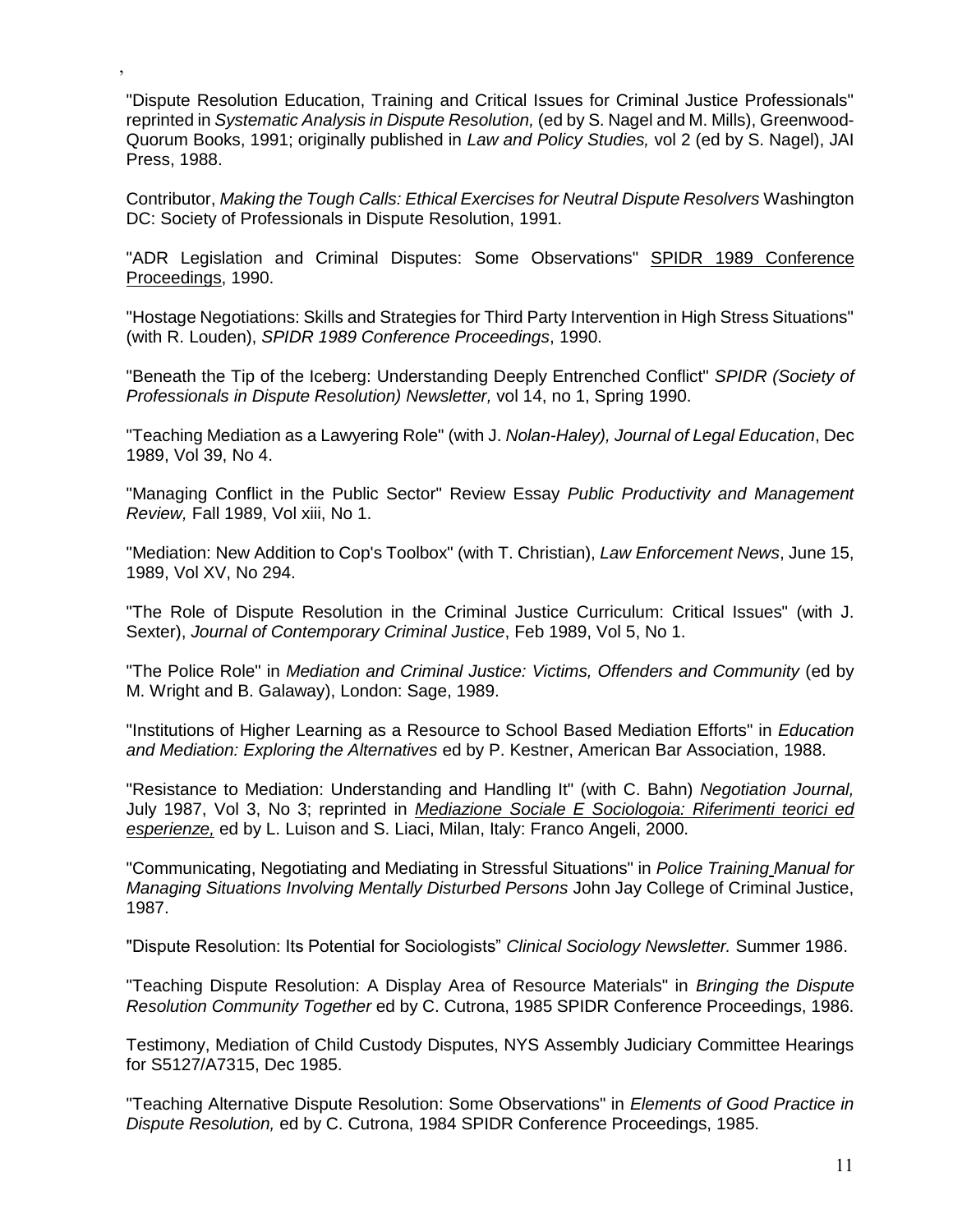,

"Dispute Resolution Education, Training and Critical Issues for Criminal Justice Professionals" reprinted in *Systematic Analysis in Dispute Resolution,* (ed by S. Nagel and M. Mills), Greenwood-Quorum Books, 1991; originally published in *Law and Policy Studies,* vol 2 (ed by S. Nagel), JAI Press, 1988.

Contributor, *Making the Tough Calls: Ethical Exercises for Neutral Dispute Resolvers* Washington DC: Society of Professionals in Dispute Resolution, 1991.

"ADR Legislation and Criminal Disputes: Some Observations" SPIDR 1989 Conference Proceedings, 1990.

"Hostage Negotiations: Skills and Strategies for Third Party Intervention in High Stress Situations" (with R. Louden), *SPIDR 1989 Conference Proceedings*, 1990.

"Beneath the Tip of the Iceberg: Understanding Deeply Entrenched Conflict" *SPIDR (Society of Professionals in Dispute Resolution) Newsletter,* vol 14, no 1, Spring 1990.

"Teaching Mediation as a Lawyering Role" (with J. *Nolan-Haley), Journal of Legal Education*, Dec 1989, Vol 39, No 4.

"Managing Conflict in the Public Sector" Review Essay *Public Productivity and Management Review,* Fall 1989, Vol xiii, No 1.

"Mediation: New Addition to Cop's Toolbox" (with T. Christian), *Law Enforcement News*, June 15, 1989, Vol XV, No 294.

"The Role of Dispute Resolution in the Criminal Justice Curriculum: Critical Issues" (with J. Sexter), *Journal of Contemporary Criminal Justice*, Feb 1989, Vol 5, No 1.

"The Police Role" in *Mediation and Criminal Justice: Victims, Offenders and Community* (ed by M. Wright and B. Galaway), London: Sage, 1989.

"Institutions of Higher Learning as a Resource to School Based Mediation Efforts" in *Education and Mediation: Exploring the Alternatives* ed by P. Kestner, American Bar Association, 1988.

"Resistance to Mediation: Understanding and Handling It" (with C. Bahn) *Negotiation Journal,* July 1987, Vol 3, No 3; reprinted in *Mediazione Sociale E Sociologoia: Riferimenti teorici ed esperienze,* ed by L. Luison and S. Liaci, Milan, Italy: Franco Angeli, 2000.

"Communicating, Negotiating and Mediating in Stressful Situations" in *Police Training Manual for Managing Situations Involving Mentally Disturbed Persons* John Jay College of Criminal Justice, 1987.

"Dispute Resolution: Its Potential for Sociologists" *Clinical Sociology Newsletter.* Summer 1986.

"Teaching Dispute Resolution: A Display Area of Resource Materials" in *Bringing the Dispute Resolution Community Together* ed by C. Cutrona, 1985 SPIDR Conference Proceedings, 1986.

Testimony, Mediation of Child Custody Disputes, NYS Assembly Judiciary Committee Hearings for S5127/A7315, Dec 1985.

"Teaching Alternative Dispute Resolution: Some Observations" in *Elements of Good Practice in Dispute Resolution,* ed by C. Cutrona, 1984 SPIDR Conference Proceedings, 1985.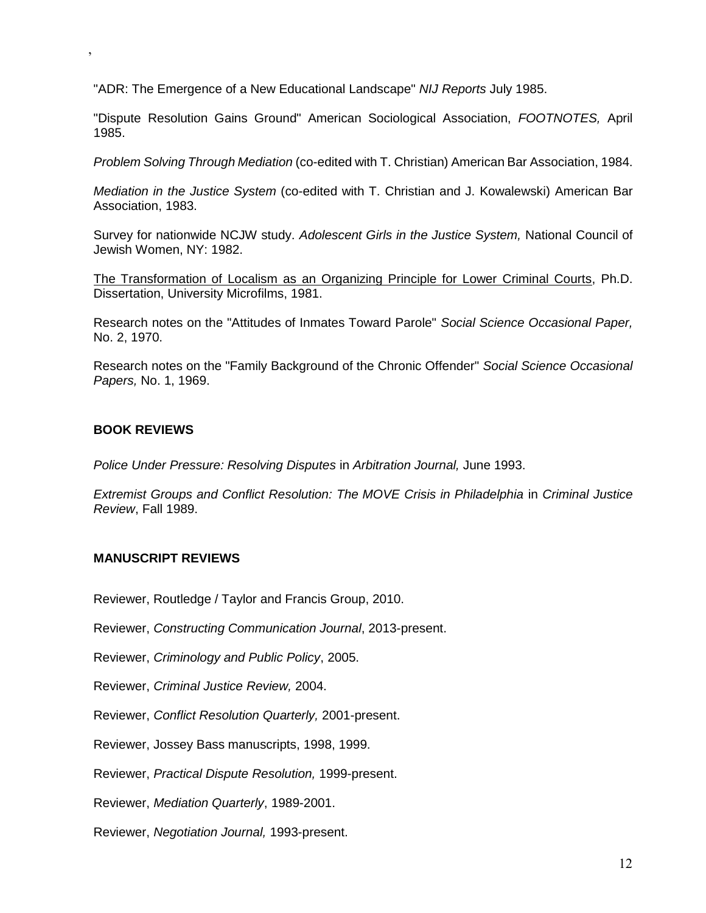"ADR: The Emergence of a New Educational Landscape" *NIJ Reports* July 1985.

"Dispute Resolution Gains Ground" American Sociological Association, *FOOTNOTES,* April 1985.

*Problem Solving Through Mediation* (co-edited with T. Christian) American Bar Association, 1984.

*Mediation in the Justice System* (co-edited with T. Christian and J. Kowalewski) American Bar Association, 1983.

Survey for nationwide NCJW study. *Adolescent Girls in the Justice System,* National Council of Jewish Women, NY: 1982.

<u>The Transformation of Localism as an Organizing Principle for Lower Criminal Courts</u>, Ph.D. Dissertation, University Microfilms, 1981.

Research notes on the "Attitudes of Inmates Toward Parole" *Social Science Occasional Paper,* No. 2, 1970.

Research notes on the "Family Background of the Chronic Offender" *Social Science Occasional Papers,* No. 1, 1969.

**BOOK REVIEWS**

*Police Under Pressure: Resolving Disputes* in *Arbitration Journal,* June 1993.

*Extremist Groups and Conflict Resolution: The MOVE Crisis in Philadelphia* in *Criminal Justice Review*, Fall 1989.

**MANUSCRIPT REVIEWS**

Reviewer, Routledge / Taylor and Francis Group, 2010.

Reviewer, *Constructing Communication Journal*, 2013-present.

Reviewer, *Criminology and Public Policy*, 2005.

Reviewer, *Criminal Justice Review,* 2004.

Reviewer, *Conflict Resolution Quarterly,* 2001-present.

Reviewer, Jossey Bass manuscripts, 1998, 1999.

Reviewer, *Practical Dispute Resolution,* 1999-present.

Reviewer, *Mediation Quarterly*, 1989-2001.

Reviewer, *Negotiation Journal,* 1993-present.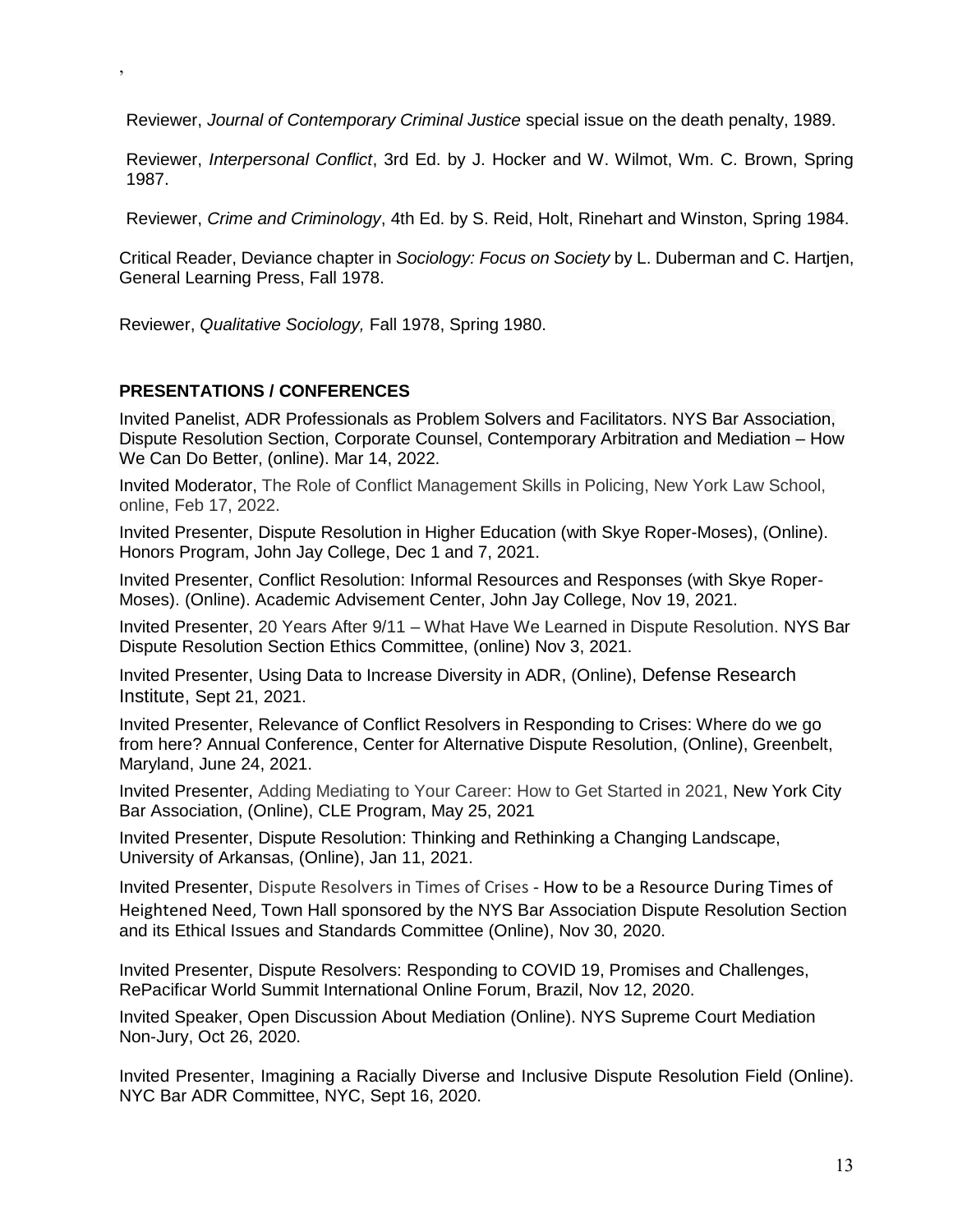,

Reviewer, *Journal of Contemporary Criminal Justice* special issue on the death penalty, 1989.

Reviewer, *Interpersonal Conflict*, 3rd Ed. by J. Hocker and W. Wilmot, Wm. C. Brown, Spring 1987.

Reviewer, *Crime and Criminology*, 4th Ed. by S. Reid, Holt, Rinehart and Winston, Spring 1984.

Critical Reader, Deviance chapter in *Sociology: Focus on Society* by L. Duberman and C. Hartjen, General Learning Press, Fall 1978.

Reviewer, *Qualitative Sociology,* Fall 1978, Spring 1980.

**PRESENTATIONS / CONFERENCES**

Invited Panelist, ADR Professionals as Problem Solvers and Facilitators. NYS Bar Association, Dispute Resolution Section, Corporate Counsel, Contemporary Arbitration and Mediation – How We Can Do Better, (online). Mar 14, 2022.

Invited Moderator, The Role of Conflict Management Skills in Policing, New York Law School, online, Feb 17, 2022.

Invited Presenter, Dispute Resolution in Higher Education (with Skye Roper-Moses), (Online). Honors Program, John Jay College, Dec 1 and 7, 2021.

Invited Presenter, Conflict Resolution: Informal Resources and Responses (with Skye Roper-Moses). (Online). Academic Advisement Center, John Jay College, Nov 19, 2021.

Invited Presenter, 20 Years After 9/11 – What Have We Learned in Dispute Resolution. NYS Bar Dispute Resolution Section Ethics Committee, (online) Nov 3, 2021.

Invited Presenter, Using Data to Increase Diversity in ADR, (Online), Defense Research Institute, Sept 21, 2021.

Invited Presenter, Relevance of Conflict Resolvers in Responding to Crises: Where do we go from here? Annual Conference, Center for Alternative Dispute Resolution, (Online), Greenbelt, Maryland, June 24, 2021.

Invited Presenter, Adding Mediating to Your Career: How to Get Started in 2021, New York City Bar Association, (Online), CLE Program, May 25, 2021

Invited Presenter, Dispute Resolution: Thinking and Rethinking a Changing Landscape, University of Arkansas, (Online), Jan 11, 2021.

Invited Presenter, Dispute Resolvers in Times of Crises - How to be a Resource During Times of Heightened Need, Town Hall sponsored by the NYS Bar Association Dispute Resolution Section and its Ethical Issues and Standards Committee (Online), Nov 30, 2020.

Invited Presenter, Dispute Resolvers: Responding to COVID 19, Promises and Challenges, RePacificar World Summit International Online Forum, Brazil, Nov 12, 2020.

Invited Speaker, Open Discussion About Mediation (Online). NYS Supreme Court Mediation Non-Jury, Oct 26, 2020.

Invited Presenter, Imagining a Racially Diverse and Inclusive Dispute Resolution Field (Online). NYC Bar ADR Committee, NYC, Sept 16, 2020.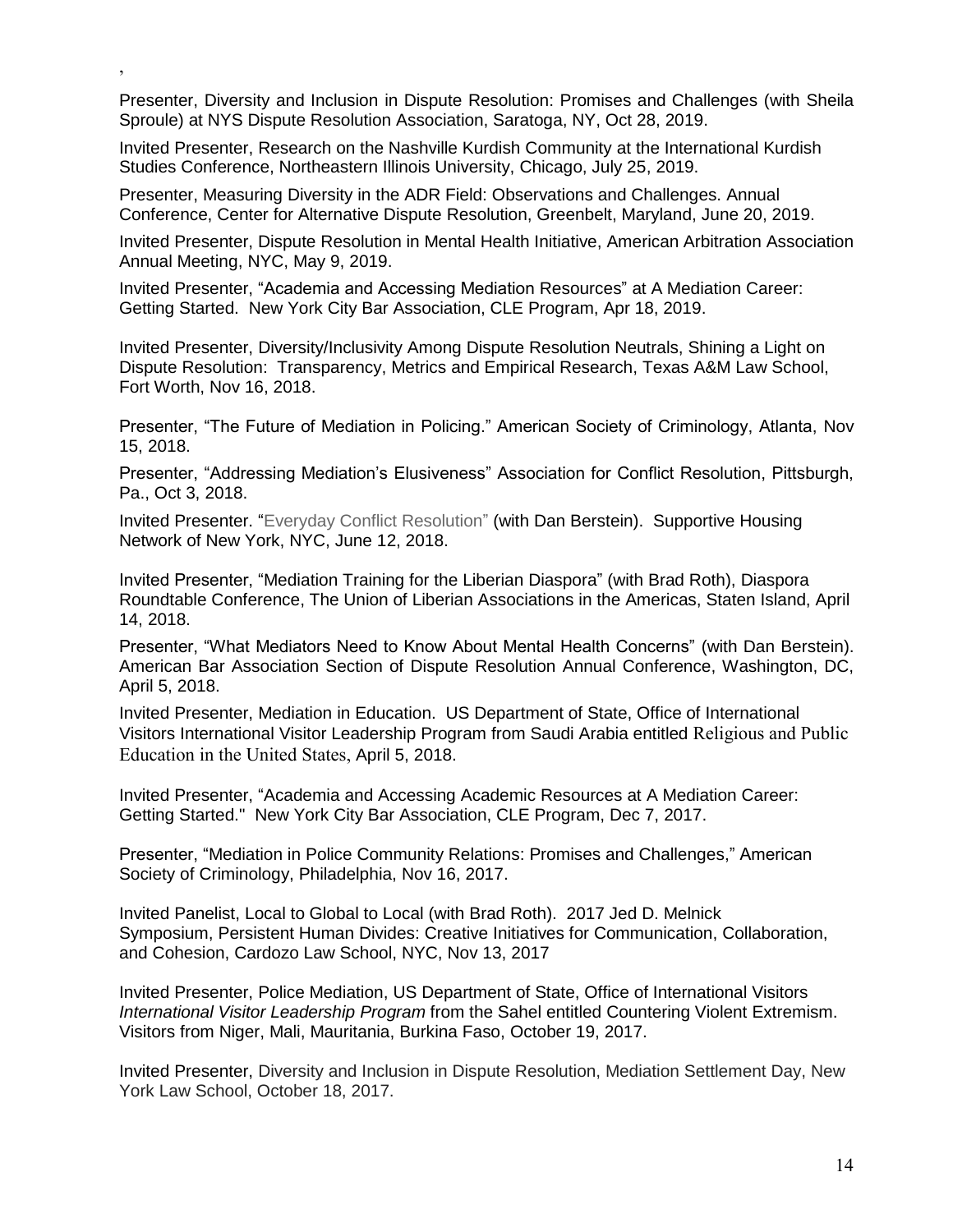,

Presenter, Diversity and Inclusion in Dispute Resolution: Promises and Challenges (with Sheila Sproule) at NYS Dispute Resolution Association, Saratoga, NY, Oct 28, 2019.

Invited Presenter, Research on the Nashville Kurdish Community at the International Kurdish Studies Conference, Northeastern Illinois University, Chicago, July 25, 2019.

Presenter, Measuring Diversity in the ADR Field: Observations and Challenges. Annual Conference, Center for Alternative Dispute Resolution, Greenbelt, Maryland, June 20, 2019.

Invited Presenter, Dispute Resolution in Mental Health Initiative, American Arbitration Association Annual Meeting, NYC, May 9, 2019.

Invited Presenter, "Academia and Accessing Mediation Resources" at A Mediation Career: Getting Started. New York City Bar Association, CLE Program, Apr 18, 2019.

Invited Presenter, Diversity/Inclusivity Among Dispute Resolution Neutrals, Shining a Light on Dispute Resolution: Transparency, Metrics and Empirical Research, Texas A&M Law School, Fort Worth, Nov 16, 2018.

Presenter, "The Future of Mediation in Policing." American Society of Criminology, Atlanta, Nov 15, 2018.

Presenter, "Addressing Mediation's Elusiveness" Association for Conflict Resolution, Pittsburgh, Pa., Oct 3, 2018.

Invited Presenter. "Everyday Conflict Resolution" (with Dan Berstein). Supportive Housing Network of New York, NYC, June 12, 2018.

Invited Presenter, "Mediation Training for the Liberian Diaspora" (with Brad Roth), Diaspora Roundtable Conference, The Union of Liberian Associations in the Americas, Staten Island, April 14, 2018.

Presenter, "What Mediators Need to Know About Mental Health Concerns" (with Dan Berstein). American Bar Association Section of Dispute Resolution Annual Conference, Washington, DC, April 5, 2018.

Invited Presenter, Mediation in Education. US Department of State, Office of International Visitors International Visitor Leadership Program from Saudi Arabia entitled Religious and Public Education in the United States, April 5, 2018.

Invited Presenter, "Academia and Accessing Academic Resources at A Mediation Career: Getting Started." New York City Bar Association, CLE Program, Dec 7, 2017.

Presenter, "Mediation in Police Community Relations: Promises and Challenges," American Society of Criminology, Philadelphia, Nov 16, 2017.

Invited Panelist, Local to Global to Local (with Brad Roth). 2017 Jed D. Melnick Symposium, Persistent Human Divides: Creative Initiatives for Communication, Collaboration, and Cohesion, Cardozo Law School, NYC, Nov 13, 2017

Invited Presenter, Police Mediation, US Department of State, Office of International Visitors *International Visitor Leadership Program* from the Sahel entitled Countering Violent Extremism. Visitors from Niger, Mali, Mauritania, Burkina Faso, October 19, 2017.

Invited Presenter, Diversity and Inclusion in Dispute Resolution, Mediation Settlement Day, New York Law School, October 18, 2017.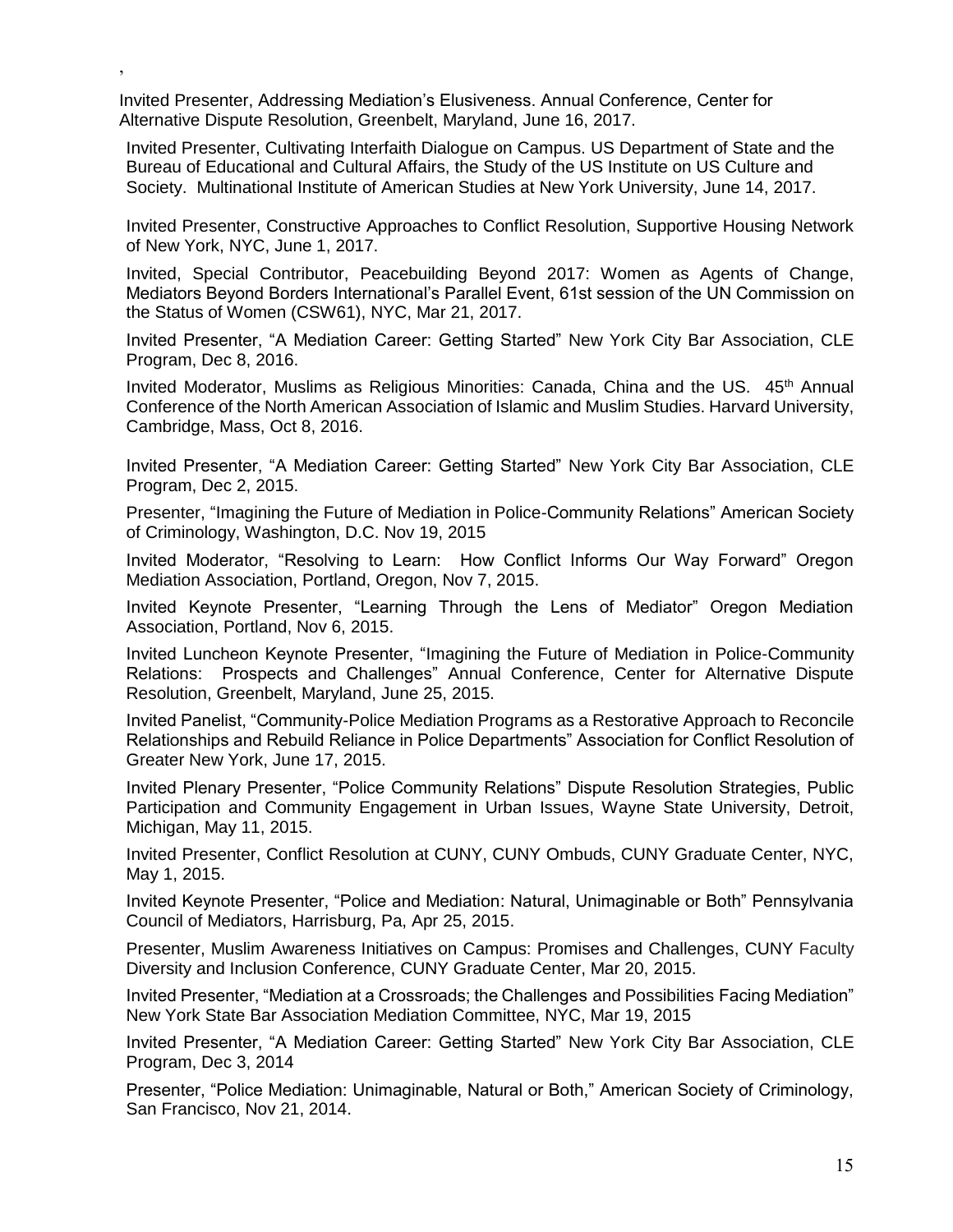,

Invited Presenter, Addressing Mediation's Elusiveness. Annual Conference, Center for Alternative Dispute Resolution, Greenbelt, Maryland, June 16, 2017.

Invited Presenter, Cultivating Interfaith Dialogue on Campus. US Department of State and the Bureau of Educational and Cultural Affairs, the Study of the US Institute on US Culture and Society. Multinational Institute of American Studies at New York University, June 14, 2017.

Invited Presenter, Constructive Approaches to Conflict Resolution, Supportive Housing Network of New York, NYC, June 1, 2017.

Invited, Special Contributor, Peacebuilding Beyond 2017: Women as Agents of Change, Mediators Beyond Borders International's Parallel Event, 61st session of the UN Commission on the Status of Women (CSW61), NYC, Mar 21, 2017.

Invited Presenter, "A Mediation Career: Getting Started" New York City Bar Association, CLE Program, Dec 8, 2016.

Invited Moderator, Muslims as Religious Minorities: Canada, China and the US. 45th Annual Conference of the North American Association of Islamic and Muslim Studies. Harvard University, Cambridge, Mass, Oct 8, 2016.

Invited Presenter, "A Mediation Career: Getting Started" New York City Bar Association, CLE Program, Dec 2, 2015.

Presenter, "Imagining the Future of Mediation in Police-Community Relations" American Society of Criminology, Washington, D.C. Nov 19, 2015

Invited Moderator, "Resolving to Learn: How Conflict Informs Our Way Forward" Oregon Mediation Association, Portland, Oregon, Nov 7, 2015.

Invited Keynote Presenter, "Learning Through the Lens of Mediator" Oregon Mediation Association, Portland, Nov 6, 2015.

Invited Luncheon Keynote Presenter, "Imagining the Future of Mediation in Police-Community Relations: Prospects and Challenges" Annual Conference, Center for Alternative Dispute Resolution, Greenbelt, Maryland, June 25, 2015.

Invited Panelist, "Community-Police Mediation Programs as a Restorative Approach to Reconcile Relationships and Rebuild Reliance in Police Departments" Association for Conflict Resolution of Greater New York, June 17, 2015.

Invited Plenary Presenter, "Police Community Relations" Dispute Resolution Strategies, Public Participation and Community Engagement in Urban Issues, Wayne State University, Detroit, Michigan, May 11, 2015.

Invited Presenter, Conflict Resolution at CUNY, CUNY Ombuds, CUNY Graduate Center, NYC, May 1, 2015.

Invited Keynote Presenter, "Police and Mediation: Natural, Unimaginable or Both" Pennsylvania Council of Mediators, Harrisburg, Pa, Apr 25, 2015.

Presenter, Muslim Awareness Initiatives on Campus: Promises and Challenges, CUNY Faculty Diversity and Inclusion Conference, CUNY Graduate Center, Mar 20, 2015.

Invited Presenter, "Mediation at a Crossroads; the Challenges and Possibilities Facing Mediation" New York State Bar Association Mediation Committee, NYC, Mar 19, 2015

Invited Presenter, "A Mediation Career: Getting Started" New York City Bar Association, CLE Program, Dec 3, 2014

Presenter, "Police Mediation: Unimaginable, Natural or Both," American Society of Criminology, San Francisco, Nov 21, 2014.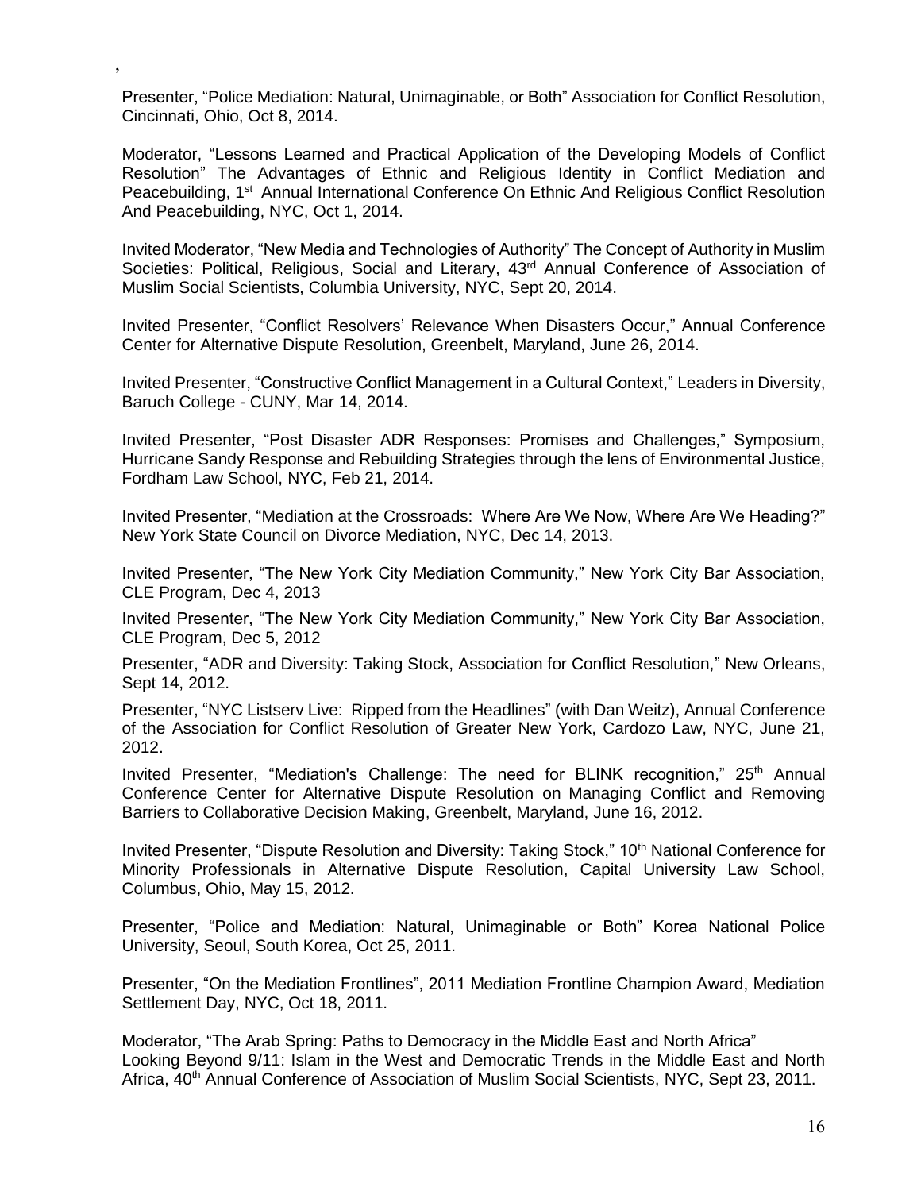,

Presenter, “Police Mediation: Natural, Unimaginable, or Both” Association for Conflict Resolution, Cincinnati, Ohio, Oct 8, 2014.

Moderator, “Lessons Learned and Practical Application of the Developing Models of Conflict Resolution” The Advantages of Ethnic and Religious Identity in Conflict Mediation and Peacebuilding, 1st Annual International Conference On Ethnic And Religious Conflict Resolution And Peacebuilding, NYC, Oct 1, 2014.

Invited Moderator, “New Media and Technologies of Authority” The Concept of Authority in Muslim Societies: Political, Religious, Social and Literary, 43rd Annual Conference of Association of Muslim Social Scientists, Columbia University, NYC, Sept 20, 2014.

Invited Presenter, “Conflict Resolvers' Relevance When Disasters Occur,” Annual Conference Center for Alternative Dispute Resolution, Greenbelt, Maryland, June 26, 2014.

Invited Presenter, “Constructive Conflict Management in a Cultural Context,” Leaders in Diversity, Baruch College - CUNY, Mar 14, 2014.

Invited Presenter, “Post Disaster ADR Responses: Promises and Challenges,” Symposium, Hurricane Sandy Response and Rebuilding Strategies through the lens of Environmental Justice, Fordham Law School, NYC, Feb 21, 2014.

Invited Presenter, “Mediation at the Crossroads: Where Are We Now, Where Are We Heading?” New York State Council on Divorce Mediation, NYC, Dec 14, 2013.

Invited Presenter, “The New York City Mediation Community,” New York City Bar Association, CLE Program, Dec 4, 2013

Invited Presenter, “The New York City Mediation Community,” New York City Bar Association, CLE Program, Dec 5, 2012

Presenter, “ADR and Diversity: Taking Stock, Association for Conflict Resolution,” New Orleans, Sept 14, 2012.

Presenter, “NYC Listserv Live: Ripped from the Headlines” (with Dan Weitz), Annual Conference of the Association for Conflict Resolution of Greater New York, Cardozo Law, NYC, June 21, 2012.

Invited Presenter, “Mediation's Challenge: The need for BLINK recognition,” 25th Annual Conference Center for Alternative Dispute Resolution on Managing Conflict and Removing Barriers to Collaborative Decision Making, Greenbelt, Maryland, June 16, 2012.

Invited Presenter, “Dispute Resolution and Diversity: Taking Stock,” 10th National Conference for Minority Professionals in Alternative Dispute Resolution, Capital University Law School, Columbus, Ohio, May 15, 2012.

Presenter, “Police and Mediation: Natural, Unimaginable or Both” Korea National Police University, Seoul, South Korea, Oct 25, 2011.

Presenter, “On the Mediation Frontlines”, 2011 Mediation Frontline Champion Award, Mediation Settlement Day, NYC, Oct 18, 2011.

Moderator, “The Arab Spring: Paths to Democracy in the Middle East and North Africa” Looking Beyond 9/11: Islam in the West and Democratic Trends in the Middle East and North Africa, 40th Annual Conference of Association of Muslim Social Scientists, NYC, Sept 23, 2011.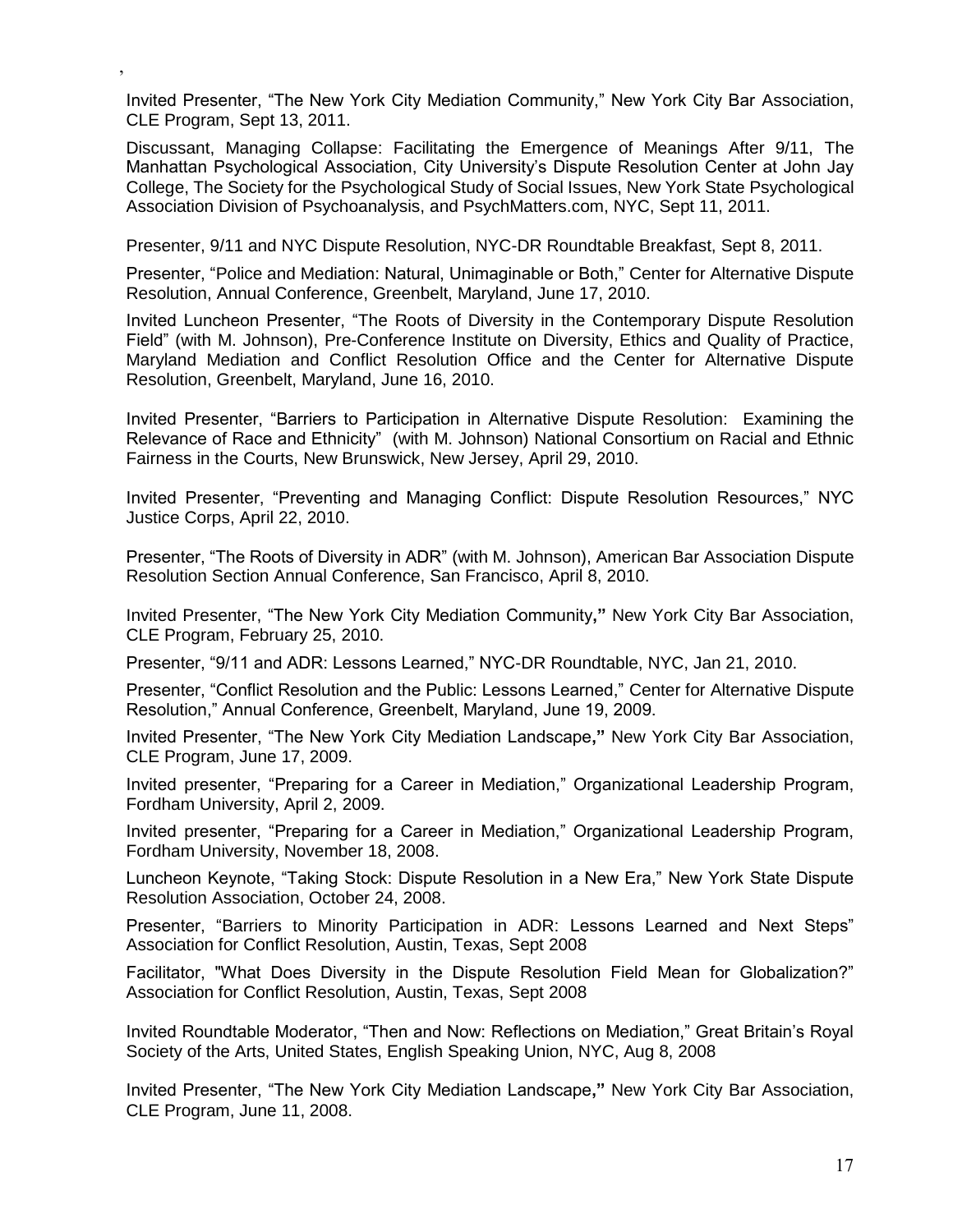,

Invited Presenter, "The New York City Mediation Community," New York City Bar Association, CLE Program, Sept 13, 2011.

Discussant, Managing Collapse: Facilitating the Emergence of Meanings After 9/11, The Manhattan Psychological Association, City University's Dispute Resolution Center at John Jay College, The Society for the Psychological Study of Social Issues, New York State Psychological Association Division of Psychoanalysis, and PsychMatters.com, NYC, Sept 11, 2011.

Presenter, 9/11 and NYC Dispute Resolution, NYC-DR Roundtable Breakfast, Sept 8, 2011.

Presenter, "Police and Mediation: Natural, Unimaginable or Both," Center for Alternative Dispute Resolution, Annual Conference, Greenbelt, Maryland, June 17, 2010.

Invited Luncheon Presenter, "The Roots of Diversity in the Contemporary Dispute Resolution Field" (with M. Johnson), Pre-Conference Institute on Diversity, Ethics and Quality of Practice, Maryland Mediation and Conflict Resolution Office and the Center for Alternative Dispute Resolution, Greenbelt, Maryland, June 16, 2010.

Invited Presenter, "Barriers to Participation in Alternative Dispute Resolution: Examining the Relevance of Race and Ethnicity" (with M. Johnson) National Consortium on Racial and Ethnic Fairness in the Courts, New Brunswick, New Jersey, April 29, 2010.

Invited Presenter, "Preventing and Managing Conflict: Dispute Resolution Resources," NYC Justice Corps, April 22, 2010.

Presenter, "The Roots of Diversity in ADR" (with M. Johnson), American Bar Association Dispute Resolution Section Annual Conference, San Francisco, April 8, 2010.

Invited Presenter, "The New York City Mediation Community**,"** New York City Bar Association, CLE Program, February 25, 2010.

Presenter, "9/11 and ADR: Lessons Learned," NYC-DR Roundtable, NYC, Jan 21, 2010.

Presenter, "Conflict Resolution and the Public: Lessons Learned," Center for Alternative Dispute Resolution," Annual Conference, Greenbelt, Maryland, June 19, 2009.

Invited Presenter, "The New York City Mediation Landscape**,"** New York City Bar Association, CLE Program, June 17, 2009.

Invited presenter, "Preparing for a Career in Mediation," Organizational Leadership Program, Fordham University, April 2, 2009.

Invited presenter, "Preparing for a Career in Mediation," Organizational Leadership Program, Fordham University, November 18, 2008.

Luncheon Keynote, "Taking Stock: Dispute Resolution in a New Era," New York State Dispute Resolution Association, October 24, 2008.

Presenter, "Barriers to Minority Participation in ADR: Lessons Learned and Next Steps" Association for Conflict Resolution, Austin, Texas, Sept 2008

Facilitator, "What Does Diversity in the Dispute Resolution Field Mean for Globalization?" Association for Conflict Resolution, Austin, Texas, Sept 2008

Invited Roundtable Moderator, "Then and Now: Reflections on Mediation," Great Britain's Royal Society of the Arts, United States, English Speaking Union, NYC, Aug 8, 2008

Invited Presenter, "The New York City Mediation Landscape**,"** New York City Bar Association, CLE Program, June 11, 2008.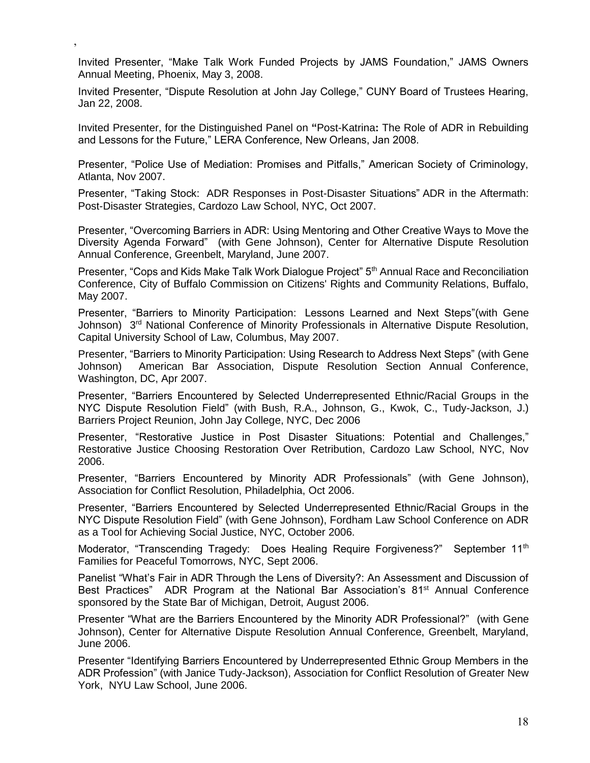,

Invited Presenter, "Make Talk Work Funded Projects by JAMS Foundation," JAMS Owners Annual Meeting, Phoenix, May 3, 2008.

Invited Presenter, "Dispute Resolution at John Jay College," CUNY Board of Trustees Hearing, Jan 22, 2008.

Invited Presenter, for the Distinguished Panel on **"**Post-Katrina**:** The Role of ADR in Rebuilding and Lessons for the Future," LERA Conference, New Orleans, Jan 2008.

Presenter, "Police Use of Mediation: Promises and Pitfalls," American Society of Criminology, Atlanta, Nov 2007.

Presenter, "Taking Stock: ADR Responses in Post-Disaster Situations" ADR in the Aftermath: Post-Disaster Strategies, Cardozo Law School, NYC, Oct 2007.

Presenter, "Overcoming Barriers in ADR: Using Mentoring and Other Creative Ways to Move the Diversity Agenda Forward" (with Gene Johnson), Center for Alternative Dispute Resolution Annual Conference, Greenbelt, Maryland, June 2007.

Presenter, "Cops and Kids Make Talk Work Dialogue Project" 5th Annual Race and Reconciliation Conference, City of Buffalo Commission on Citizens' Rights and Community Relations, Buffalo, May 2007.

Presenter, "Barriers to Minority Participation: Lessons Learned and Next Steps"(with Gene Johnson) 3rd National Conference of Minority Professionals in Alternative Dispute Resolution, Capital University School of Law, Columbus, May 2007.

Presenter, "Barriers to Minority Participation: Using Research to Address Next Steps" (with Gene Johnson) American Bar Association, Dispute Resolution Section Annual Conference, Washington, DC, Apr 2007.

Presenter, "Barriers Encountered by Selected Underrepresented Ethnic/Racial Groups in the NYC Dispute Resolution Field" (with Bush, R.A., Johnson, G., Kwok, C., Tudy-Jackson, J.) Barriers Project Reunion, John Jay College, NYC, Dec 2006

Presenter, "Restorative Justice in Post Disaster Situations: Potential and Challenges," Restorative Justice Choosing Restoration Over Retribution, Cardozo Law School, NYC, Nov 2006.

Presenter, "Barriers Encountered by Minority ADR Professionals" (with Gene Johnson), Association for Conflict Resolution, Philadelphia, Oct 2006.

Presenter, "Barriers Encountered by Selected Underrepresented Ethnic/Racial Groups in the NYC Dispute Resolution Field" (with Gene Johnson), Fordham Law School Conference on ADR as a Tool for Achieving Social Justice, NYC, October 2006.

Moderator, "Transcending Tragedy: Does Healing Require Forgiveness?" September 11th Families for Peaceful Tomorrows, NYC, Sept 2006.

Panelist "What's Fair in ADR Through the Lens of Diversity?: An Assessment and Discussion of Best Practices" ADR Program at the National Bar Association's 81st Annual Conference sponsored by the State Bar of Michigan, Detroit, August 2006.

Presenter "What are the Barriers Encountered by the Minority ADR Professional?" (with Gene Johnson), Center for Alternative Dispute Resolution Annual Conference, Greenbelt, Maryland, June 2006.

Presenter "Identifying Barriers Encountered by Underrepresented Ethnic Group Members in the ADR Profession" (with Janice Tudy-Jackson), Association for Conflict Resolution of Greater New York, NYU Law School, June 2006.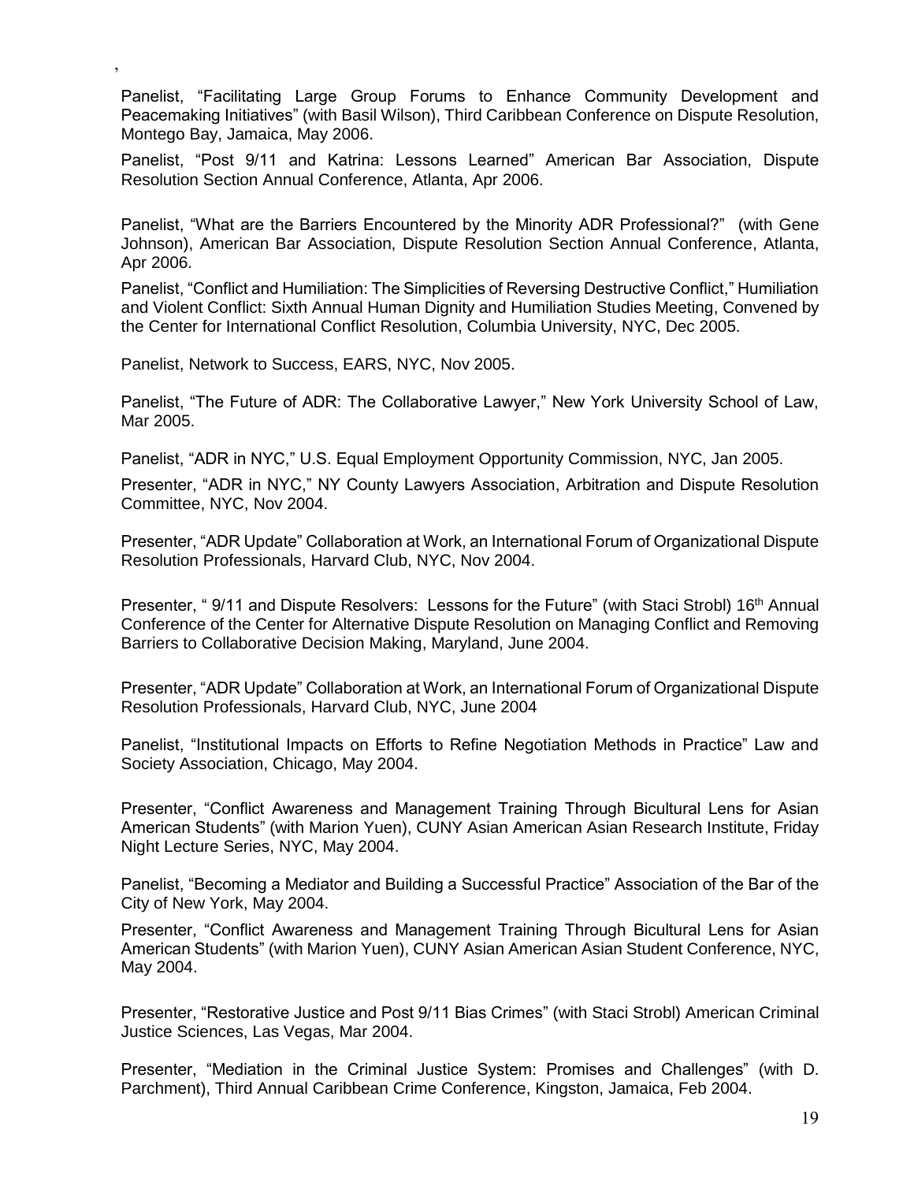,

Panelist, "Facilitating Large Group Forums to Enhance Community Development and Peacemaking Initiatives" (with Basil Wilson), Third Caribbean Conference on Dispute Resolution, Montego Bay, Jamaica, May 2006.

Panelist, "Post 9/11 and Katrina: Lessons Learned" American Bar Association, Dispute Resolution Section Annual Conference, Atlanta, Apr 2006.

Panelist, "What are the Barriers Encountered by the Minority ADR Professional?" (with Gene Johnson), American Bar Association, Dispute Resolution Section Annual Conference, Atlanta, Apr 2006.

Panelist, "Conflict and Humiliation: The Simplicities of Reversing Destructive Conflict," Humiliation and Violent Conflict: Sixth Annual Human Dignity and Humiliation Studies Meeting, Convened by the Center for International Conflict Resolution, Columbia University, NYC, Dec 2005.

Panelist, Network to Success, EARS, NYC, Nov 2005.

Panelist, "The Future of ADR: The Collaborative Lawyer," New York University School of Law, Mar 2005.

Panelist, "ADR in NYC," U.S. Equal Employment Opportunity Commission, NYC, Jan 2005.

Presenter, "ADR in NYC," NY County Lawyers Association, Arbitration and Dispute Resolution Committee, NYC, Nov 2004.

Presenter, "ADR Update" Collaboration at Work, an International Forum of Organizational Dispute Resolution Professionals, Harvard Club, NYC, Nov 2004.

Presenter, " 9/11 and Dispute Resolvers: Lessons for the Future" (with Staci Strobl) 16th Annual Conference of the Center for Alternative Dispute Resolution on Managing Conflict and Removing Barriers to Collaborative Decision Making, Maryland, June 2004.

Presenter, "ADR Update" Collaboration at Work, an International Forum of Organizational Dispute Resolution Professionals, Harvard Club, NYC, June 2004

Panelist, "Institutional Impacts on Efforts to Refine Negotiation Methods in Practice" Law and Society Association, Chicago, May 2004.

Presenter, "Conflict Awareness and Management Training Through Bicultural Lens for Asian American Students" (with Marion Yuen), CUNY Asian American Asian Research Institute, Friday Night Lecture Series, NYC, May 2004.

Panelist, "Becoming a Mediator and Building a Successful Practice" Association of the Bar of the City of New York, May 2004.

Presenter, "Conflict Awareness and Management Training Through Bicultural Lens for Asian American Students" (with Marion Yuen), CUNY Asian American Asian Student Conference, NYC, May 2004.

Presenter, "Restorative Justice and Post 9/11 Bias Crimes" (with Staci Strobl) American Criminal Justice Sciences, Las Vegas, Mar 2004.

Presenter, "Mediation in the Criminal Justice System: Promises and Challenges" (with D. Parchment), Third Annual Caribbean Crime Conference, Kingston, Jamaica, Feb 2004.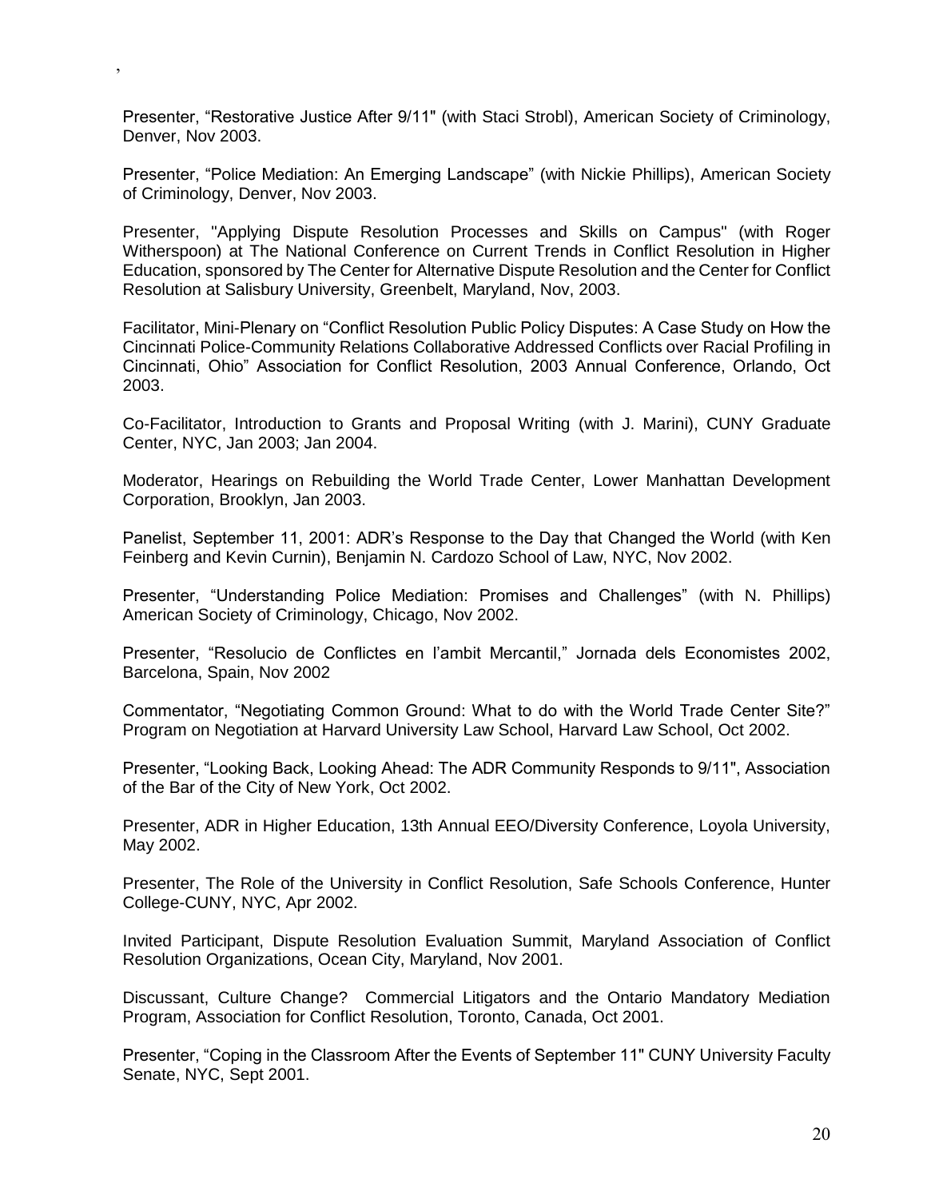,

Presenter, "Restorative Justice After 9/11" (with Staci Strobl), American Society of Criminology, Denver, Nov 2003.

Presenter, "Police Mediation: An Emerging Landscape" (with Nickie Phillips), American Society of Criminology, Denver, Nov 2003.

Presenter, "Applying Dispute Resolution Processes and Skills on Campus" (with Roger Witherspoon) at The National Conference on Current Trends in Conflict Resolution in Higher Education, sponsored by The Center for Alternative Dispute Resolution and the Center for Conflict Resolution at Salisbury University, Greenbelt, Maryland, Nov, 2003.

Facilitator, Mini-Plenary on "Conflict Resolution Public Policy Disputes: A Case Study on How the Cincinnati Police-Community Relations Collaborative Addressed Conflicts over Racial Profiling in Cincinnati, Ohio" Association for Conflict Resolution, 2003 Annual Conference, Orlando, Oct 2003.

Co-Facilitator, Introduction to Grants and Proposal Writing (with J. Marini), CUNY Graduate Center, NYC, Jan 2003; Jan 2004.

Moderator, Hearings on Rebuilding the World Trade Center, Lower Manhattan Development Corporation, Brooklyn, Jan 2003.

Panelist, September 11, 2001: ADR's Response to the Day that Changed the World (with Ken Feinberg and Kevin Curnin), Benjamin N. Cardozo School of Law, NYC, Nov 2002.

Presenter, "Understanding Police Mediation: Promises and Challenges" (with N. Phillips) American Society of Criminology, Chicago, Nov 2002.

Presenter, "Resolucio de Conflictes en l'ambit Mercantil," Jornada dels Economistes 2002, Barcelona, Spain, Nov 2002

Commentator, "Negotiating Common Ground: What to do with the World Trade Center Site?" Program on Negotiation at Harvard University Law School, Harvard Law School, Oct 2002.

Presenter, "Looking Back, Looking Ahead: The ADR Community Responds to 9/11", Association of the Bar of the City of New York, Oct 2002.

Presenter, ADR in Higher Education, 13th Annual EEO/Diversity Conference, Loyola University, May 2002.

Presenter, The Role of the University in Conflict Resolution, Safe Schools Conference, Hunter College-CUNY, NYC, Apr 2002.

Invited Participant, Dispute Resolution Evaluation Summit, Maryland Association of Conflict Resolution Organizations, Ocean City, Maryland, Nov 2001.

Discussant, Culture Change? Commercial Litigators and the Ontario Mandatory Mediation Program, Association for Conflict Resolution, Toronto, Canada, Oct 2001.

Presenter, "Coping in the Classroom After the Events of September 11" CUNY University Faculty Senate, NYC, Sept 2001.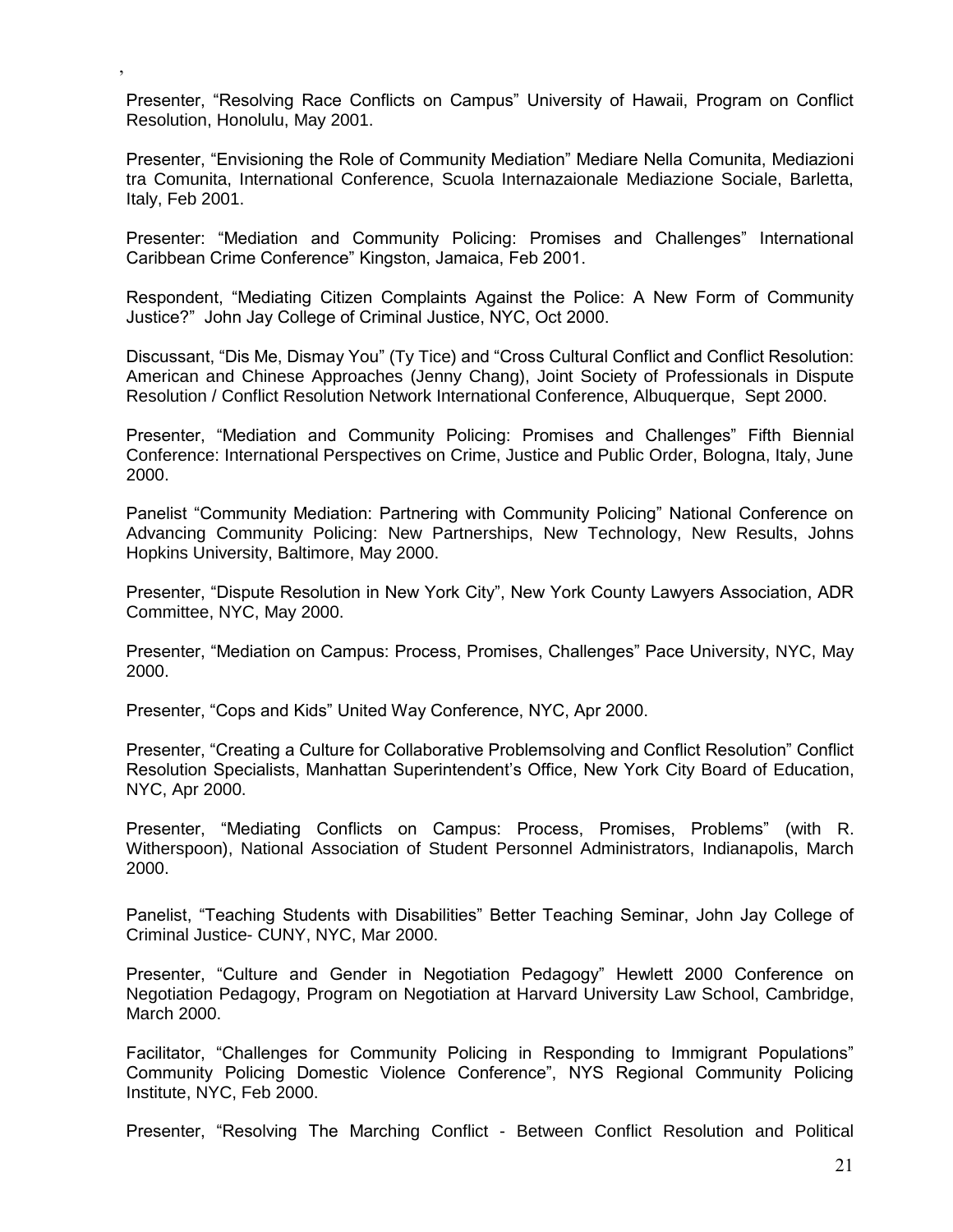,

Presenter, “Resolving Race Conflicts on Campus” University of Hawaii, Program on Conflict Resolution, Honolulu, May 2001.

Presenter, “Envisioning the Role of Community Mediation” Mediare Nella Comunita, Mediazioni tra Comunita, International Conference, Scuola Internazaionale Mediazione Sociale, Barletta, Italy, Feb 2001.

Presenter: “Mediation and Community Policing: Promises and Challenges” International Caribbean Crime Conference” Kingston, Jamaica, Feb 2001.

Respondent, “Mediating Citizen Complaints Against the Police: A New Form of Community Justice?” John Jay College of Criminal Justice, NYC, Oct 2000.

Discussant, “Dis Me, Dismay You” (Ty Tice) and “Cross Cultural Conflict and Conflict Resolution: American and Chinese Approaches (Jenny Chang), Joint Society of Professionals in Dispute Resolution / Conflict Resolution Network International Conference, Albuquerque, Sept 2000.

Presenter, “Mediation and Community Policing: Promises and Challenges” Fifth Biennial Conference: International Perspectives on Crime, Justice and Public Order, Bologna, Italy, June 2000.

Panelist “Community Mediation: Partnering with Community Policing” National Conference on Advancing Community Policing: New Partnerships, New Technology, New Results, Johns Hopkins University, Baltimore, May 2000.

Presenter, “Dispute Resolution in New York City”, New York County Lawyers Association, ADR Committee, NYC, May 2000.

Presenter, “Mediation on Campus: Process, Promises, Challenges” Pace University, NYC, May 2000.

Presenter, “Cops and Kids” United Way Conference, NYC, Apr 2000.

Presenter, “Creating a Culture for Collaborative Problemsolving and Conflict Resolution” Conflict Resolution Specialists, Manhattan Superintendent’s Office, New York City Board of Education, NYC, Apr 2000.

Presenter, “Mediating Conflicts on Campus: Process, Promises, Problems” (with R. Witherspoon), National Association of Student Personnel Administrators, Indianapolis, March 2000.

Panelist, “Teaching Students with Disabilities” Better Teaching Seminar, John Jay College of Criminal Justice- CUNY, NYC, Mar 2000.

Presenter, “Culture and Gender in Negotiation Pedagogy” Hewlett 2000 Conference on Negotiation Pedagogy, Program on Negotiation at Harvard University Law School, Cambridge, March 2000.

Facilitator, “Challenges for Community Policing in Responding to Immigrant Populations” Community Policing Domestic Violence Conference”, NYS Regional Community Policing Institute, NYC, Feb 2000.

Presenter, “Resolving The Marching Conflict - Between Conflict Resolution and Political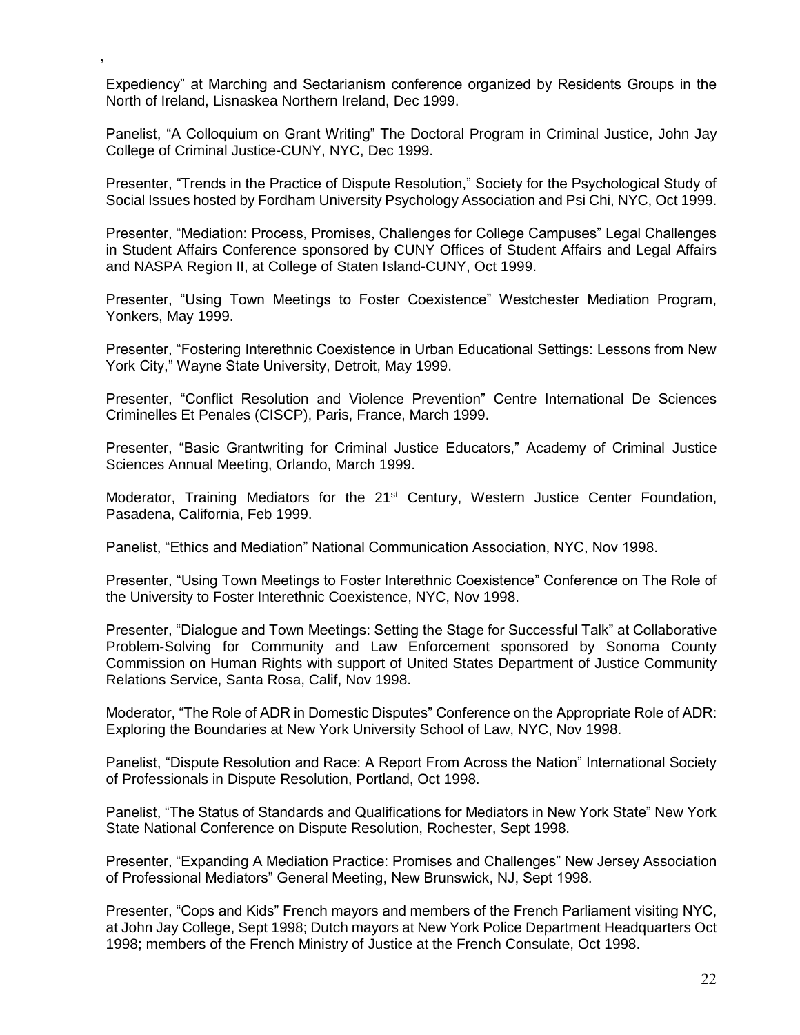,

Expediency" at Marching and Sectarianism conference organized by Residents Groups in the North of Ireland, Lisnaskea Northern Ireland, Dec 1999.

Panelist, "A Colloquium on Grant Writing" The Doctoral Program in Criminal Justice, John Jay College of Criminal Justice-CUNY, NYC, Dec 1999.

Presenter, "Trends in the Practice of Dispute Resolution," Society for the Psychological Study of Social Issues hosted by Fordham University Psychology Association and Psi Chi, NYC, Oct 1999.

Presenter, "Mediation: Process, Promises, Challenges for College Campuses" Legal Challenges in Student Affairs Conference sponsored by CUNY Offices of Student Affairs and Legal Affairs and NASPA Region II, at College of Staten Island-CUNY, Oct 1999.

Presenter, "Using Town Meetings to Foster Coexistence" Westchester Mediation Program, Yonkers, May 1999.

Presenter, "Fostering Interethnic Coexistence in Urban Educational Settings: Lessons from New York City," Wayne State University, Detroit, May 1999.

Presenter, "Conflict Resolution and Violence Prevention" Centre International De Sciences Criminelles Et Penales (CISCP), Paris, France, March 1999.

Presenter, "Basic Grantwriting for Criminal Justice Educators," Academy of Criminal Justice Sciences Annual Meeting, Orlando, March 1999.

Moderator, Training Mediators for the 21st Century, Western Justice Center Foundation, Pasadena, California, Feb 1999.

Panelist, "Ethics and Mediation" National Communication Association, NYC, Nov 1998.

Presenter, "Using Town Meetings to Foster Interethnic Coexistence" Conference on The Role of the University to Foster Interethnic Coexistence, NYC, Nov 1998.

Presenter, "Dialogue and Town Meetings: Setting the Stage for Successful Talk" at Collaborative Problem-Solving for Community and Law Enforcement sponsored by Sonoma County Commission on Human Rights with support of United States Department of Justice Community Relations Service, Santa Rosa, Calif, Nov 1998.

Moderator, "The Role of ADR in Domestic Disputes" Conference on the Appropriate Role of ADR: Exploring the Boundaries at New York University School of Law, NYC, Nov 1998.

Panelist, "Dispute Resolution and Race: A Report From Across the Nation" International Society of Professionals in Dispute Resolution, Portland, Oct 1998.

Panelist, "The Status of Standards and Qualifications for Mediators in New York State" New York State National Conference on Dispute Resolution, Rochester, Sept 1998.

Presenter, "Expanding A Mediation Practice: Promises and Challenges" New Jersey Association of Professional Mediators" General Meeting, New Brunswick, NJ, Sept 1998.

Presenter, "Cops and Kids" French mayors and members of the French Parliament visiting NYC, at John Jay College, Sept 1998; Dutch mayors at New York Police Department Headquarters Oct 1998; members of the French Ministry of Justice at the French Consulate, Oct 1998.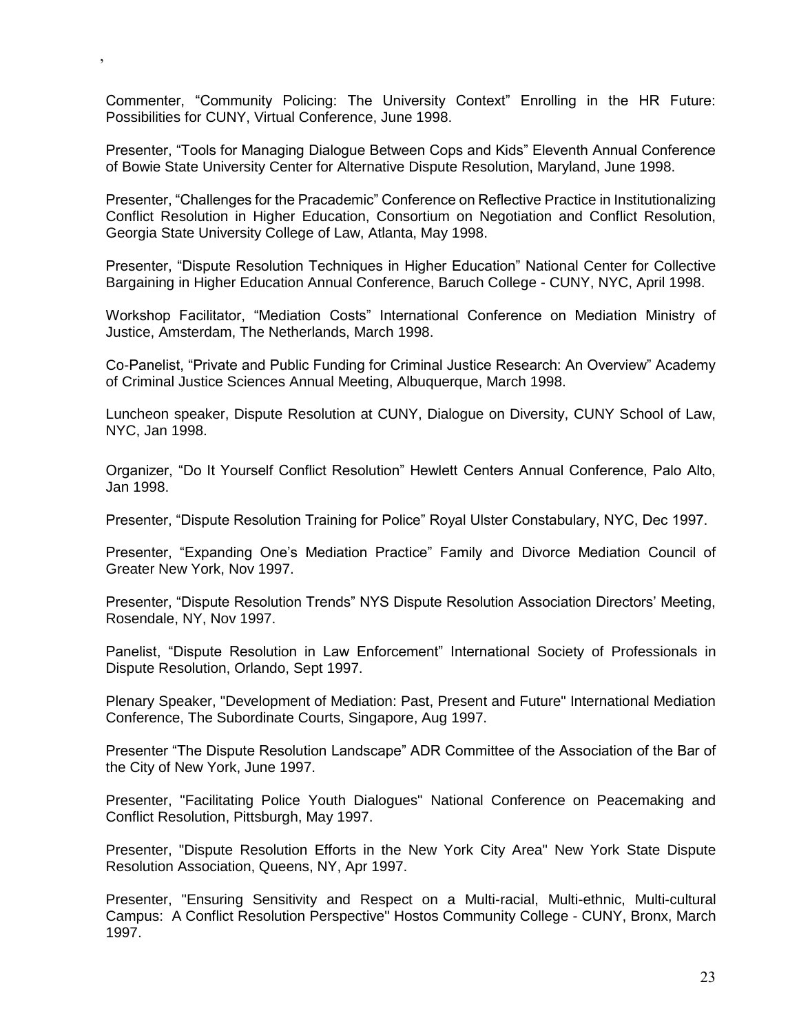,

Commenter, “Community Policing: The University Context” Enrolling in the HR Future: Possibilities for CUNY, Virtual Conference, June 1998.

Presenter, “Tools for Managing Dialogue Between Cops and Kids” Eleventh Annual Conference of Bowie State University Center for Alternative Dispute Resolution, Maryland, June 1998.

Presenter, “Challenges for the Pracademic” Conference on Reflective Practice in Institutionalizing Conflict Resolution in Higher Education, Consortium on Negotiation and Conflict Resolution, Georgia State University College of Law, Atlanta, May 1998.

Presenter, “Dispute Resolution Techniques in Higher Education” National Center for Collective Bargaining in Higher Education Annual Conference, Baruch College - CUNY, NYC, April 1998.

Workshop Facilitator, “Mediation Costs” International Conference on Mediation Ministry of Justice, Amsterdam, The Netherlands, March 1998.

Co-Panelist, “Private and Public Funding for Criminal Justice Research: An Overview” Academy of Criminal Justice Sciences Annual Meeting, Albuquerque, March 1998.

Luncheon speaker, Dispute Resolution at CUNY, Dialogue on Diversity, CUNY School of Law, NYC, Jan 1998.

Organizer, “Do It Yourself Conflict Resolution” Hewlett Centers Annual Conference, Palo Alto, Jan 1998.

Presenter, “Dispute Resolution Training for Police” Royal Ulster Constabulary, NYC, Dec 1997.

Presenter, “Expanding One’s Mediation Practice” Family and Divorce Mediation Council of Greater New York, Nov 1997.

Presenter, “Dispute Resolution Trends” NYS Dispute Resolution Association Directors’ Meeting, Rosendale, NY, Nov 1997.

Panelist, “Dispute Resolution in Law Enforcement” International Society of Professionals in Dispute Resolution, Orlando, Sept 1997.

Plenary Speaker, "Development of Mediation: Past, Present and Future" International Mediation Conference, The Subordinate Courts, Singapore, Aug 1997.

Presenter “The Dispute Resolution Landscape” ADR Committee of the Association of the Bar of the City of New York, June 1997.

Presenter, "Facilitating Police Youth Dialogues" National Conference on Peacemaking and Conflict Resolution, Pittsburgh, May 1997.

Presenter, "Dispute Resolution Efforts in the New York City Area" New York State Dispute Resolution Association, Queens, NY, Apr 1997.

Presenter, "Ensuring Sensitivity and Respect on a Multi-racial, Multi-ethnic, Multi-cultural Campus: A Conflict Resolution Perspective" Hostos Community College - CUNY, Bronx, March 1997.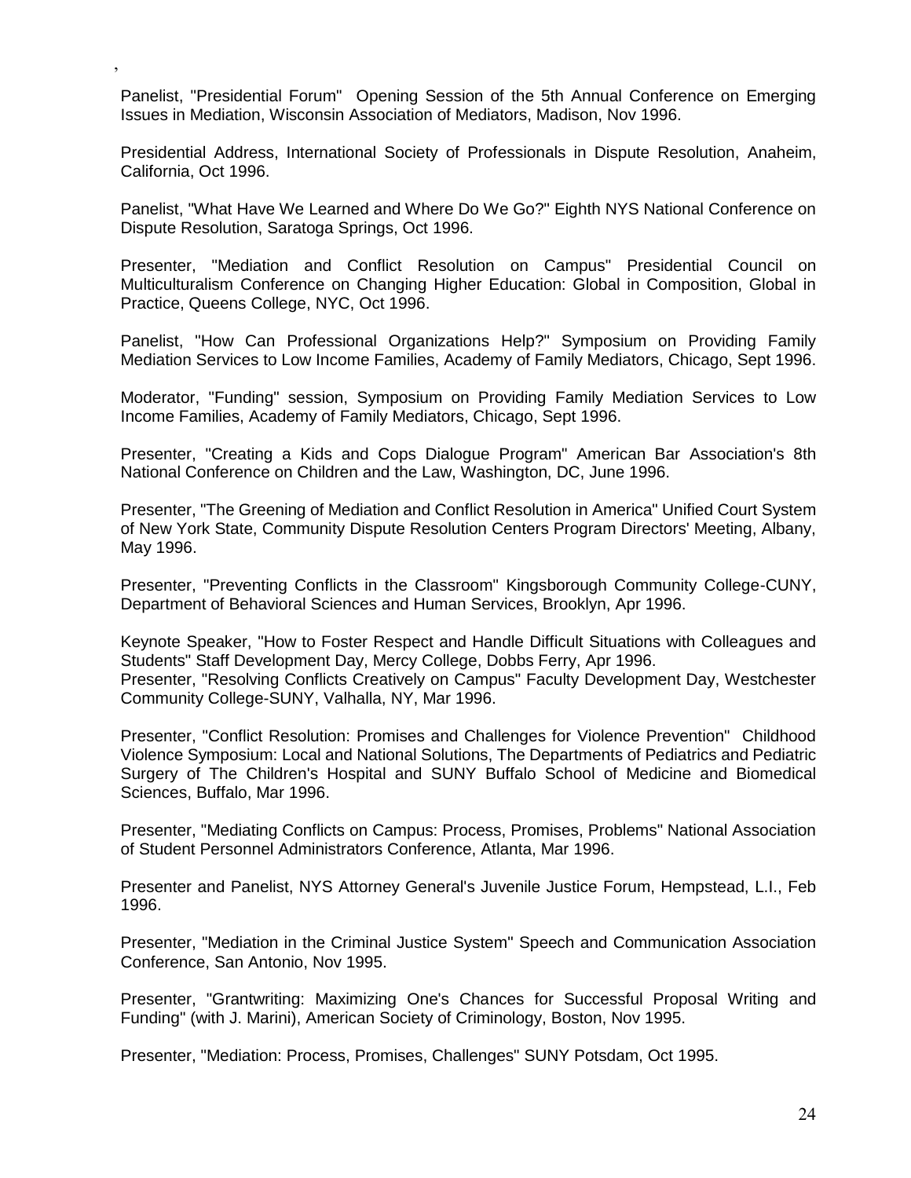,

Panelist, "Presidential Forum" Opening Session of the 5th Annual Conference on Emerging Issues in Mediation, Wisconsin Association of Mediators, Madison, Nov 1996.

Presidential Address, International Society of Professionals in Dispute Resolution, Anaheim, California, Oct 1996.

Panelist, "What Have We Learned and Where Do We Go?" Eighth NYS National Conference on Dispute Resolution, Saratoga Springs, Oct 1996.

Presenter, "Mediation and Conflict Resolution on Campus" Presidential Council on Multiculturalism Conference on Changing Higher Education: Global in Composition, Global in Practice, Queens College, NYC, Oct 1996.

Panelist, "How Can Professional Organizations Help?" Symposium on Providing Family Mediation Services to Low Income Families, Academy of Family Mediators, Chicago, Sept 1996.

Moderator, "Funding" session, Symposium on Providing Family Mediation Services to Low Income Families, Academy of Family Mediators, Chicago, Sept 1996.

Presenter, "Creating a Kids and Cops Dialogue Program" American Bar Association's 8th National Conference on Children and the Law, Washington, DC, June 1996.

Presenter, "The Greening of Mediation and Conflict Resolution in America" Unified Court System of New York State, Community Dispute Resolution Centers Program Directors' Meeting, Albany, May 1996.

Presenter, "Preventing Conflicts in the Classroom" Kingsborough Community College-CUNY, Department of Behavioral Sciences and Human Services, Brooklyn, Apr 1996.

Keynote Speaker, "How to Foster Respect and Handle Difficult Situations with Colleagues and Students" Staff Development Day, Mercy College, Dobbs Ferry, Apr 1996.
Presenter, "Resolving Conflicts Creatively on Campus" Faculty Development Day, Westchester Community College-SUNY, Valhalla, NY, Mar 1996.

Presenter, "Conflict Resolution: Promises and Challenges for Violence Prevention" Childhood Violence Symposium: Local and National Solutions, The Departments of Pediatrics and Pediatric Surgery of The Children's Hospital and SUNY Buffalo School of Medicine and Biomedical Sciences, Buffalo, Mar 1996.

Presenter, "Mediating Conflicts on Campus: Process, Promises, Problems" National Association of Student Personnel Administrators Conference, Atlanta, Mar 1996.

Presenter and Panelist, NYS Attorney General's Juvenile Justice Forum, Hempstead, L.I., Feb 1996.

Presenter, "Mediation in the Criminal Justice System" Speech and Communication Association Conference, San Antonio, Nov 1995.

Presenter, "Grantwriting: Maximizing One's Chances for Successful Proposal Writing and Funding" (with J. Marini), American Society of Criminology, Boston, Nov 1995.

Presenter, "Mediation: Process, Promises, Challenges" SUNY Potsdam, Oct 1995.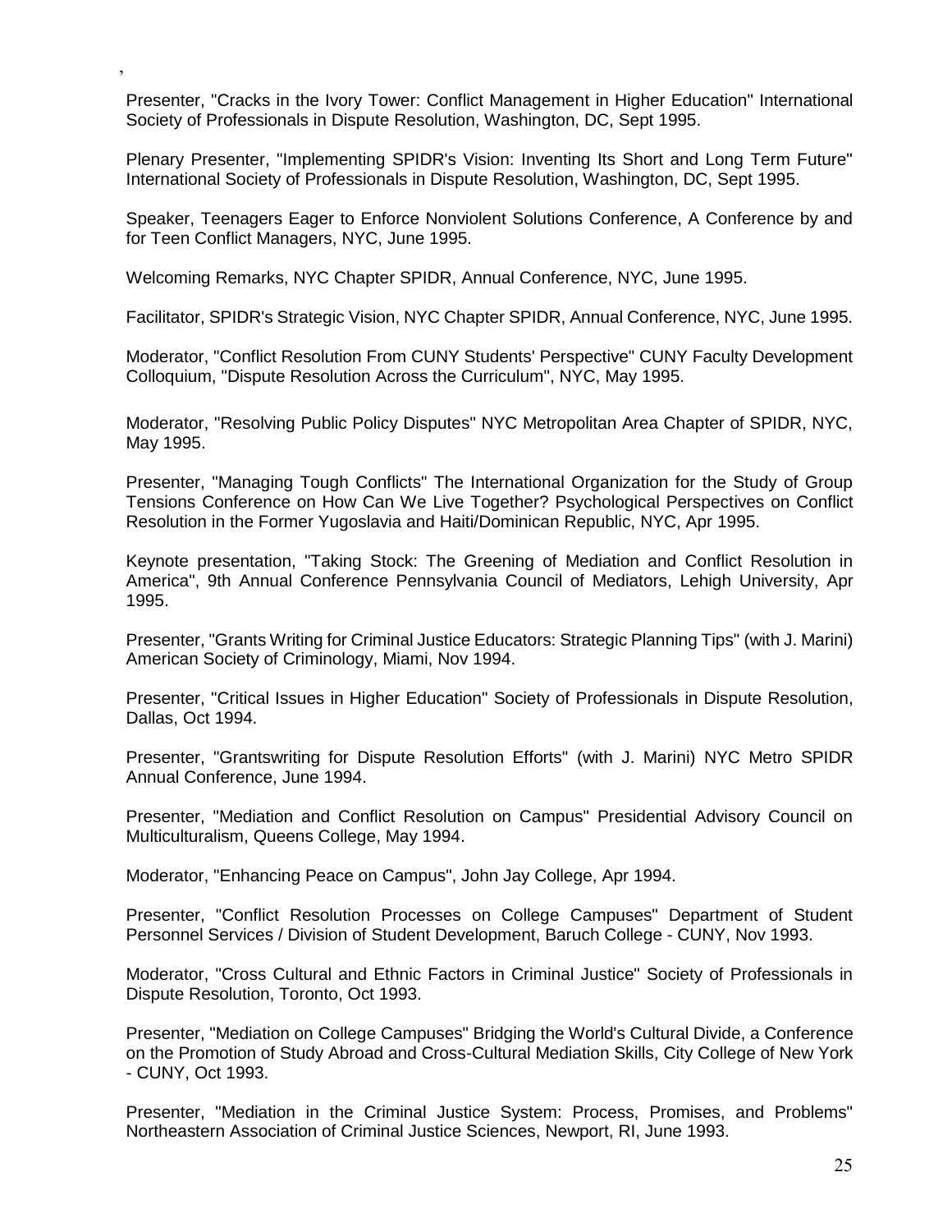,

Presenter, "Cracks in the Ivory Tower: Conflict Management in Higher Education" International Society of Professionals in Dispute Resolution, Washington, DC, Sept 1995.

Plenary Presenter, "Implementing SPIDR's Vision: Inventing Its Short and Long Term Future" International Society of Professionals in Dispute Resolution, Washington, DC, Sept 1995.

Speaker, Teenagers Eager to Enforce Nonviolent Solutions Conference, A Conference by and for Teen Conflict Managers, NYC, June 1995.

Welcoming Remarks, NYC Chapter SPIDR, Annual Conference, NYC, June 1995.

Facilitator, SPIDR's Strategic Vision, NYC Chapter SPIDR, Annual Conference, NYC, June 1995.

Moderator, "Conflict Resolution From CUNY Students' Perspective" CUNY Faculty Development Colloquium, "Dispute Resolution Across the Curriculum", NYC, May 1995.

Moderator, "Resolving Public Policy Disputes" NYC Metropolitan Area Chapter of SPIDR, NYC, May 1995.

Presenter, "Managing Tough Conflicts" The International Organization for the Study of Group Tensions Conference on How Can We Live Together? Psychological Perspectives on Conflict Resolution in the Former Yugoslavia and Haiti/Dominican Republic, NYC, Apr 1995.

Keynote presentation, "Taking Stock: The Greening of Mediation and Conflict Resolution in America", 9th Annual Conference Pennsylvania Council of Mediators, Lehigh University, Apr 1995.

Presenter, "Grants Writing for Criminal Justice Educators: Strategic Planning Tips" (with J. Marini) American Society of Criminology, Miami, Nov 1994.

Presenter, "Critical Issues in Higher Education" Society of Professionals in Dispute Resolution, Dallas, Oct 1994.

Presenter, "Grantswriting for Dispute Resolution Efforts" (with J. Marini) NYC Metro SPIDR Annual Conference, June 1994.

Presenter, "Mediation and Conflict Resolution on Campus" Presidential Advisory Council on Multiculturalism, Queens College, May 1994.

Moderator, "Enhancing Peace on Campus", John Jay College, Apr 1994.

Presenter, "Conflict Resolution Processes on College Campuses" Department of Student Personnel Services / Division of Student Development, Baruch College - CUNY, Nov 1993.

Moderator, "Cross Cultural and Ethnic Factors in Criminal Justice" Society of Professionals in Dispute Resolution, Toronto, Oct 1993.

Presenter, "Mediation on College Campuses" Bridging the World's Cultural Divide, a Conference on the Promotion of Study Abroad and Cross-Cultural Mediation Skills, City College of New York - CUNY, Oct 1993.

Presenter, "Mediation in the Criminal Justice System: Process, Promises, and Problems" Northeastern Association of Criminal Justice Sciences, Newport, RI, June 1993.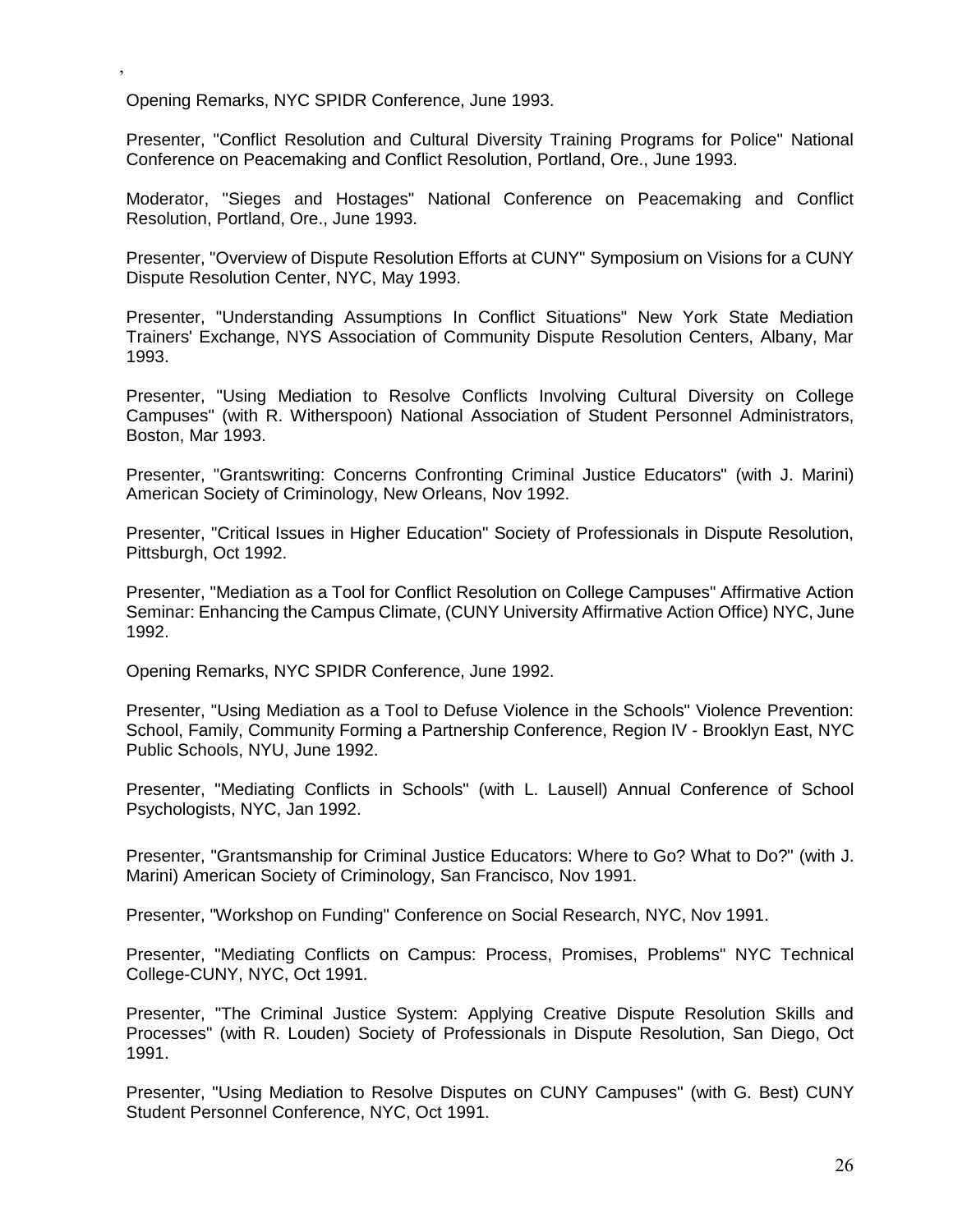,

Opening Remarks, NYC SPIDR Conference, June 1993.

Presenter, "Conflict Resolution and Cultural Diversity Training Programs for Police" National Conference on Peacemaking and Conflict Resolution, Portland, Ore., June 1993.

Moderator, "Sieges and Hostages" National Conference on Peacemaking and Conflict Resolution, Portland, Ore., June 1993.

Presenter, "Overview of Dispute Resolution Efforts at CUNY" Symposium on Visions for a CUNY Dispute Resolution Center, NYC, May 1993.

Presenter, "Understanding Assumptions In Conflict Situations" New York State Mediation Trainers' Exchange, NYS Association of Community Dispute Resolution Centers, Albany, Mar 1993.

Presenter, "Using Mediation to Resolve Conflicts Involving Cultural Diversity on College Campuses" (with R. Witherspoon) National Association of Student Personnel Administrators, Boston, Mar 1993.

Presenter, "Grantswriting: Concerns Confronting Criminal Justice Educators" (with J. Marini) American Society of Criminology, New Orleans, Nov 1992.

Presenter, "Critical Issues in Higher Education" Society of Professionals in Dispute Resolution, Pittsburgh, Oct 1992.

Presenter, "Mediation as a Tool for Conflict Resolution on College Campuses" Affirmative Action Seminar: Enhancing the Campus Climate, (CUNY University Affirmative Action Office) NYC, June 1992.

Opening Remarks, NYC SPIDR Conference, June 1992.

Presenter, "Using Mediation as a Tool to Defuse Violence in the Schools" Violence Prevention: School, Family, Community Forming a Partnership Conference, Region IV - Brooklyn East, NYC Public Schools, NYU, June 1992.

Presenter, "Mediating Conflicts in Schools" (with L. Lausell) Annual Conference of School Psychologists, NYC, Jan 1992.

Presenter, "Grantsmanship for Criminal Justice Educators: Where to Go? What to Do?" (with J. Marini) American Society of Criminology, San Francisco, Nov 1991.

Presenter, "Workshop on Funding" Conference on Social Research, NYC, Nov 1991.

Presenter, "Mediating Conflicts on Campus: Process, Promises, Problems" NYC Technical College-CUNY, NYC, Oct 1991.

Presenter, "The Criminal Justice System: Applying Creative Dispute Resolution Skills and Processes" (with R. Louden) Society of Professionals in Dispute Resolution, San Diego, Oct 1991.

Presenter, "Using Mediation to Resolve Disputes on CUNY Campuses" (with G. Best) CUNY Student Personnel Conference, NYC, Oct 1991.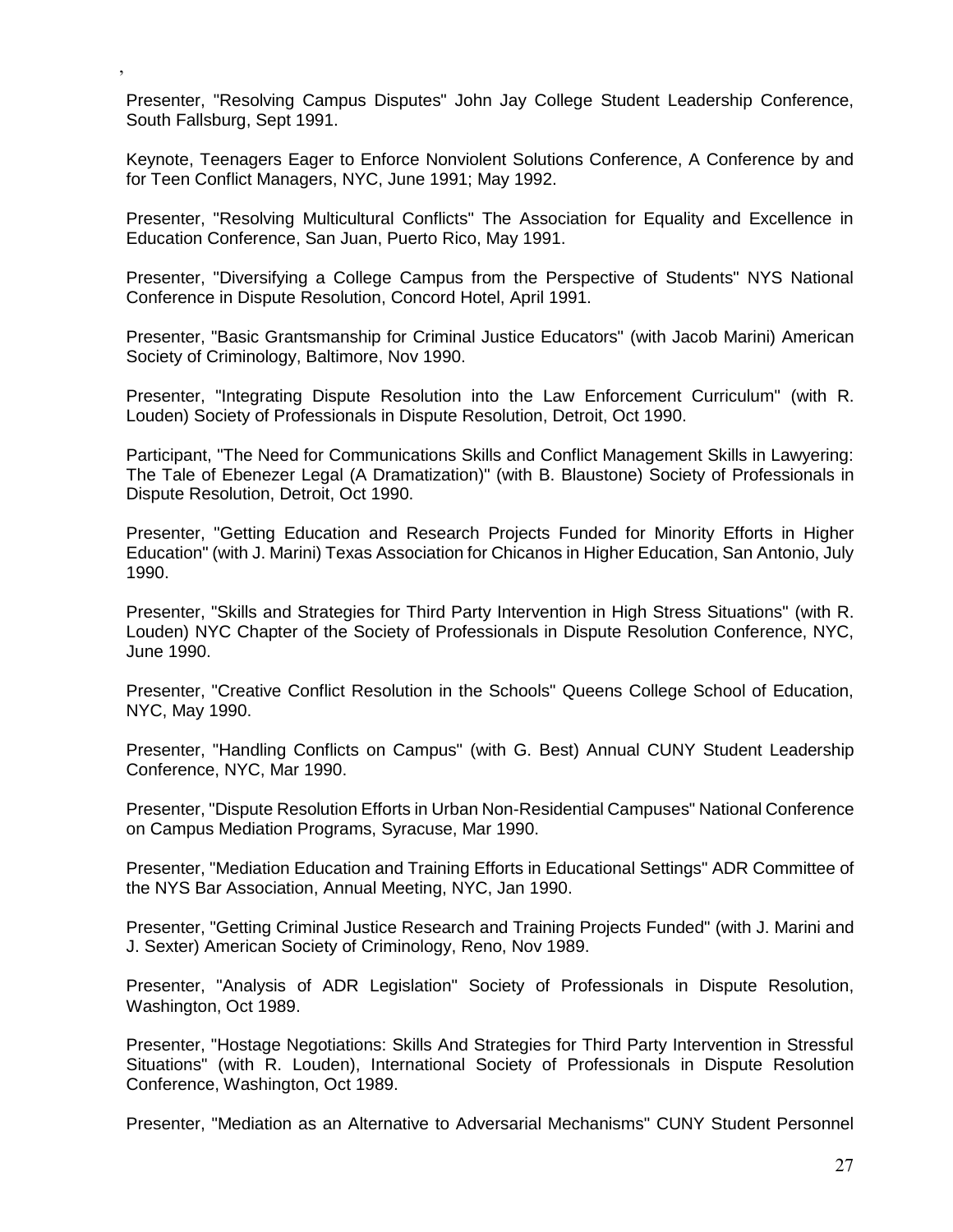,

Presenter, "Resolving Campus Disputes" John Jay College Student Leadership Conference, South Fallsburg, Sept 1991.

Keynote, Teenagers Eager to Enforce Nonviolent Solutions Conference, A Conference by and for Teen Conflict Managers, NYC, June 1991; May 1992.

Presenter, "Resolving Multicultural Conflicts" The Association for Equality and Excellence in Education Conference, San Juan, Puerto Rico, May 1991.

Presenter, "Diversifying a College Campus from the Perspective of Students" NYS National Conference in Dispute Resolution, Concord Hotel, April 1991.

Presenter, "Basic Grantsmanship for Criminal Justice Educators" (with Jacob Marini) American Society of Criminology, Baltimore, Nov 1990.

Presenter, "Integrating Dispute Resolution into the Law Enforcement Curriculum" (with R. Louden) Society of Professionals in Dispute Resolution, Detroit, Oct 1990.

Participant, "The Need for Communications Skills and Conflict Management Skills in Lawyering: The Tale of Ebenezer Legal (A Dramatization)" (with B. Blaustone) Society of Professionals in Dispute Resolution, Detroit, Oct 1990.

Presenter, "Getting Education and Research Projects Funded for Minority Efforts in Higher Education" (with J. Marini) Texas Association for Chicanos in Higher Education, San Antonio, July 1990.

Presenter, "Skills and Strategies for Third Party Intervention in High Stress Situations" (with R. Louden) NYC Chapter of the Society of Professionals in Dispute Resolution Conference, NYC, June 1990.

Presenter, "Creative Conflict Resolution in the Schools" Queens College School of Education, NYC, May 1990.

Presenter, "Handling Conflicts on Campus" (with G. Best) Annual CUNY Student Leadership Conference, NYC, Mar 1990.

Presenter, "Dispute Resolution Efforts in Urban Non-Residential Campuses" National Conference on Campus Mediation Programs, Syracuse, Mar 1990.

Presenter, "Mediation Education and Training Efforts in Educational Settings" ADR Committee of the NYS Bar Association, Annual Meeting, NYC, Jan 1990.

Presenter, "Getting Criminal Justice Research and Training Projects Funded" (with J. Marini and J. Sexter) American Society of Criminology, Reno, Nov 1989.

Presenter, "Analysis of ADR Legislation" Society of Professionals in Dispute Resolution, Washington, Oct 1989.

Presenter, "Hostage Negotiations: Skills And Strategies for Third Party Intervention in Stressful Situations" (with R. Louden), International Society of Professionals in Dispute Resolution Conference, Washington, Oct 1989.

Presenter, "Mediation as an Alternative to Adversarial Mechanisms" CUNY Student Personnel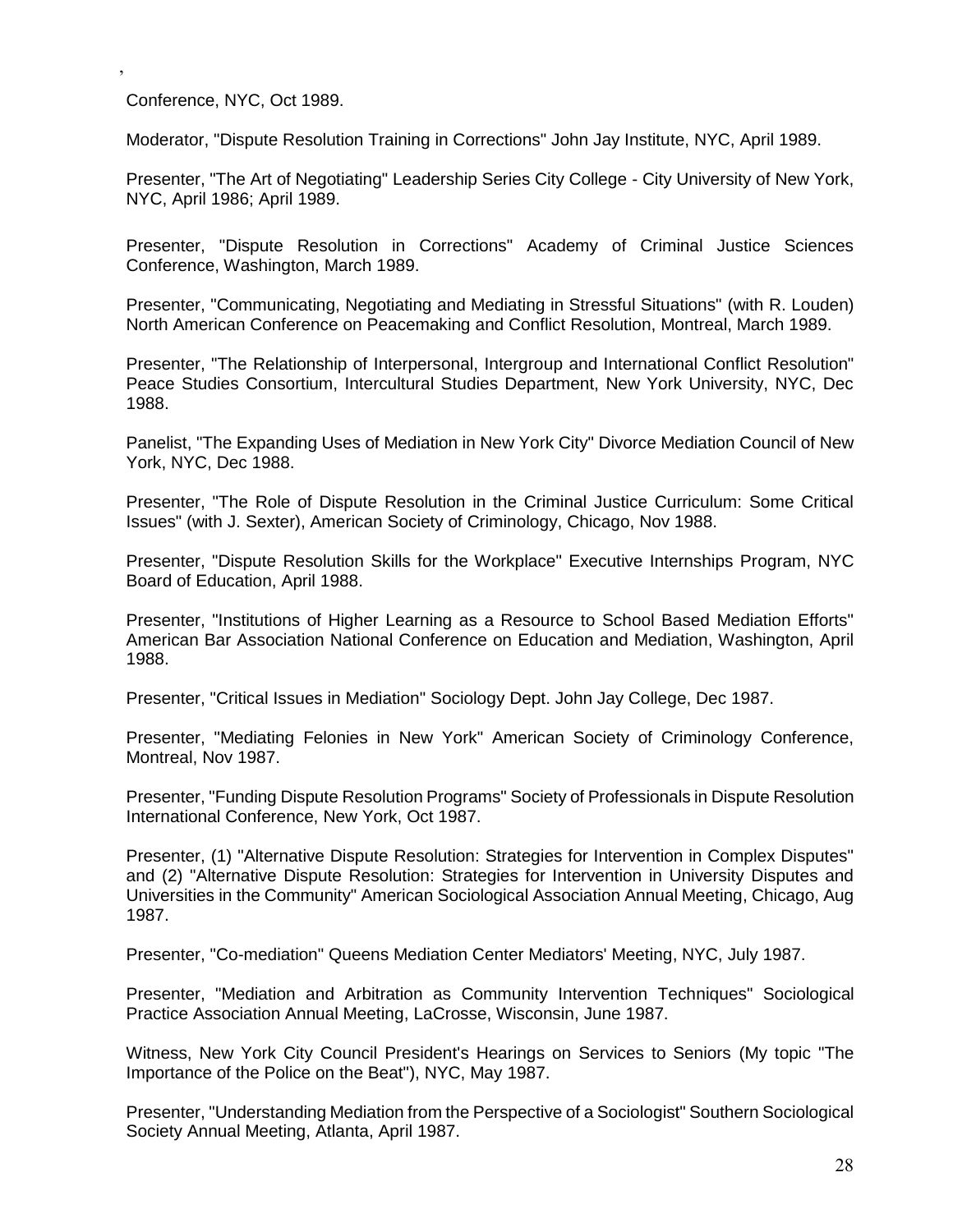,

Conference, NYC, Oct 1989.

Moderator, "Dispute Resolution Training in Corrections" John Jay Institute, NYC, April 1989.

Presenter, "The Art of Negotiating" Leadership Series City College - City University of New York, NYC, April 1986; April 1989.

Presenter, "Dispute Resolution in Corrections" Academy of Criminal Justice Sciences Conference, Washington, March 1989.

Presenter, "Communicating, Negotiating and Mediating in Stressful Situations" (with R. Louden) North American Conference on Peacemaking and Conflict Resolution, Montreal, March 1989.

Presenter, "The Relationship of Interpersonal, Intergroup and International Conflict Resolution" Peace Studies Consortium, Intercultural Studies Department, New York University, NYC, Dec 1988.

Panelist, "The Expanding Uses of Mediation in New York City" Divorce Mediation Council of New York, NYC, Dec 1988.

Presenter, "The Role of Dispute Resolution in the Criminal Justice Curriculum: Some Critical Issues" (with J. Sexter), American Society of Criminology, Chicago, Nov 1988.

Presenter, "Dispute Resolution Skills for the Workplace" Executive Internships Program, NYC Board of Education, April 1988.

Presenter, "Institutions of Higher Learning as a Resource to School Based Mediation Efforts" American Bar Association National Conference on Education and Mediation, Washington, April 1988.

Presenter, "Critical Issues in Mediation" Sociology Dept. John Jay College, Dec 1987.

Presenter, "Mediating Felonies in New York" American Society of Criminology Conference, Montreal, Nov 1987.

Presenter, "Funding Dispute Resolution Programs" Society of Professionals in Dispute Resolution International Conference, New York, Oct 1987.

Presenter, (1) "Alternative Dispute Resolution: Strategies for Intervention in Complex Disputes" and (2) "Alternative Dispute Resolution: Strategies for Intervention in University Disputes and Universities in the Community" American Sociological Association Annual Meeting, Chicago, Aug 1987.

Presenter, "Co-mediation" Queens Mediation Center Mediators' Meeting, NYC, July 1987.

Presenter, "Mediation and Arbitration as Community Intervention Techniques" Sociological Practice Association Annual Meeting, LaCrosse, Wisconsin, June 1987.

Witness, New York City Council President's Hearings on Services to Seniors (My topic "The Importance of the Police on the Beat"), NYC, May 1987.

Presenter, "Understanding Mediation from the Perspective of a Sociologist" Southern Sociological Society Annual Meeting, Atlanta, April 1987.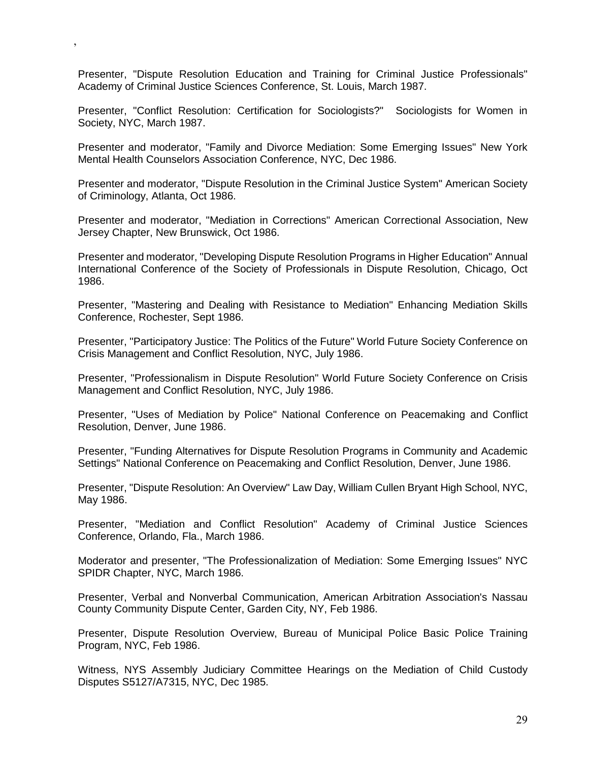,

Presenter, "Dispute Resolution Education and Training for Criminal Justice Professionals" Academy of Criminal Justice Sciences Conference, St. Louis, March 1987.

Presenter, "Conflict Resolution: Certification for Sociologists?" Sociologists for Women in Society, NYC, March 1987.

Presenter and moderator, "Family and Divorce Mediation: Some Emerging Issues" New York Mental Health Counselors Association Conference, NYC, Dec 1986.

Presenter and moderator, "Dispute Resolution in the Criminal Justice System" American Society of Criminology, Atlanta, Oct 1986.

Presenter and moderator, "Mediation in Corrections" American Correctional Association, New Jersey Chapter, New Brunswick, Oct 1986.

Presenter and moderator, "Developing Dispute Resolution Programs in Higher Education" Annual International Conference of the Society of Professionals in Dispute Resolution, Chicago, Oct 1986.

Presenter, "Mastering and Dealing with Resistance to Mediation" Enhancing Mediation Skills Conference, Rochester, Sept 1986.

Presenter, "Participatory Justice: The Politics of the Future" World Future Society Conference on Crisis Management and Conflict Resolution, NYC, July 1986.

Presenter, "Professionalism in Dispute Resolution" World Future Society Conference on Crisis Management and Conflict Resolution, NYC, July 1986.

Presenter, "Uses of Mediation by Police" National Conference on Peacemaking and Conflict Resolution, Denver, June 1986.

Presenter, "Funding Alternatives for Dispute Resolution Programs in Community and Academic Settings" National Conference on Peacemaking and Conflict Resolution, Denver, June 1986.

Presenter, "Dispute Resolution: An Overview" Law Day, William Cullen Bryant High School, NYC, May 1986.

Presenter, "Mediation and Conflict Resolution" Academy of Criminal Justice Sciences Conference, Orlando, Fla., March 1986.

Moderator and presenter, "The Professionalization of Mediation: Some Emerging Issues" NYC SPIDR Chapter, NYC, March 1986.

Presenter, Verbal and Nonverbal Communication, American Arbitration Association's Nassau County Community Dispute Center, Garden City, NY, Feb 1986.

Presenter, Dispute Resolution Overview, Bureau of Municipal Police Basic Police Training Program, NYC, Feb 1986.

Witness, NYS Assembly Judiciary Committee Hearings on the Mediation of Child Custody Disputes S5127/A7315, NYC, Dec 1985.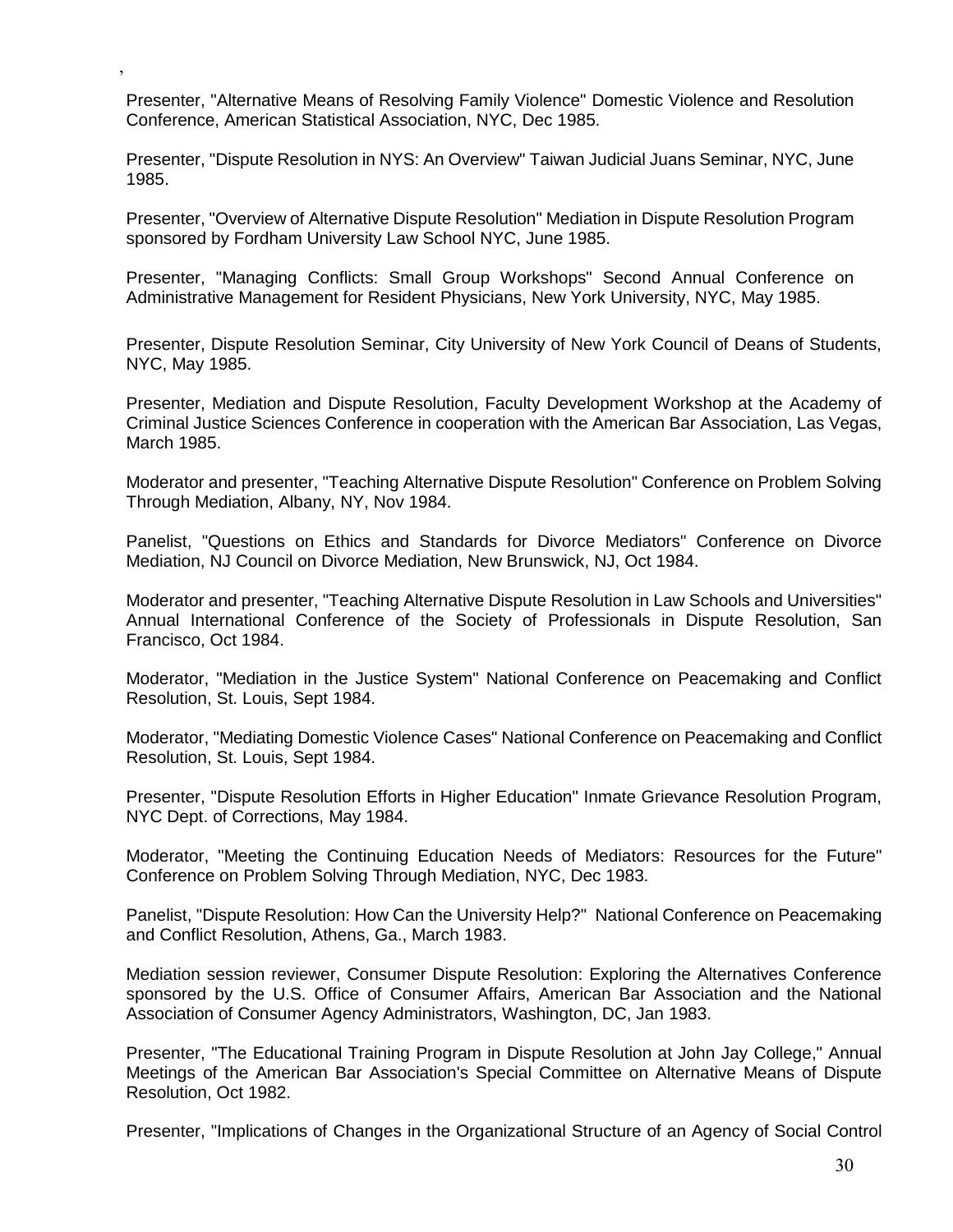,

Presenter, "Alternative Means of Resolving Family Violence" Domestic Violence and Resolution Conference, American Statistical Association, NYC, Dec 1985.

Presenter, "Dispute Resolution in NYS: An Overview" Taiwan Judicial Juans Seminar, NYC, June 1985.

Presenter, "Overview of Alternative Dispute Resolution" Mediation in Dispute Resolution Program sponsored by Fordham University Law School NYC, June 1985.

Presenter, "Managing Conflicts: Small Group Workshops" Second Annual Conference on Administrative Management for Resident Physicians, New York University, NYC, May 1985.

Presenter, Dispute Resolution Seminar, City University of New York Council of Deans of Students, NYC, May 1985.

Presenter, Mediation and Dispute Resolution, Faculty Development Workshop at the Academy of Criminal Justice Sciences Conference in cooperation with the American Bar Association, Las Vegas, March 1985.

Moderator and presenter, "Teaching Alternative Dispute Resolution" Conference on Problem Solving Through Mediation, Albany, NY, Nov 1984.

Panelist, "Questions on Ethics and Standards for Divorce Mediators" Conference on Divorce Mediation, NJ Council on Divorce Mediation, New Brunswick, NJ, Oct 1984.

Moderator and presenter, "Teaching Alternative Dispute Resolution in Law Schools and Universities" Annual International Conference of the Society of Professionals in Dispute Resolution, San Francisco, Oct 1984.

Moderator, "Mediation in the Justice System" National Conference on Peacemaking and Conflict Resolution, St. Louis, Sept 1984.

Moderator, "Mediating Domestic Violence Cases" National Conference on Peacemaking and Conflict Resolution, St. Louis, Sept 1984.

Presenter, "Dispute Resolution Efforts in Higher Education" Inmate Grievance Resolution Program, NYC Dept. of Corrections, May 1984.

Moderator, "Meeting the Continuing Education Needs of Mediators: Resources for the Future" Conference on Problem Solving Through Mediation, NYC, Dec 1983.

Panelist, "Dispute Resolution: How Can the University Help?" National Conference on Peacemaking and Conflict Resolution, Athens, Ga., March 1983.

Mediation session reviewer, Consumer Dispute Resolution: Exploring the Alternatives Conference sponsored by the U.S. Office of Consumer Affairs, American Bar Association and the National Association of Consumer Agency Administrators, Washington, DC, Jan 1983.

Presenter, "The Educational Training Program in Dispute Resolution at John Jay College," Annual Meetings of the American Bar Association's Special Committee on Alternative Means of Dispute Resolution, Oct 1982.

Presenter, "Implications of Changes in the Organizational Structure of an Agency of Social Control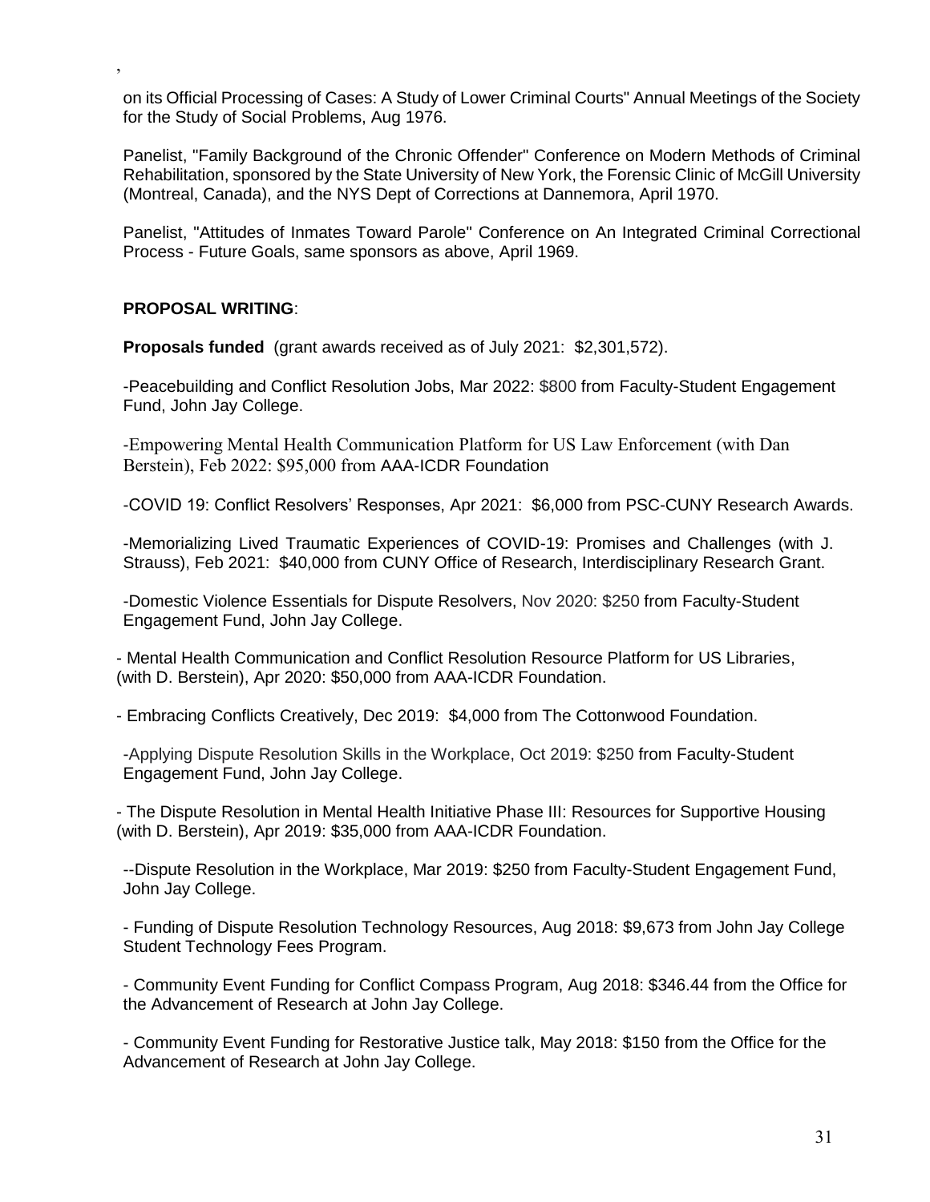,

on its Official Processing of Cases: A Study of Lower Criminal Courts" Annual Meetings of the Society for the Study of Social Problems, Aug 1976.

Panelist, "Family Background of the Chronic Offender" Conference on Modern Methods of Criminal Rehabilitation, sponsored by the State University of New York, the Forensic Clinic of McGill University (Montreal, Canada), and the NYS Dept of Corrections at Dannemora, April 1970.

Panelist, "Attitudes of Inmates Toward Parole" Conference on An Integrated Criminal Correctional Process - Future Goals, same sponsors as above, April 1969.

**PROPOSAL WRITING**:

**Proposals funded** (grant awards received as of July 2021: $2,301,572).

-Peacebuilding and Conflict Resolution Jobs, Mar 2022: $800 from Faculty-Student Engagement Fund, John Jay College.

-Empowering Mental Health Communication Platform for US Law Enforcement (with Dan Berstein), Feb 2022: $95,000 from AAA-ICDR Foundation

-COVID 19: Conflict Resolvers' Responses, Apr 2021: $6,000 from PSC-CUNY Research Awards.

-Memorializing Lived Traumatic Experiences of COVID-19: Promises and Challenges (with J. Strauss), Feb 2021: $40,000 from CUNY Office of Research, Interdisciplinary Research Grant.

-Domestic Violence Essentials for Dispute Resolvers, Nov 2020: $250 from Faculty-Student Engagement Fund, John Jay College.

- Mental Health Communication and Conflict Resolution Resource Platform for US Libraries, (with D. Berstein), Apr 2020: $50,000 from AAA-ICDR Foundation.

- Embracing Conflicts Creatively, Dec 2019: $4,000 from The Cottonwood Foundation.

-Applying Dispute Resolution Skills in the Workplace, Oct 2019: $250 from Faculty-Student Engagement Fund, John Jay College.

- The Dispute Resolution in Mental Health Initiative Phase III: Resources for Supportive Housing (with D. Berstein), Apr 2019: $35,000 from AAA-ICDR Foundation.

--Dispute Resolution in the Workplace, Mar 2019: $250 from Faculty-Student Engagement Fund, John Jay College.

- Funding of Dispute Resolution Technology Resources, Aug 2018: $9,673 from John Jay College Student Technology Fees Program.

- Community Event Funding for Conflict Compass Program, Aug 2018: $346.44 from the Office for the Advancement of Research at John Jay College.

- Community Event Funding for Restorative Justice talk, May 2018: $150 from the Office for the Advancement of Research at John Jay College.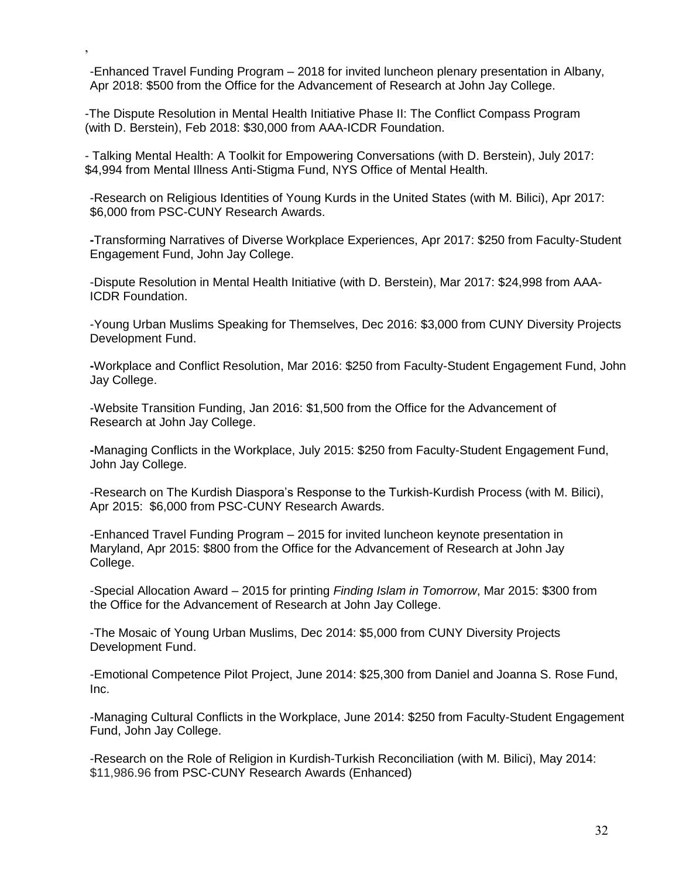,

-Enhanced Travel Funding Program – 2018 for invited luncheon plenary presentation in Albany, Apr 2018: $500 from the Office for the Advancement of Research at John Jay College.

-The Dispute Resolution in Mental Health Initiative Phase II: The Conflict Compass Program (with D. Berstein), Feb 2018: $30,000 from AAA-ICDR Foundation.

- Talking Mental Health: A Toolkit for Empowering Conversations (with D. Berstein), July 2017: $4,994 from Mental Illness Anti-Stigma Fund, NYS Office of Mental Health.

-Research on Religious Identities of Young Kurds in the United States (with M. Bilici), Apr 2017: $6,000 from PSC-CUNY Research Awards.

**-**Transforming Narratives of Diverse Workplace Experiences, Apr 2017: $250 from Faculty-Student Engagement Fund, John Jay College.

-Dispute Resolution in Mental Health Initiative (with D. Berstein), Mar 2017: $24,998 from AAA-ICDR Foundation.

-Young Urban Muslims Speaking for Themselves, Dec 2016: $3,000 from CUNY Diversity Projects Development Fund.

**-**Workplace and Conflict Resolution, Mar 2016: $250 from Faculty-Student Engagement Fund, John Jay College.

-Website Transition Funding, Jan 2016: $1,500 from the Office for the Advancement of Research at John Jay College.

**-**Managing Conflicts in the Workplace, July 2015: $250 from Faculty-Student Engagement Fund, John Jay College.

-Research on The Kurdish Diaspora's Response to the Turkish-Kurdish Process (with M. Bilici), Apr 2015: $6,000 from PSC-CUNY Research Awards.

-Enhanced Travel Funding Program – 2015 for invited luncheon keynote presentation in Maryland, Apr 2015: $800 from the Office for the Advancement of Research at John Jay College.

-Special Allocation Award – 2015 for printing *Finding Islam in Tomorrow*, Mar 2015: $300 from the Office for the Advancement of Research at John Jay College.

-The Mosaic of Young Urban Muslims, Dec 2014: $5,000 from CUNY Diversity Projects Development Fund.

-Emotional Competence Pilot Project, June 2014: $25,300 from Daniel and Joanna S. Rose Fund, Inc.

-Managing Cultural Conflicts in the Workplace, June 2014: $250 from Faculty-Student Engagement Fund, John Jay College.

-Research on the Role of Religion in Kurdish-Turkish Reconciliation (with M. Bilici), May 2014: $11,986.96 from PSC-CUNY Research Awards (Enhanced)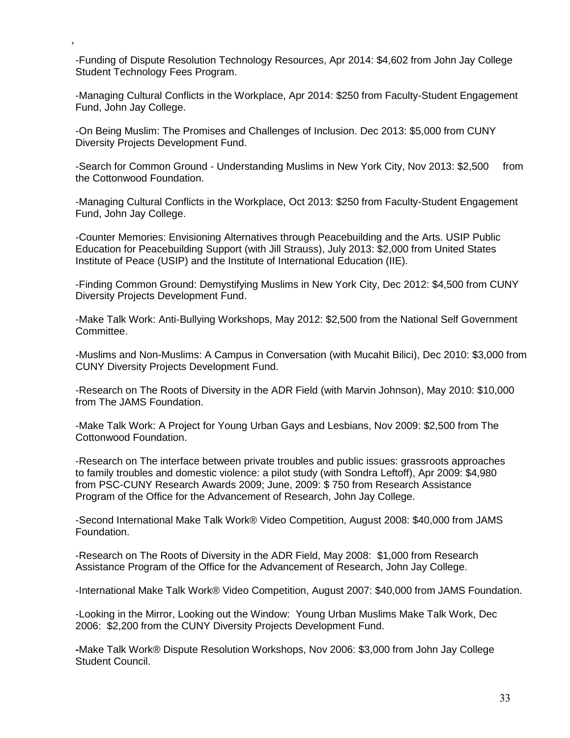,

-Funding of Dispute Resolution Technology Resources, Apr 2014: $4,602 from John Jay College Student Technology Fees Program.

-Managing Cultural Conflicts in the Workplace, Apr 2014: $250 from Faculty-Student Engagement Fund, John Jay College.

-On Being Muslim: The Promises and Challenges of Inclusion. Dec 2013: $5,000 from CUNY Diversity Projects Development Fund.

-Search for Common Ground - Understanding Muslims in New York City, Nov 2013: $2,500 from the Cottonwood Foundation.

-Managing Cultural Conflicts in the Workplace, Oct 2013: $250 from Faculty-Student Engagement Fund, John Jay College.

-Counter Memories: Envisioning Alternatives through Peacebuilding and the Arts. USIP Public Education for Peacebuilding Support (with Jill Strauss), July 2013: $2,000 from United States Institute of Peace (USIP) and the Institute of International Education (IIE).

-Finding Common Ground: Demystifying Muslims in New York City, Dec 2012: $4,500 from CUNY Diversity Projects Development Fund.

-Make Talk Work: Anti-Bullying Workshops, May 2012: $2,500 from the National Self Government Committee.

-Muslims and Non-Muslims: A Campus in Conversation (with Mucahit Bilici), Dec 2010: $3,000 from CUNY Diversity Projects Development Fund.

-Research on The Roots of Diversity in the ADR Field (with Marvin Johnson), May 2010: $10,000 from The JAMS Foundation.

-Make Talk Work: A Project for Young Urban Gays and Lesbians, Nov 2009: $2,500 from The Cottonwood Foundation.

-Research on The interface between private troubles and public issues: grassroots approaches to family troubles and domestic violence: a pilot study (with Sondra Leftoff), Apr 2009: $4,980 from PSC-CUNY Research Awards 2009; June, 2009: $ 750 from Research Assistance Program of the Office for the Advancement of Research, John Jay College.

-Second International Make Talk Work® Video Competition, August 2008: $40,000 from JAMS Foundation.

-Research on The Roots of Diversity in the ADR Field, May 2008: $1,000 from Research Assistance Program of the Office for the Advancement of Research, John Jay College.

-International Make Talk Work® Video Competition, August 2007: $40,000 from JAMS Foundation.

-Looking in the Mirror, Looking out the Window: Young Urban Muslims Make Talk Work, Dec 2006: $2,200 from the CUNY Diversity Projects Development Fund.

-Make Talk Work® Dispute Resolution Workshops, Nov 2006: $3,000 from John Jay College Student Council.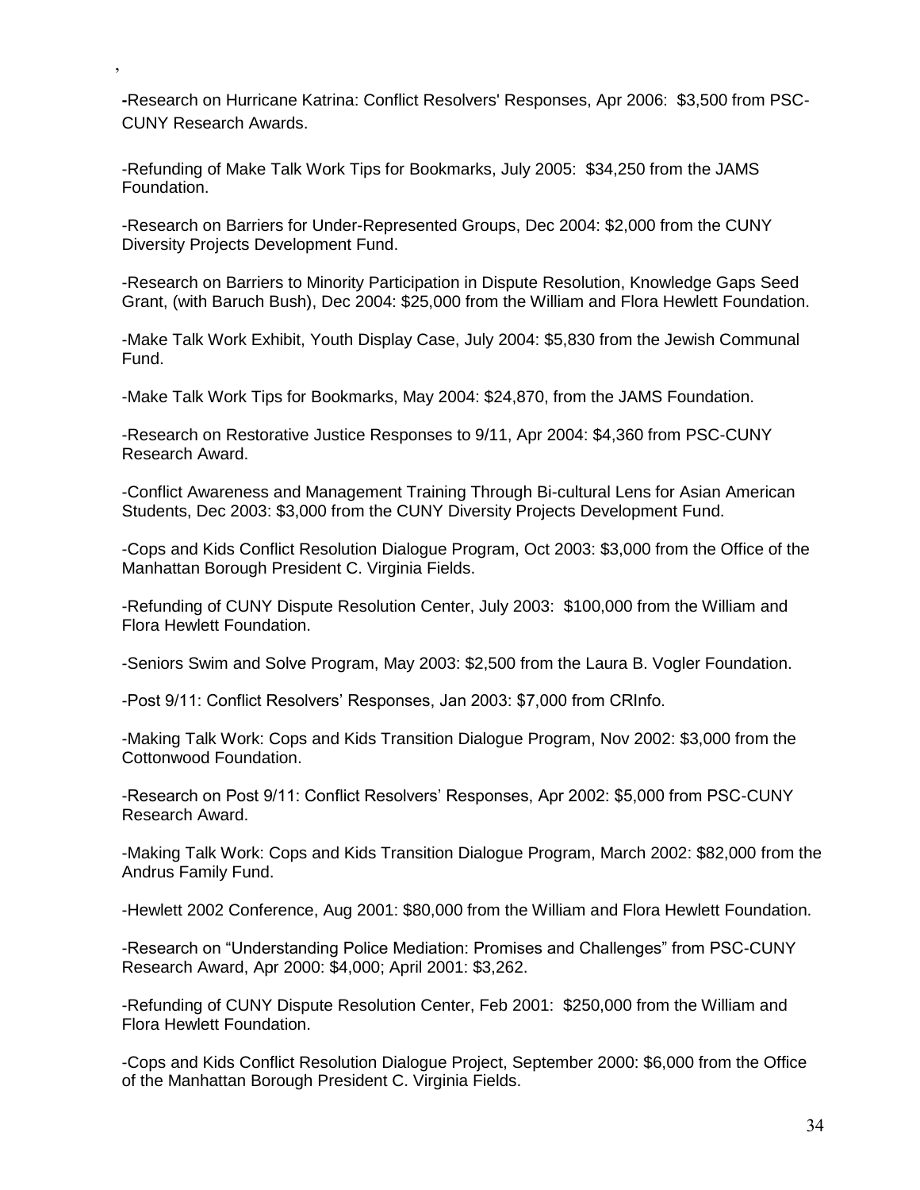,

-Research on Hurricane Katrina: Conflict Resolvers' Responses, Apr 2006: $3,500 from PSC-CUNY Research Awards.

-Refunding of Make Talk Work Tips for Bookmarks, July 2005: $34,250 from the JAMS Foundation.

-Research on Barriers for Under-Represented Groups, Dec 2004: $2,000 from the CUNY Diversity Projects Development Fund.

-Research on Barriers to Minority Participation in Dispute Resolution, Knowledge Gaps Seed Grant, (with Baruch Bush), Dec 2004: $25,000 from the William and Flora Hewlett Foundation.

-Make Talk Work Exhibit, Youth Display Case, July 2004: $5,830 from the Jewish Communal Fund.

-Make Talk Work Tips for Bookmarks, May 2004: $24,870, from the JAMS Foundation.

-Research on Restorative Justice Responses to 9/11, Apr 2004: $4,360 from PSC-CUNY Research Award.

-Conflict Awareness and Management Training Through Bi-cultural Lens for Asian American Students, Dec 2003: $3,000 from the CUNY Diversity Projects Development Fund.

-Cops and Kids Conflict Resolution Dialogue Program, Oct 2003: $3,000 from the Office of the Manhattan Borough President C. Virginia Fields.

-Refunding of CUNY Dispute Resolution Center, July 2003: $100,000 from the William and Flora Hewlett Foundation.

-Seniors Swim and Solve Program, May 2003: $2,500 from the Laura B. Vogler Foundation.

-Post 9/11: Conflict Resolvers' Responses, Jan 2003: $7,000 from CRInfo.

-Making Talk Work: Cops and Kids Transition Dialogue Program, Nov 2002: $3,000 from the Cottonwood Foundation.

-Research on Post 9/11: Conflict Resolvers' Responses, Apr 2002: $5,000 from PSC-CUNY Research Award.

-Making Talk Work: Cops and Kids Transition Dialogue Program, March 2002: $82,000 from the Andrus Family Fund.

-Hewlett 2002 Conference, Aug 2001: $80,000 from the William and Flora Hewlett Foundation.

-Research on "Understanding Police Mediation: Promises and Challenges" from PSC-CUNY Research Award, Apr 2000: $4,000; April 2001: $3,262.

-Refunding of CUNY Dispute Resolution Center, Feb 2001: $250,000 from the William and Flora Hewlett Foundation.

-Cops and Kids Conflict Resolution Dialogue Project, September 2000: $6,000 from the Office of the Manhattan Borough President C. Virginia Fields.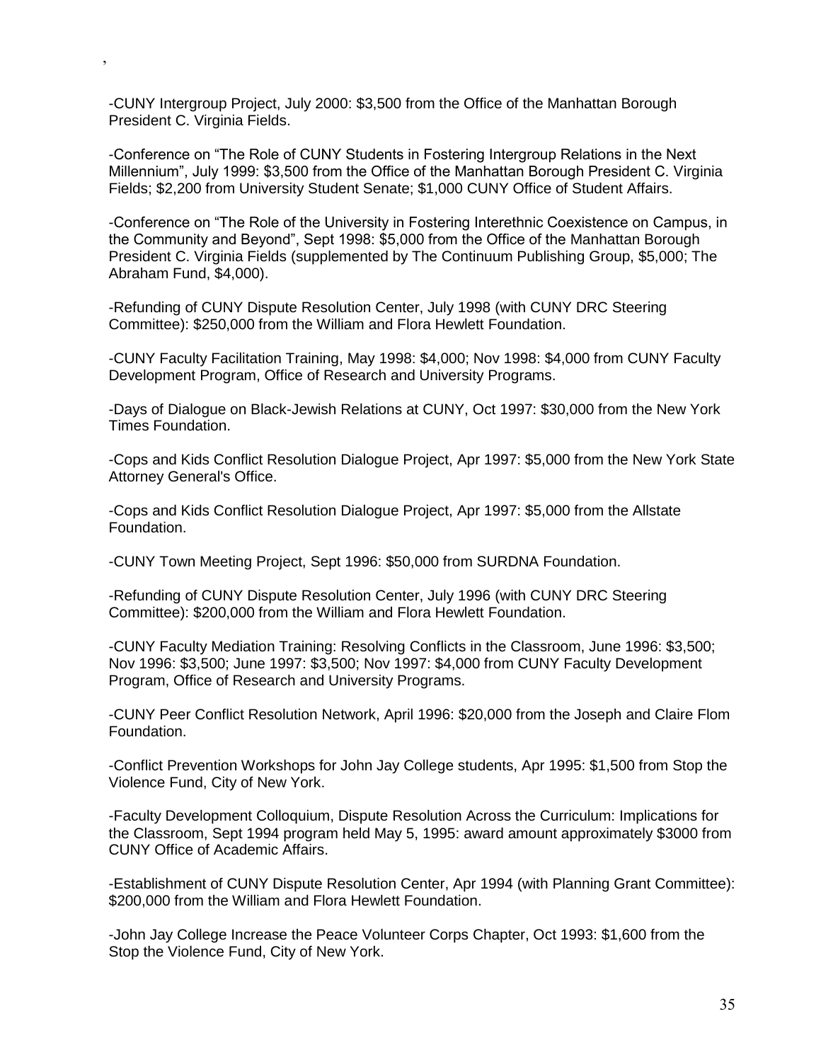,

-CUNY Intergroup Project, July 2000: $3,500 from the Office of the Manhattan Borough President C. Virginia Fields.

-Conference on “The Role of CUNY Students in Fostering Intergroup Relations in the Next Millennium”, July 1999: $3,500 from the Office of the Manhattan Borough President C. Virginia Fields; $2,200 from University Student Senate; $1,000 CUNY Office of Student Affairs.

-Conference on “The Role of the University in Fostering Interethnic Coexistence on Campus, in the Community and Beyond”, Sept 1998: $5,000 from the Office of the Manhattan Borough President C. Virginia Fields (supplemented by The Continuum Publishing Group, $5,000; The Abraham Fund, $4,000).

-Refunding of CUNY Dispute Resolution Center, July 1998 (with CUNY DRC Steering Committee): $250,000 from the William and Flora Hewlett Foundation.

-CUNY Faculty Facilitation Training, May 1998: $4,000; Nov 1998: $4,000 from CUNY Faculty Development Program, Office of Research and University Programs.

-Days of Dialogue on Black-Jewish Relations at CUNY, Oct 1997: $30,000 from the New York Times Foundation.

-Cops and Kids Conflict Resolution Dialogue Project, Apr 1997: $5,000 from the New York State Attorney General's Office.

-Cops and Kids Conflict Resolution Dialogue Project, Apr 1997: $5,000 from the Allstate Foundation.

-CUNY Town Meeting Project, Sept 1996: $50,000 from SURDNA Foundation.

-Refunding of CUNY Dispute Resolution Center, July 1996 (with CUNY DRC Steering Committee): $200,000 from the William and Flora Hewlett Foundation.

-CUNY Faculty Mediation Training: Resolving Conflicts in the Classroom, June 1996: $3,500; Nov 1996: $3,500; June 1997: $3,500; Nov 1997: $4,000 from CUNY Faculty Development Program, Office of Research and University Programs.

-CUNY Peer Conflict Resolution Network, April 1996: $20,000 from the Joseph and Claire Flom Foundation.

-Conflict Prevention Workshops for John Jay College students, Apr 1995: $1,500 from Stop the Violence Fund, City of New York.

-Faculty Development Colloquium, Dispute Resolution Across the Curriculum: Implications for the Classroom, Sept 1994 program held May 5, 1995: award amount approximately $3000 from CUNY Office of Academic Affairs.

-Establishment of CUNY Dispute Resolution Center, Apr 1994 (with Planning Grant Committee): $200,000 from the William and Flora Hewlett Foundation.

-John Jay College Increase the Peace Volunteer Corps Chapter, Oct 1993: $1,600 from the Stop the Violence Fund, City of New York.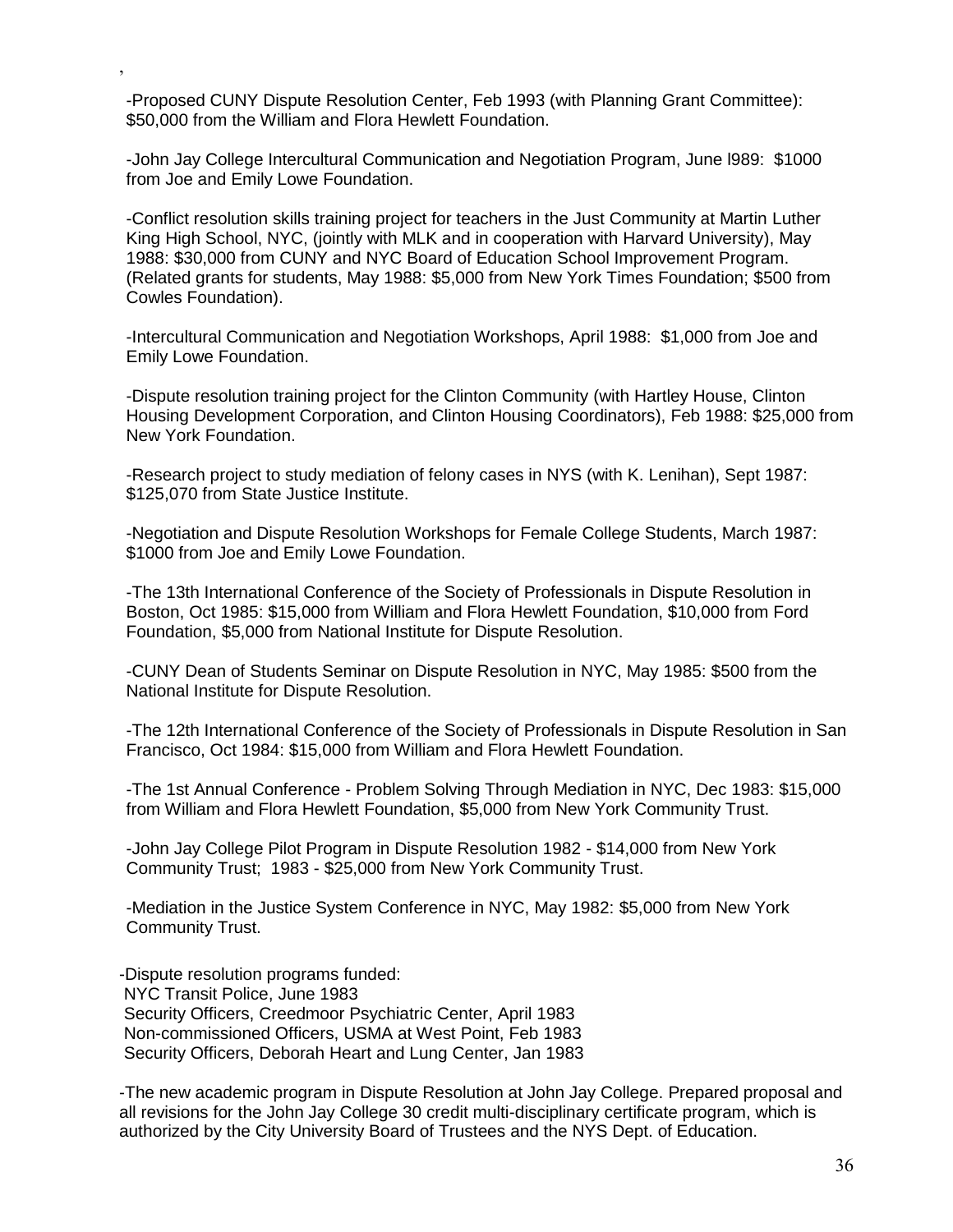,

-Proposed CUNY Dispute Resolution Center, Feb 1993 (with Planning Grant Committee): $50,000 from the William and Flora Hewlett Foundation.

-John Jay College Intercultural Communication and Negotiation Program, June l989: $1000 from Joe and Emily Lowe Foundation.

-Conflict resolution skills training project for teachers in the Just Community at Martin Luther King High School, NYC, (jointly with MLK and in cooperation with Harvard University), May 1988: $30,000 from CUNY and NYC Board of Education School Improvement Program. (Related grants for students, May 1988: $5,000 from New York Times Foundation; $500 from Cowles Foundation).

-Intercultural Communication and Negotiation Workshops, April 1988: $1,000 from Joe and Emily Lowe Foundation.

-Dispute resolution training project for the Clinton Community (with Hartley House, Clinton Housing Development Corporation, and Clinton Housing Coordinators), Feb 1988: $25,000 from New York Foundation.

-Research project to study mediation of felony cases in NYS (with K. Lenihan), Sept 1987: $125,070 from State Justice Institute.

-Negotiation and Dispute Resolution Workshops for Female College Students, March 1987: $1000 from Joe and Emily Lowe Foundation.

-The 13th International Conference of the Society of Professionals in Dispute Resolution in Boston, Oct 1985: $15,000 from William and Flora Hewlett Foundation, $10,000 from Ford Foundation, $5,000 from National Institute for Dispute Resolution.

-CUNY Dean of Students Seminar on Dispute Resolution in NYC, May 1985: $500 from the National Institute for Dispute Resolution.

-The 12th International Conference of the Society of Professionals in Dispute Resolution in San Francisco, Oct 1984: $15,000 from William and Flora Hewlett Foundation.

-The 1st Annual Conference - Problem Solving Through Mediation in NYC, Dec 1983: $15,000 from William and Flora Hewlett Foundation, $5,000 from New York Community Trust.

-John Jay College Pilot Program in Dispute Resolution 1982 - $14,000 from New York Community Trust; 1983 - $25,000 from New York Community Trust.

-Mediation in the Justice System Conference in NYC, May 1982: $5,000 from New York Community Trust.

-Dispute resolution programs funded:
NYC Transit Police, June 1983
Security Officers, Creedmoor Psychiatric Center, April 1983
Non-commissioned Officers, USMA at West Point, Feb 1983
Security Officers, Deborah Heart and Lung Center, Jan 1983

-The new academic program in Dispute Resolution at John Jay College. Prepared proposal and all revisions for the John Jay College 30 credit multi-disciplinary certificate program, which is authorized by the City University Board of Trustees and the NYS Dept. of Education.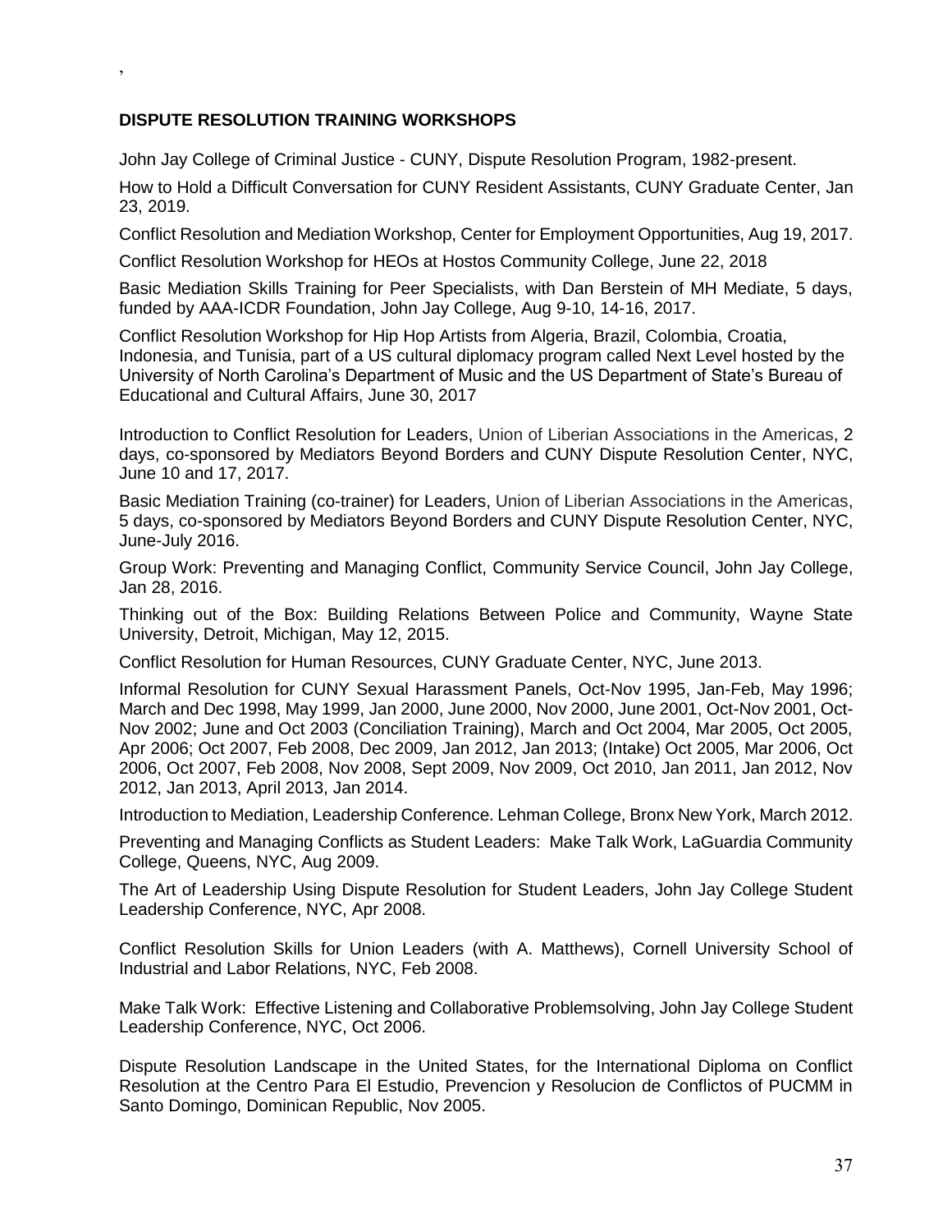,

**DISPUTE RESOLUTION TRAINING WORKSHOPS**

John Jay College of Criminal Justice - CUNY, Dispute Resolution Program, 1982-present.

How to Hold a Difficult Conversation for CUNY Resident Assistants, CUNY Graduate Center, Jan 23, 2019.

Conflict Resolution and Mediation Workshop, Center for Employment Opportunities, Aug 19, 2017.

Conflict Resolution Workshop for HEOs at Hostos Community College, June 22, 2018

Basic Mediation Skills Training for Peer Specialists, with Dan Berstein of MH Mediate, 5 days, funded by AAA-ICDR Foundation, John Jay College, Aug 9-10, 14-16, 2017.

Conflict Resolution Workshop for Hip Hop Artists from Algeria, Brazil, Colombia, Croatia, Indonesia, and Tunisia, part of a US cultural diplomacy program called Next Level hosted by the University of North Carolina's Department of Music and the US Department of State's Bureau of Educational and Cultural Affairs, June 30, 2017

Introduction to Conflict Resolution for Leaders, Union of Liberian Associations in the Americas, 2 days, co-sponsored by Mediators Beyond Borders and CUNY Dispute Resolution Center, NYC, June 10 and 17, 2017.

Basic Mediation Training (co-trainer) for Leaders, Union of Liberian Associations in the Americas, 5 days, co-sponsored by Mediators Beyond Borders and CUNY Dispute Resolution Center, NYC, June-July 2016.

Group Work: Preventing and Managing Conflict, Community Service Council, John Jay College, Jan 28, 2016.

Thinking out of the Box: Building Relations Between Police and Community, Wayne State University, Detroit, Michigan, May 12, 2015.

Conflict Resolution for Human Resources, CUNY Graduate Center, NYC, June 2013.

Informal Resolution for CUNY Sexual Harassment Panels, Oct-Nov 1995, Jan-Feb, May 1996; March and Dec 1998, May 1999, Jan 2000, June 2000, Nov 2000, June 2001, Oct-Nov 2001, Oct-Nov 2002; June and Oct 2003 (Conciliation Training), March and Oct 2004, Mar 2005, Oct 2005, Apr 2006; Oct 2007, Feb 2008, Dec 2009, Jan 2012, Jan 2013; (Intake) Oct 2005, Mar 2006, Oct 2006, Oct 2007, Feb 2008, Nov 2008, Sept 2009, Nov 2009, Oct 2010, Jan 2011, Jan 2012, Nov 2012, Jan 2013, April 2013, Jan 2014.

Introduction to Mediation, Leadership Conference. Lehman College, Bronx New York, March 2012.

Preventing and Managing Conflicts as Student Leaders: Make Talk Work, LaGuardia Community College, Queens, NYC, Aug 2009.

The Art of Leadership Using Dispute Resolution for Student Leaders, John Jay College Student Leadership Conference, NYC, Apr 2008.

Conflict Resolution Skills for Union Leaders (with A. Matthews), Cornell University School of Industrial and Labor Relations, NYC, Feb 2008.

Make Talk Work: Effective Listening and Collaborative Problemsolving, John Jay College Student Leadership Conference, NYC, Oct 2006.

Dispute Resolution Landscape in the United States, for the International Diploma on Conflict Resolution at the Centro Para El Estudio, Prevencion y Resolucion de Conflictos of PUCMM in Santo Domingo, Dominican Republic, Nov 2005.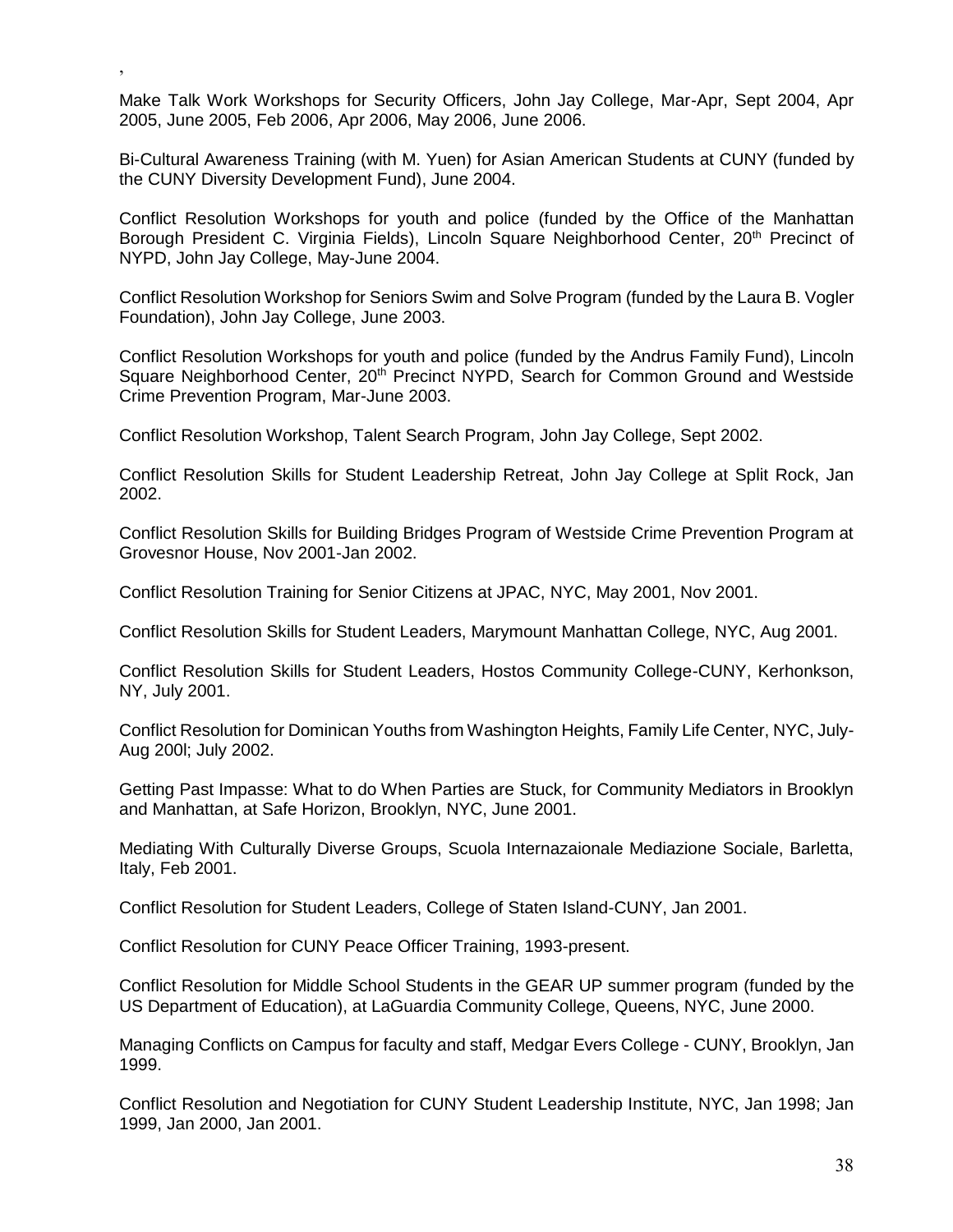,

Make Talk Work Workshops for Security Officers, John Jay College, Mar-Apr, Sept 2004, Apr 2005, June 2005, Feb 2006, Apr 2006, May 2006, June 2006.

Bi-Cultural Awareness Training (with M. Yuen) for Asian American Students at CUNY (funded by the CUNY Diversity Development Fund), June 2004.

Conflict Resolution Workshops for youth and police (funded by the Office of the Manhattan Borough President C. Virginia Fields), Lincoln Square Neighborhood Center, 20th Precinct of NYPD, John Jay College, May-June 2004.

Conflict Resolution Workshop for Seniors Swim and Solve Program (funded by the Laura B. Vogler Foundation), John Jay College, June 2003.

Conflict Resolution Workshops for youth and police (funded by the Andrus Family Fund), Lincoln Square Neighborhood Center, 20th Precinct NYPD, Search for Common Ground and Westside Crime Prevention Program, Mar-June 2003.

Conflict Resolution Workshop, Talent Search Program, John Jay College, Sept 2002.

Conflict Resolution Skills for Student Leadership Retreat, John Jay College at Split Rock, Jan 2002.

Conflict Resolution Skills for Building Bridges Program of Westside Crime Prevention Program at Grovesnor House, Nov 2001-Jan 2002.

Conflict Resolution Training for Senior Citizens at JPAC, NYC, May 2001, Nov 2001.

Conflict Resolution Skills for Student Leaders, Marymount Manhattan College, NYC, Aug 2001.

Conflict Resolution Skills for Student Leaders, Hostos Community College-CUNY, Kerhonkson, NY, July 2001.

Conflict Resolution for Dominican Youths from Washington Heights, Family Life Center, NYC, July-Aug 200l; July 2002.

Getting Past Impasse: What to do When Parties are Stuck, for Community Mediators in Brooklyn and Manhattan, at Safe Horizon, Brooklyn, NYC, June 2001.

Mediating With Culturally Diverse Groups, Scuola Internazaionale Mediazione Sociale, Barletta, Italy, Feb 2001.

Conflict Resolution for Student Leaders, College of Staten Island-CUNY, Jan 2001.

Conflict Resolution for CUNY Peace Officer Training, 1993-present.

Conflict Resolution for Middle School Students in the GEAR UP summer program (funded by the US Department of Education), at LaGuardia Community College, Queens, NYC, June 2000.

Managing Conflicts on Campus for faculty and staff, Medgar Evers College - CUNY, Brooklyn, Jan 1999.

Conflict Resolution and Negotiation for CUNY Student Leadership Institute, NYC, Jan 1998; Jan 1999, Jan 2000, Jan 2001.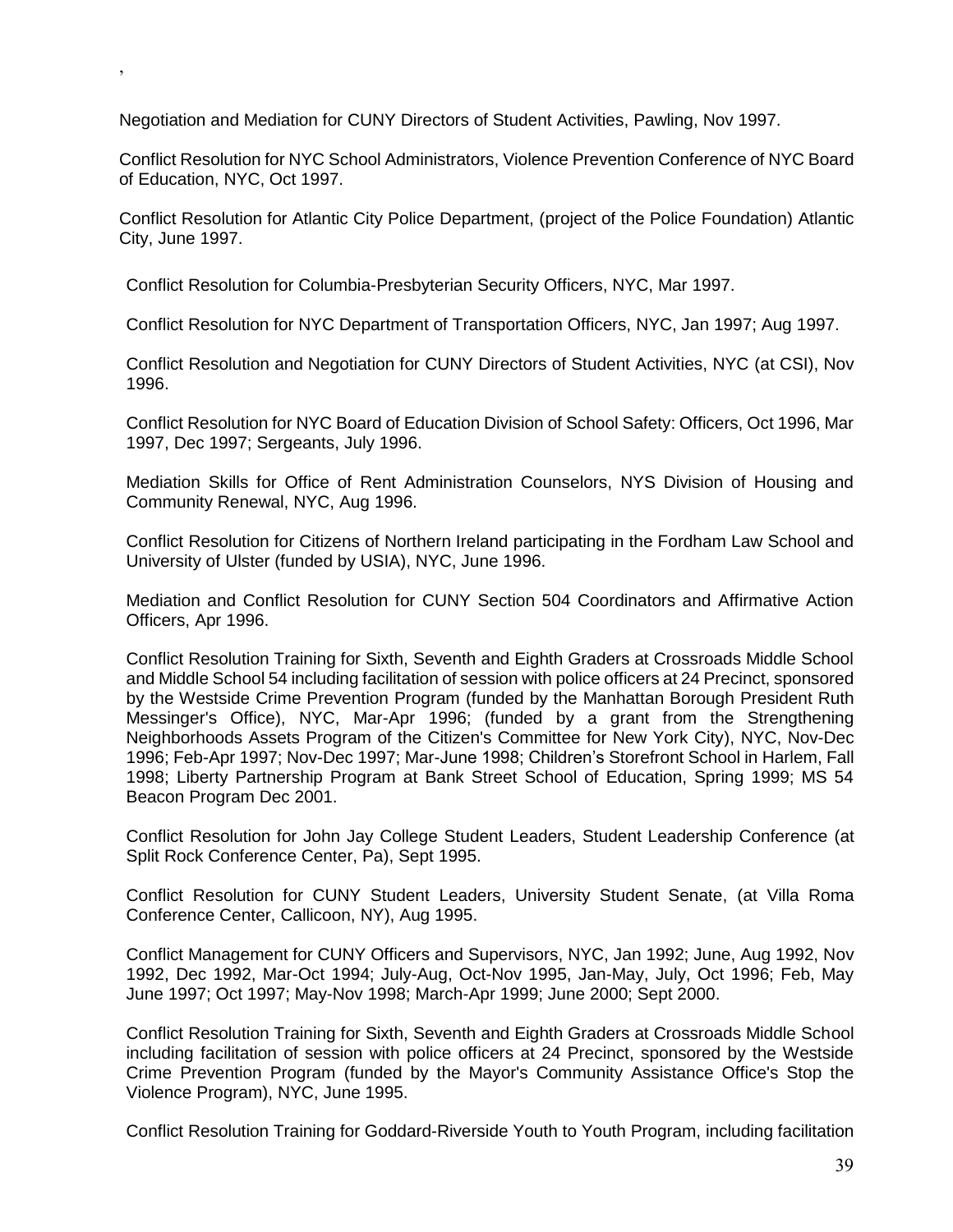,

Negotiation and Mediation for CUNY Directors of Student Activities, Pawling, Nov 1997.

Conflict Resolution for NYC School Administrators, Violence Prevention Conference of NYC Board of Education, NYC, Oct 1997.

Conflict Resolution for Atlantic City Police Department, (project of the Police Foundation) Atlantic City, June 1997.

Conflict Resolution for Columbia-Presbyterian Security Officers, NYC, Mar 1997.

Conflict Resolution for NYC Department of Transportation Officers, NYC, Jan 1997; Aug 1997.

Conflict Resolution and Negotiation for CUNY Directors of Student Activities, NYC (at CSI), Nov 1996.

Conflict Resolution for NYC Board of Education Division of School Safety: Officers, Oct 1996, Mar 1997, Dec 1997; Sergeants, July 1996.

Mediation Skills for Office of Rent Administration Counselors, NYS Division of Housing and Community Renewal, NYC, Aug 1996.

Conflict Resolution for Citizens of Northern Ireland participating in the Fordham Law School and University of Ulster (funded by USIA), NYC, June 1996.

Mediation and Conflict Resolution for CUNY Section 504 Coordinators and Affirmative Action Officers, Apr 1996.

Conflict Resolution Training for Sixth, Seventh and Eighth Graders at Crossroads Middle School and Middle School 54 including facilitation of session with police officers at 24 Precinct, sponsored by the Westside Crime Prevention Program (funded by the Manhattan Borough President Ruth Messinger's Office), NYC, Mar-Apr 1996; (funded by a grant from the Strengthening Neighborhoods Assets Program of the Citizen's Committee for New York City), NYC, Nov-Dec 1996; Feb-Apr 1997; Nov-Dec 1997; Mar-June 1998; Children's Storefront School in Harlem, Fall 1998; Liberty Partnership Program at Bank Street School of Education, Spring 1999; MS 54 Beacon Program Dec 2001.

Conflict Resolution for John Jay College Student Leaders, Student Leadership Conference (at Split Rock Conference Center, Pa), Sept 1995.

Conflict Resolution for CUNY Student Leaders, University Student Senate, (at Villa Roma Conference Center, Callicoon, NY), Aug 1995.

Conflict Management for CUNY Officers and Supervisors, NYC, Jan 1992; June, Aug 1992, Nov 1992, Dec 1992, Mar-Oct 1994; July-Aug, Oct-Nov 1995, Jan-May, July, Oct 1996; Feb, May June 1997; Oct 1997; May-Nov 1998; March-Apr 1999; June 2000; Sept 2000.

Conflict Resolution Training for Sixth, Seventh and Eighth Graders at Crossroads Middle School including facilitation of session with police officers at 24 Precinct, sponsored by the Westside Crime Prevention Program (funded by the Mayor's Community Assistance Office's Stop the Violence Program), NYC, June 1995.

Conflict Resolution Training for Goddard-Riverside Youth to Youth Program, including facilitation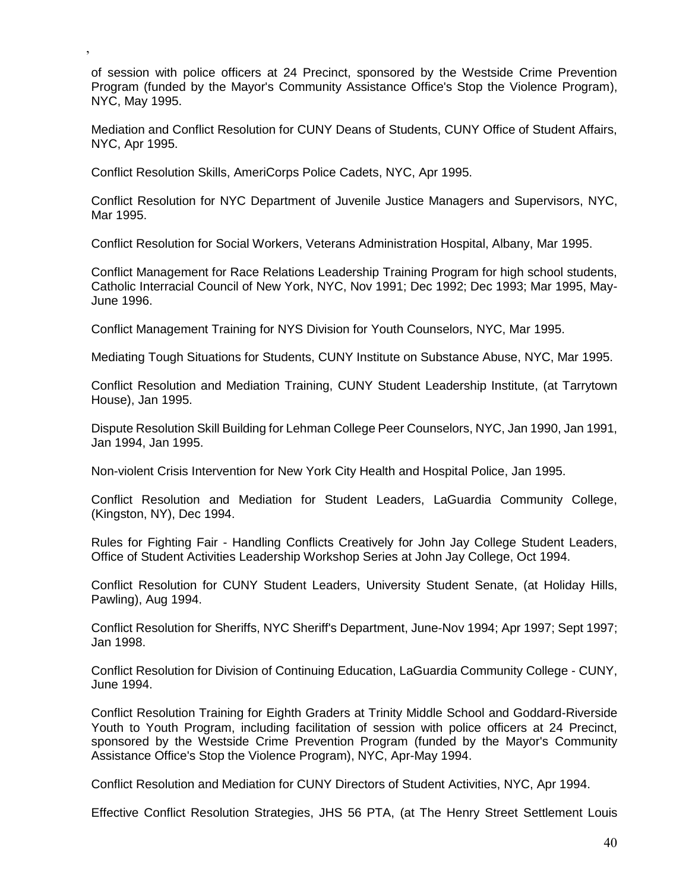,

of session with police officers at 24 Precinct, sponsored by the Westside Crime Prevention Program (funded by the Mayor's Community Assistance Office's Stop the Violence Program), NYC, May 1995.

Mediation and Conflict Resolution for CUNY Deans of Students, CUNY Office of Student Affairs, NYC, Apr 1995.

Conflict Resolution Skills, AmeriCorps Police Cadets, NYC, Apr 1995.

Conflict Resolution for NYC Department of Juvenile Justice Managers and Supervisors, NYC, Mar 1995.

Conflict Resolution for Social Workers, Veterans Administration Hospital, Albany, Mar 1995.

Conflict Management for Race Relations Leadership Training Program for high school students, Catholic Interracial Council of New York, NYC, Nov 1991; Dec 1992; Dec 1993; Mar 1995, May-June 1996.

Conflict Management Training for NYS Division for Youth Counselors, NYC, Mar 1995.

Mediating Tough Situations for Students, CUNY Institute on Substance Abuse, NYC, Mar 1995.

Conflict Resolution and Mediation Training, CUNY Student Leadership Institute, (at Tarrytown House), Jan 1995.

Dispute Resolution Skill Building for Lehman College Peer Counselors, NYC, Jan 1990, Jan 1991, Jan 1994, Jan 1995.

Non-violent Crisis Intervention for New York City Health and Hospital Police, Jan 1995.

Conflict Resolution and Mediation for Student Leaders, LaGuardia Community College, (Kingston, NY), Dec 1994.

Rules for Fighting Fair - Handling Conflicts Creatively for John Jay College Student Leaders, Office of Student Activities Leadership Workshop Series at John Jay College, Oct 1994.

Conflict Resolution for CUNY Student Leaders, University Student Senate, (at Holiday Hills, Pawling), Aug 1994.

Conflict Resolution for Sheriffs, NYC Sheriff's Department, June-Nov 1994; Apr 1997; Sept 1997; Jan 1998.

Conflict Resolution for Division of Continuing Education, LaGuardia Community College - CUNY, June 1994.

Conflict Resolution Training for Eighth Graders at Trinity Middle School and Goddard-Riverside Youth to Youth Program, including facilitation of session with police officers at 24 Precinct, sponsored by the Westside Crime Prevention Program (funded by the Mayor's Community Assistance Office's Stop the Violence Program), NYC, Apr-May 1994.

Conflict Resolution and Mediation for CUNY Directors of Student Activities, NYC, Apr 1994.

Effective Conflict Resolution Strategies, JHS 56 PTA, (at The Henry Street Settlement Louis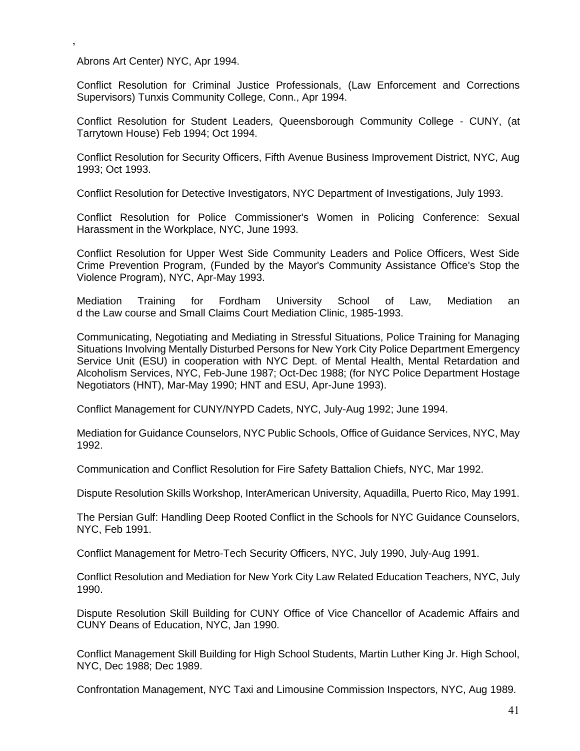,

Abrons Art Center) NYC, Apr 1994.

Conflict Resolution for Criminal Justice Professionals, (Law Enforcement and Corrections Supervisors) Tunxis Community College, Conn., Apr 1994.

Conflict Resolution for Student Leaders, Queensborough Community College - CUNY, (at Tarrytown House) Feb 1994; Oct 1994.

Conflict Resolution for Security Officers, Fifth Avenue Business Improvement District, NYC, Aug 1993; Oct 1993.

Conflict Resolution for Detective Investigators, NYC Department of Investigations, July 1993.

Conflict Resolution for Police Commissioner's Women in Policing Conference: Sexual Harassment in the Workplace, NYC, June 1993.

Conflict Resolution for Upper West Side Community Leaders and Police Officers, West Side Crime Prevention Program, (Funded by the Mayor's Community Assistance Office's Stop the Violence Program), NYC, Apr-May 1993.

Mediation Training for Fordham University School of Law, Mediation an d the Law course and Small Claims Court Mediation Clinic, 1985-1993.

Communicating, Negotiating and Mediating in Stressful Situations, Police Training for Managing Situations Involving Mentally Disturbed Persons for New York City Police Department Emergency Service Unit (ESU) in cooperation with NYC Dept. of Mental Health, Mental Retardation and Alcoholism Services, NYC, Feb-June 1987; Oct-Dec 1988; (for NYC Police Department Hostage Negotiators (HNT), Mar-May 1990; HNT and ESU, Apr-June 1993).

Conflict Management for CUNY/NYPD Cadets, NYC, July-Aug 1992; June 1994.

Mediation for Guidance Counselors, NYC Public Schools, Office of Guidance Services, NYC, May 1992.

Communication and Conflict Resolution for Fire Safety Battalion Chiefs, NYC, Mar 1992.

Dispute Resolution Skills Workshop, InterAmerican University, Aquadilla, Puerto Rico, May 1991.

The Persian Gulf: Handling Deep Rooted Conflict in the Schools for NYC Guidance Counselors, NYC, Feb 1991.

Conflict Management for Metro-Tech Security Officers, NYC, July 1990, July-Aug 1991.

Conflict Resolution and Mediation for New York City Law Related Education Teachers, NYC, July 1990.

Dispute Resolution Skill Building for CUNY Office of Vice Chancellor of Academic Affairs and CUNY Deans of Education, NYC, Jan 1990.

Conflict Management Skill Building for High School Students, Martin Luther King Jr. High School, NYC, Dec 1988; Dec 1989.

Confrontation Management, NYC Taxi and Limousine Commission Inspectors, NYC, Aug 1989.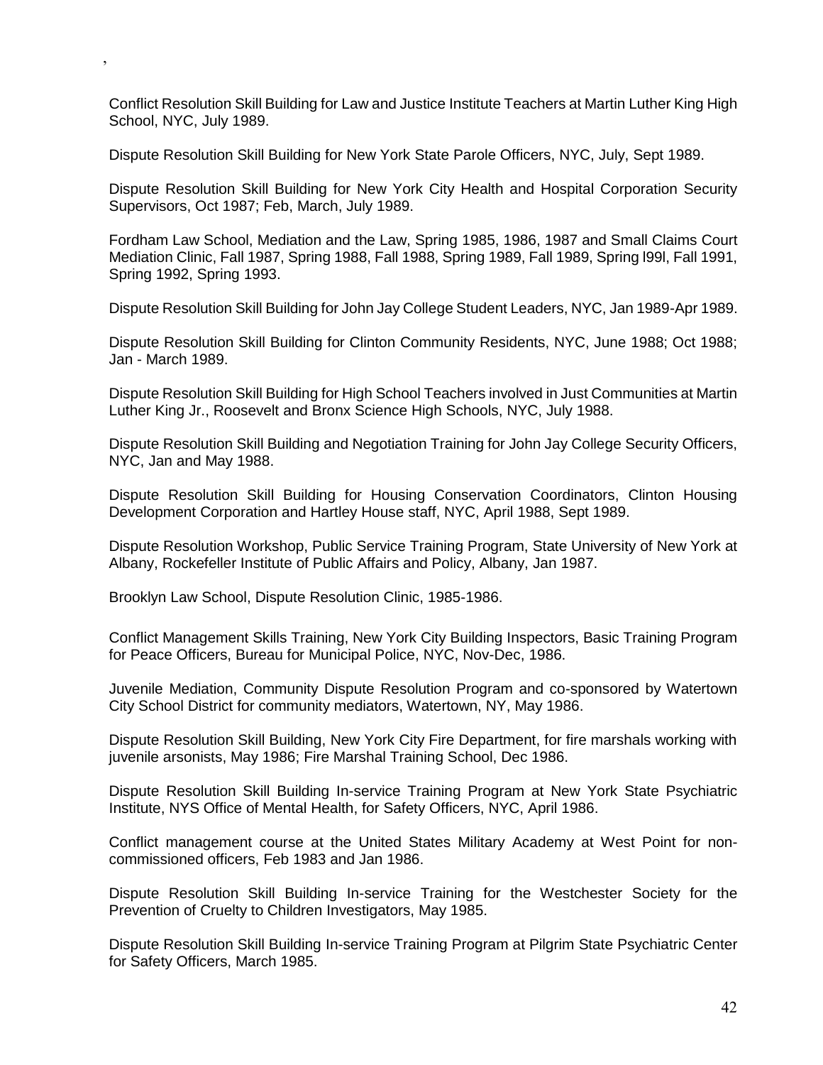,

Conflict Resolution Skill Building for Law and Justice Institute Teachers at Martin Luther King High School, NYC, July 1989.

Dispute Resolution Skill Building for New York State Parole Officers, NYC, July, Sept 1989.

Dispute Resolution Skill Building for New York City Health and Hospital Corporation Security Supervisors, Oct 1987; Feb, March, July 1989.

Fordham Law School, Mediation and the Law, Spring 1985, 1986, 1987 and Small Claims Court Mediation Clinic, Fall 1987, Spring 1988, Fall 1988, Spring 1989, Fall 1989, Spring l99l, Fall 1991, Spring 1992, Spring 1993.

Dispute Resolution Skill Building for John Jay College Student Leaders, NYC, Jan 1989-Apr 1989.

Dispute Resolution Skill Building for Clinton Community Residents, NYC, June 1988; Oct 1988; Jan - March 1989.

Dispute Resolution Skill Building for High School Teachers involved in Just Communities at Martin Luther King Jr., Roosevelt and Bronx Science High Schools, NYC, July 1988.

Dispute Resolution Skill Building and Negotiation Training for John Jay College Security Officers, NYC, Jan and May 1988.

Dispute Resolution Skill Building for Housing Conservation Coordinators, Clinton Housing Development Corporation and Hartley House staff, NYC, April 1988, Sept 1989.

Dispute Resolution Workshop, Public Service Training Program, State University of New York at Albany, Rockefeller Institute of Public Affairs and Policy, Albany, Jan 1987.

Brooklyn Law School, Dispute Resolution Clinic, 1985-1986.

Conflict Management Skills Training, New York City Building Inspectors, Basic Training Program for Peace Officers, Bureau for Municipal Police, NYC, Nov-Dec, 1986.

Juvenile Mediation, Community Dispute Resolution Program and co-sponsored by Watertown City School District for community mediators, Watertown, NY, May 1986.

Dispute Resolution Skill Building, New York City Fire Department, for fire marshals working with juvenile arsonists, May 1986; Fire Marshal Training School, Dec 1986.

Dispute Resolution Skill Building In-service Training Program at New York State Psychiatric Institute, NYS Office of Mental Health, for Safety Officers, NYC, April 1986.

Conflict management course at the United States Military Academy at West Point for non-commissioned officers, Feb 1983 and Jan 1986.

Dispute Resolution Skill Building In-service Training for the Westchester Society for the Prevention of Cruelty to Children Investigators, May 1985.

Dispute Resolution Skill Building In-service Training Program at Pilgrim State Psychiatric Center for Safety Officers, March 1985.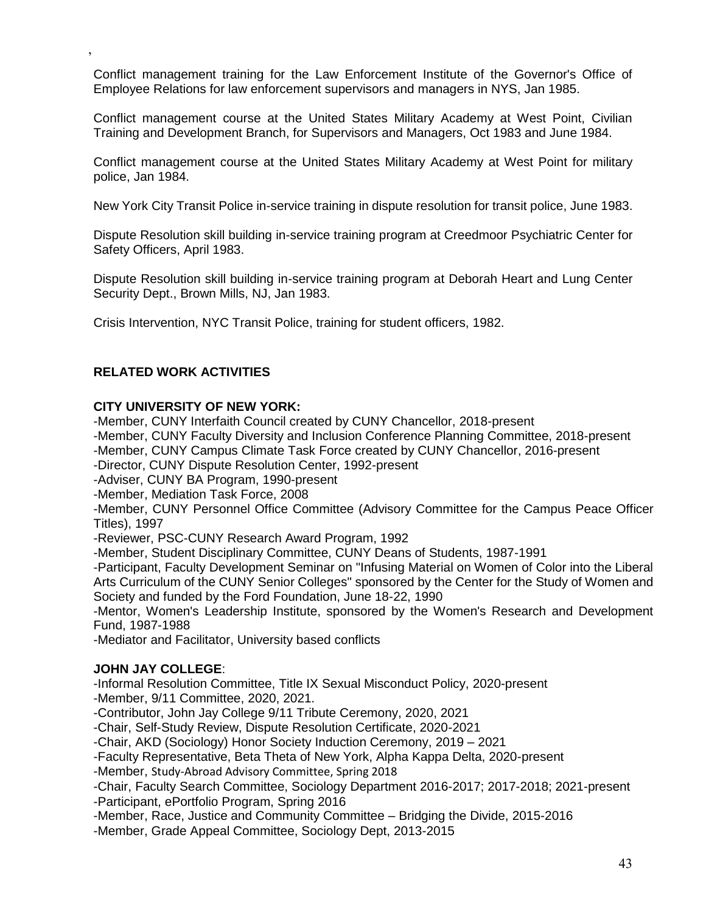,

Conflict management training for the Law Enforcement Institute of the Governor's Office of Employee Relations for law enforcement supervisors and managers in NYS, Jan 1985.

Conflict management course at the United States Military Academy at West Point, Civilian Training and Development Branch, for Supervisors and Managers, Oct 1983 and June 1984.

Conflict management course at the United States Military Academy at West Point for military police, Jan 1984.

New York City Transit Police in-service training in dispute resolution for transit police, June 1983.

Dispute Resolution skill building in-service training program at Creedmoor Psychiatric Center for Safety Officers, April 1983.

Dispute Resolution skill building in-service training program at Deborah Heart and Lung Center Security Dept., Brown Mills, NJ, Jan 1983.

Crisis Intervention, NYC Transit Police, training for student officers, 1982.

## RELATED WORK ACTIVITIES

**CITY UNIVERSITY OF NEW YORK:**

-Member, CUNY Interfaith Council created by CUNY Chancellor, 2018-present
-Member, CUNY Faculty Diversity and Inclusion Conference Planning Committee, 2018-present
-Member, CUNY Campus Climate Task Force created by CUNY Chancellor, 2016-present
-Director, CUNY Dispute Resolution Center, 1992-present
-Adviser, CUNY BA Program, 1990-present
-Member, Mediation Task Force, 2008
-Member, CUNY Personnel Office Committee (Advisory Committee for the Campus Peace Officer Titles), 1997
-Reviewer, PSC-CUNY Research Award Program, 1992
-Member, Student Disciplinary Committee, CUNY Deans of Students, 1987-1991
-Participant, Faculty Development Seminar on "Infusing Material on Women of Color into the Liberal Arts Curriculum of the CUNY Senior Colleges" sponsored by the Center for the Study of Women and Society and funded by the Ford Foundation, June 18-22, 1990
-Mentor, Women's Leadership Institute, sponsored by the Women's Research and Development Fund, 1987-1988
-Mediator and Facilitator, University based conflicts

**JOHN JAY COLLEGE**:

-Informal Resolution Committee, Title IX Sexual Misconduct Policy, 2020-present
-Member, 9/11 Committee, 2020, 2021.
-Contributor, John Jay College 9/11 Tribute Ceremony, 2020, 2021
-Chair, Self-Study Review, Dispute Resolution Certificate, 2020-2021
-Chair, AKD (Sociology) Honor Society Induction Ceremony, 2019 – 2021
-Faculty Representative, Beta Theta of New York, Alpha Kappa Delta, 2020-present
-Member, Study-Abroad Advisory Committee, Spring 2018
-Chair, Faculty Search Committee, Sociology Department 2016-2017; 2017-2018; 2021-present
-Participant, ePortfolio Program, Spring 2016
-Member, Race, Justice and Community Committee – Bridging the Divide, 2015-2016
-Member, Grade Appeal Committee, Sociology Dept, 2013-2015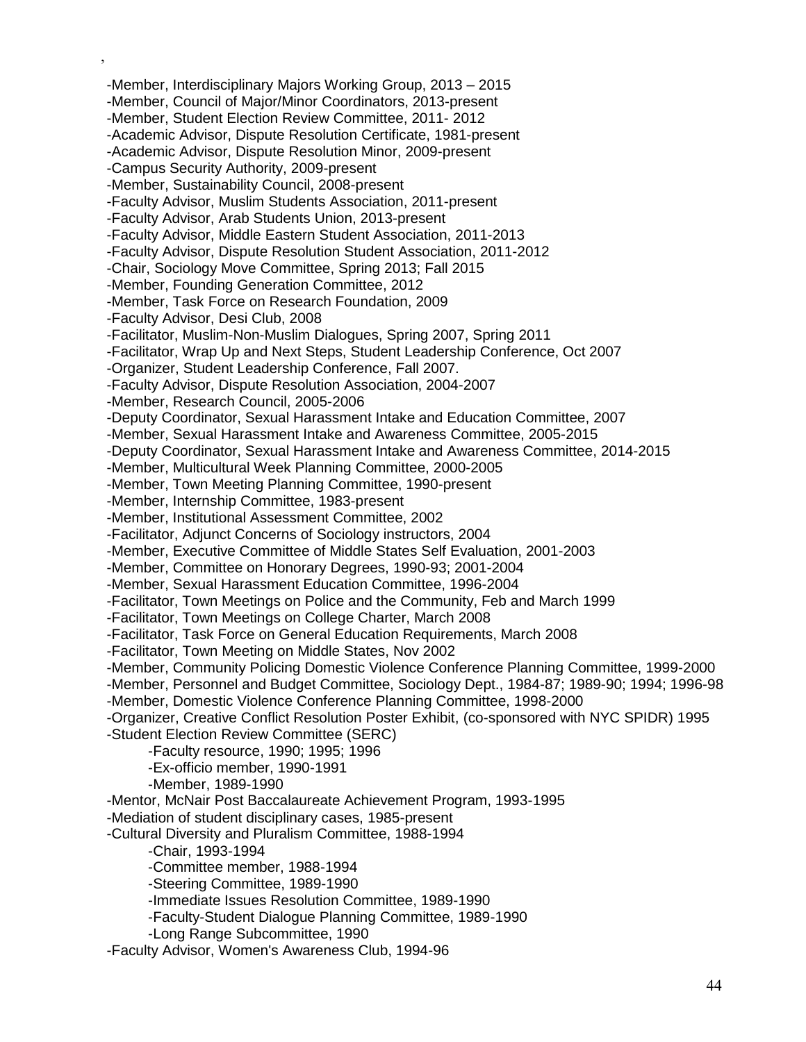,

-Member, Interdisciplinary Majors Working Group, 2013 – 2015
-Member, Council of Major/Minor Coordinators, 2013-present
-Member, Student Election Review Committee, 2011- 2012
-Academic Advisor, Dispute Resolution Certificate, 1981-present
-Academic Advisor, Dispute Resolution Minor, 2009-present
-Campus Security Authority, 2009-present
-Member, Sustainability Council, 2008-present
-Faculty Advisor, Muslim Students Association, 2011-present
-Faculty Advisor, Arab Students Union, 2013-present
-Faculty Advisor, Middle Eastern Student Association, 2011-2013
-Faculty Advisor, Dispute Resolution Student Association, 2011-2012
-Chair, Sociology Move Committee, Spring 2013; Fall 2015
-Member, Founding Generation Committee, 2012
-Member, Task Force on Research Foundation, 2009
-Faculty Advisor, Desi Club, 2008
-Facilitator, Muslim-Non-Muslim Dialogues, Spring 2007, Spring 2011
-Facilitator, Wrap Up and Next Steps, Student Leadership Conference, Oct 2007
-Organizer, Student Leadership Conference, Fall 2007.
-Faculty Advisor, Dispute Resolution Association, 2004-2007
-Member, Research Council, 2005-2006
-Deputy Coordinator, Sexual Harassment Intake and Education Committee, 2007
-Member, Sexual Harassment Intake and Awareness Committee, 2005-2015
-Deputy Coordinator, Sexual Harassment Intake and Awareness Committee, 2014-2015
-Member, Multicultural Week Planning Committee, 2000-2005
-Member, Town Meeting Planning Committee, 1990-present
-Member, Internship Committee, 1983-present
-Member, Institutional Assessment Committee, 2002
-Facilitator, Adjunct Concerns of Sociology instructors, 2004
-Member, Executive Committee of Middle States Self Evaluation, 2001-2003
-Member, Committee on Honorary Degrees, 1990-93; 2001-2004
-Member, Sexual Harassment Education Committee, 1996-2004
-Facilitator, Town Meetings on Police and the Community, Feb and March 1999
-Facilitator, Town Meetings on College Charter, March 2008
-Facilitator, Task Force on General Education Requirements, March 2008
-Facilitator, Town Meeting on Middle States, Nov 2002
-Member, Community Policing Domestic Violence Conference Planning Committee, 1999-2000
-Member, Personnel and Budget Committee, Sociology Dept., 1984-87; 1989-90; 1994; 1996-98
-Member, Domestic Violence Conference Planning Committee, 1998-2000
-Organizer, Creative Conflict Resolution Poster Exhibit, (co-sponsored with NYC SPIDR) 1995
-Student Election Review Committee (SERC)
    -Faculty resource, 1990; 1995; 1996
    -Ex-officio member, 1990-1991
    -Member, 1989-1990
-Mentor, McNair Post Baccalaureate Achievement Program, 1993-1995
-Mediation of student disciplinary cases, 1985-present
-Cultural Diversity and Pluralism Committee, 1988-1994
    -Chair, 1993-1994
    -Committee member, 1988-1994
    -Steering Committee, 1989-1990
    -Immediate Issues Resolution Committee, 1989-1990
    -Faculty-Student Dialogue Planning Committee, 1989-1990
    -Long Range Subcommittee, 1990
-Faculty Advisor, Women's Awareness Club, 1994-96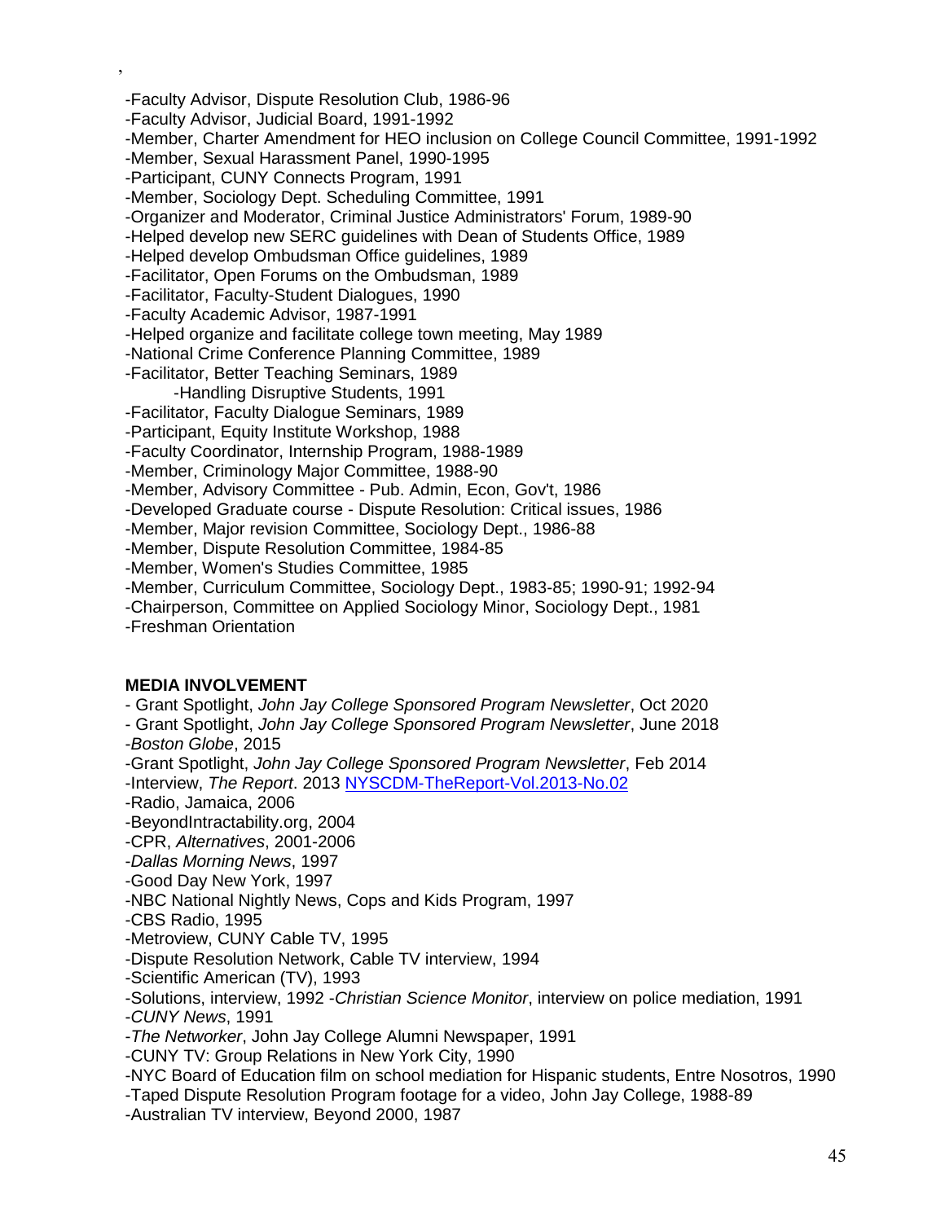,

-Faculty Advisor, Dispute Resolution Club, 1986-96
-Faculty Advisor, Judicial Board, 1991-1992
-Member, Charter Amendment for HEO inclusion on College Council Committee, 1991-1992
-Member, Sexual Harassment Panel, 1990-1995
-Participant, CUNY Connects Program, 1991
-Member, Sociology Dept. Scheduling Committee, 1991
-Organizer and Moderator, Criminal Justice Administrators' Forum, 1989-90
-Helped develop new SERC guidelines with Dean of Students Office, 1989
-Helped develop Ombudsman Office guidelines, 1989
-Facilitator, Open Forums on the Ombudsman, 1989
-Facilitator, Faculty-Student Dialogues, 1990
-Faculty Academic Advisor, 1987-1991
-Helped organize and facilitate college town meeting, May 1989
-National Crime Conference Planning Committee, 1989
-Facilitator, Better Teaching Seminars, 1989
    -Handling Disruptive Students, 1991
-Facilitator, Faculty Dialogue Seminars, 1989
-Participant, Equity Institute Workshop, 1988
-Faculty Coordinator, Internship Program, 1988-1989
-Member, Criminology Major Committee, 1988-90
-Member, Advisory Committee - Pub. Admin, Econ, Gov't, 1986
-Developed Graduate course - Dispute Resolution: Critical issues, 1986
-Member, Major revision Committee, Sociology Dept., 1986-88
-Member, Dispute Resolution Committee, 1984-85
-Member, Women's Studies Committee, 1985
-Member, Curriculum Committee, Sociology Dept., 1983-85; 1990-91; 1992-94
-Chairperson, Committee on Applied Sociology Minor, Sociology Dept., 1981
-Freshman Orientation

**MEDIA INVOLVEMENT**

- Grant Spotlight, *John Jay College Sponsored Program Newsletter*, Oct 2020
- Grant Spotlight, *John Jay College Sponsored Program Newsletter*, June 2018
-*Boston Globe*, 2015
-Grant Spotlight, *John Jay College Sponsored Program Newsletter*, Feb 2014
-Interview, *The Report*. 2013 NYSCDM-TheReport-Vol.2013-No.02
-Radio, Jamaica, 2006
-BeyondIntractability.org, 2004
-CPR, *Alternatives*, 2001-2006
-*Dallas Morning News*, 1997
-Good Day New York, 1997
-NBC National Nightly News, Cops and Kids Program, 1997
-CBS Radio, 1995
-Metroview, CUNY Cable TV, 1995
-Dispute Resolution Network, Cable TV interview, 1994
-Scientific American (TV), 1993
-Solutions, interview, 1992 -*Christian Science Monitor*, interview on police mediation, 1991
-*CUNY News*, 1991
-*The Networker*, John Jay College Alumni Newspaper, 1991
-CUNY TV: Group Relations in New York City, 1990
-NYC Board of Education film on school mediation for Hispanic students, Entre Nosotros, 1990
-Taped Dispute Resolution Program footage for a video, John Jay College, 1988-89
-Australian TV interview, Beyond 2000, 1987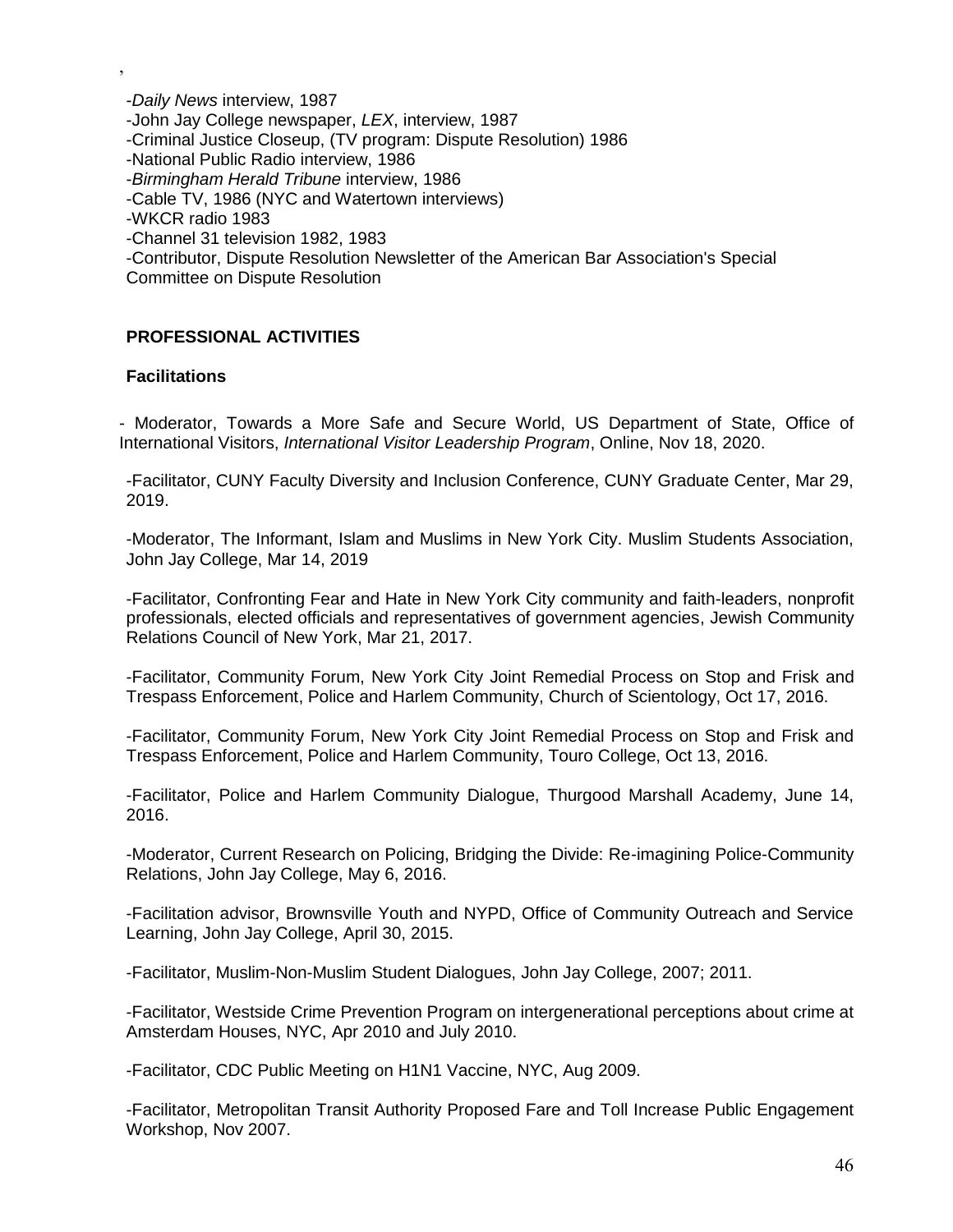,

-*Daily News* interview, 1987
-John Jay College newspaper, *LEX*, interview, 1987
-Criminal Justice Closeup, (TV program: Dispute Resolution) 1986
-National Public Radio interview, 1986
-*Birmingham Herald Tribune* interview, 1986
-Cable TV, 1986 (NYC and Watertown interviews)
-WKCR radio 1983
-Channel 31 television 1982, 1983
-Contributor, Dispute Resolution Newsletter of the American Bar Association's Special Committee on Dispute Resolution

**PROFESSIONAL ACTIVITIES**

**Facilitations**

- Moderator, Towards a More Safe and Secure World, US Department of State, Office of International Visitors, *International Visitor Leadership Program*, Online, Nov 18, 2020.

-Facilitator, CUNY Faculty Diversity and Inclusion Conference, CUNY Graduate Center, Mar 29, 2019.

-Moderator, The Informant, Islam and Muslims in New York City. Muslim Students Association, John Jay College, Mar 14, 2019

-Facilitator, Confronting Fear and Hate in New York City community and faith-leaders, nonprofit professionals, elected officials and representatives of government agencies, Jewish Community Relations Council of New York, Mar 21, 2017.

-Facilitator, Community Forum, New York City Joint Remedial Process on Stop and Frisk and Trespass Enforcement, Police and Harlem Community, Church of Scientology, Oct 17, 2016.

-Facilitator, Community Forum, New York City Joint Remedial Process on Stop and Frisk and Trespass Enforcement, Police and Harlem Community, Touro College, Oct 13, 2016.

-Facilitator, Police and Harlem Community Dialogue, Thurgood Marshall Academy, June 14, 2016.

-Moderator, Current Research on Policing, Bridging the Divide: Re-imagining Police-Community Relations, John Jay College, May 6, 2016.

-Facilitation advisor, Brownsville Youth and NYPD, Office of Community Outreach and Service Learning, John Jay College, April 30, 2015.

-Facilitator, Muslim-Non-Muslim Student Dialogues, John Jay College, 2007; 2011.

-Facilitator, Westside Crime Prevention Program on intergenerational perceptions about crime at Amsterdam Houses, NYC, Apr 2010 and July 2010.

-Facilitator, CDC Public Meeting on H1N1 Vaccine, NYC, Aug 2009.

-Facilitator, Metropolitan Transit Authority Proposed Fare and Toll Increase Public Engagement Workshop, Nov 2007.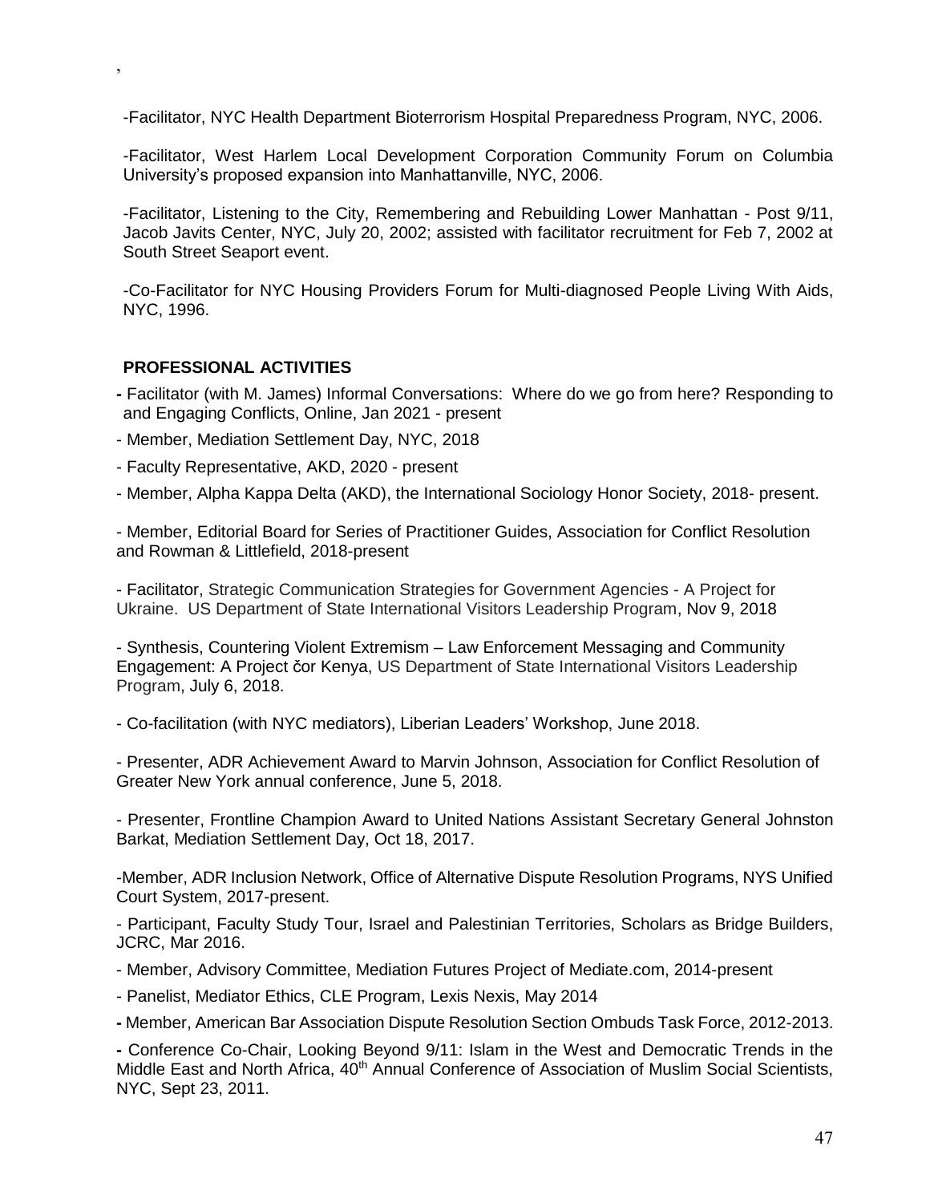,

-Facilitator, NYC Health Department Bioterrorism Hospital Preparedness Program, NYC, 2006.

-Facilitator, West Harlem Local Development Corporation Community Forum on Columbia University's proposed expansion into Manhattanville, NYC, 2006.

-Facilitator, Listening to the City, Remembering and Rebuilding Lower Manhattan - Post 9/11, Jacob Javits Center, NYC, July 20, 2002; assisted with facilitator recruitment for Feb 7, 2002 at South Street Seaport event.

-Co-Facilitator for NYC Housing Providers Forum for Multi-diagnosed People Living With Aids, NYC, 1996.

## PROFESSIONAL ACTIVITIES

- Facilitator (with M. James) Informal Conversations: Where do we go from here? Responding to and Engaging Conflicts, Online, Jan 2021 - present

- Member, Mediation Settlement Day, NYC, 2018

- Faculty Representative, AKD, 2020 - present

- Member, Alpha Kappa Delta (AKD), the International Sociology Honor Society, 2018- present.

- Member, Editorial Board for Series of Practitioner Guides, Association for Conflict Resolution and Rowman & Littlefield, 2018-present

- Facilitator, Strategic Communication Strategies for Government Agencies - A Project for Ukraine. US Department of State International Visitors Leadership Program, Nov 9, 2018

- Synthesis, Countering Violent Extremism – Law Enforcement Messaging and Community Engagement: A Project čor Kenya, US Department of State International Visitors Leadership Program, July 6, 2018.

- Co-facilitation (with NYC mediators), Liberian Leaders' Workshop, June 2018.

- Presenter, ADR Achievement Award to Marvin Johnson, Association for Conflict Resolution of Greater New York annual conference, June 5, 2018.

- Presenter, Frontline Champion Award to United Nations Assistant Secretary General Johnston Barkat, Mediation Settlement Day, Oct 18, 2017.

-Member, ADR Inclusion Network, Office of Alternative Dispute Resolution Programs, NYS Unified Court System, 2017-present.

- Participant, Faculty Study Tour, Israel and Palestinian Territories, Scholars as Bridge Builders, JCRC, Mar 2016.

- Member, Advisory Committee, Mediation Futures Project of Mediate.com, 2014-present

- Panelist, Mediator Ethics, CLE Program, Lexis Nexis, May 2014

- Member, American Bar Association Dispute Resolution Section Ombuds Task Force, 2012-2013.

- Conference Co-Chair, Looking Beyond 9/11: Islam in the West and Democratic Trends in the Middle East and North Africa, 40th Annual Conference of Association of Muslim Social Scientists, NYC, Sept 23, 2011.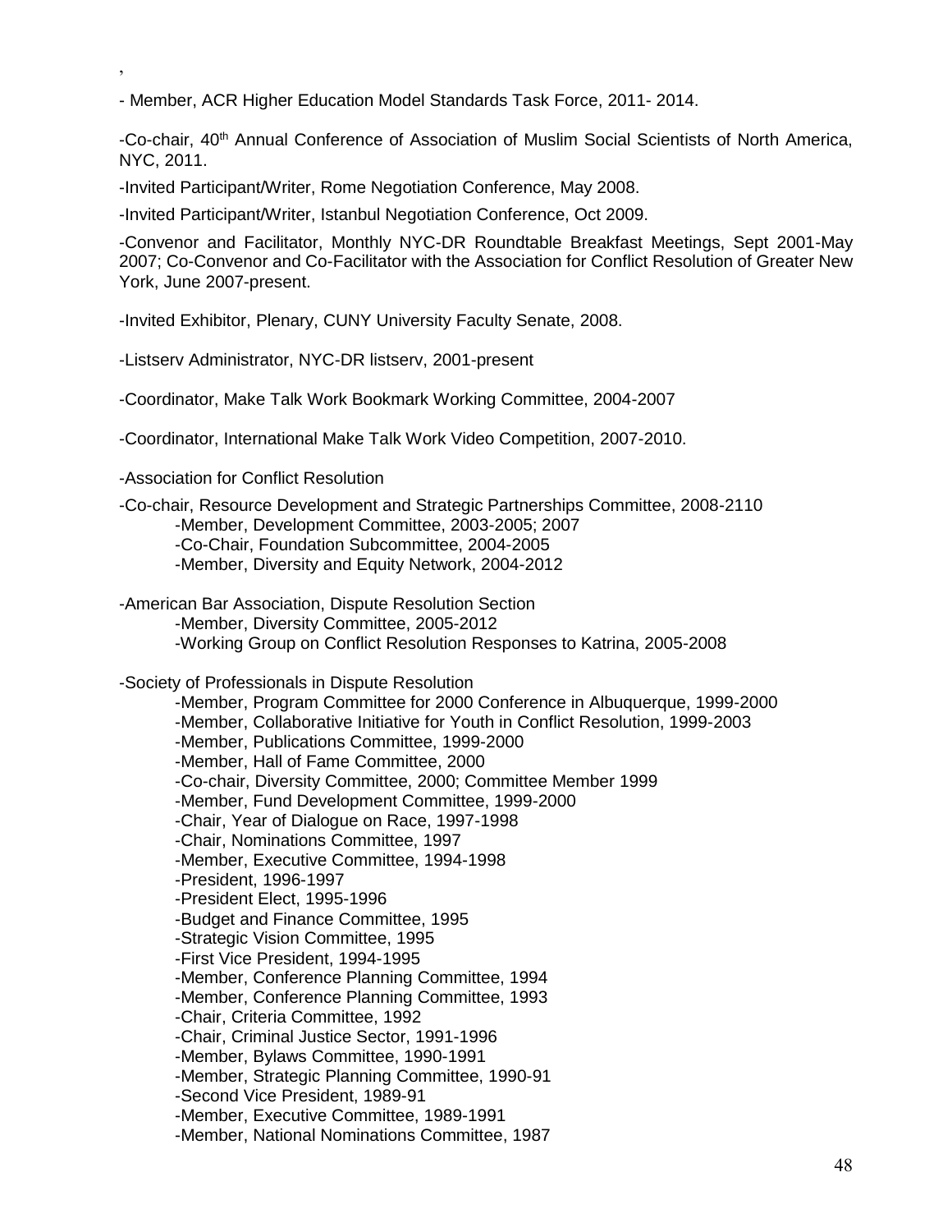,

- Member, ACR Higher Education Model Standards Task Force, 2011- 2014.

-Co-chair, 40th Annual Conference of Association of Muslim Social Scientists of North America, NYC, 2011.

-Invited Participant/Writer, Rome Negotiation Conference, May 2008.

-Invited Participant/Writer, Istanbul Negotiation Conference, Oct 2009.

-Convenor and Facilitator, Monthly NYC-DR Roundtable Breakfast Meetings, Sept 2001-May 2007; Co-Convenor and Co-Facilitator with the Association for Conflict Resolution of Greater New York, June 2007-present.

-Invited Exhibitor, Plenary, CUNY University Faculty Senate, 2008.

-Listserv Administrator, NYC-DR listserv, 2001-present

-Coordinator, Make Talk Work Bookmark Working Committee, 2004-2007

-Coordinator, International Make Talk Work Video Competition, 2007-2010.

-Association for Conflict Resolution

-Co-chair, Resource Development and Strategic Partnerships Committee, 2008-2110
- -Member, Development Committee, 2003-2005; 2007
- -Co-Chair, Foundation Subcommittee, 2004-2005
- -Member, Diversity and Equity Network, 2004-2012

-American Bar Association, Dispute Resolution Section
- -Member, Diversity Committee, 2005-2012
- -Working Group on Conflict Resolution Responses to Katrina, 2005-2008

-Society of Professionals in Dispute Resolution
- -Member, Program Committee for 2000 Conference in Albuquerque, 1999-2000
- -Member, Collaborative Initiative for Youth in Conflict Resolution, 1999-2003
- -Member, Publications Committee, 1999-2000
- -Member, Hall of Fame Committee, 2000
- -Co-chair, Diversity Committee, 2000; Committee Member 1999
- -Member, Fund Development Committee, 1999-2000
- -Chair, Year of Dialogue on Race, 1997-1998
- -Chair, Nominations Committee, 1997
- -Member, Executive Committee, 1994-1998
- -President, 1996-1997
- -President Elect, 1995-1996
- -Budget and Finance Committee, 1995
- -Strategic Vision Committee, 1995
- -First Vice President, 1994-1995
- -Member, Conference Planning Committee, 1994
- -Member, Conference Planning Committee, 1993
- -Chair, Criteria Committee, 1992
- -Chair, Criminal Justice Sector, 1991-1996
- -Member, Bylaws Committee, 1990-1991
- -Member, Strategic Planning Committee, 1990-91
- -Second Vice President, 1989-91
- -Member, Executive Committee, 1989-1991
- -Member, National Nominations Committee, 1987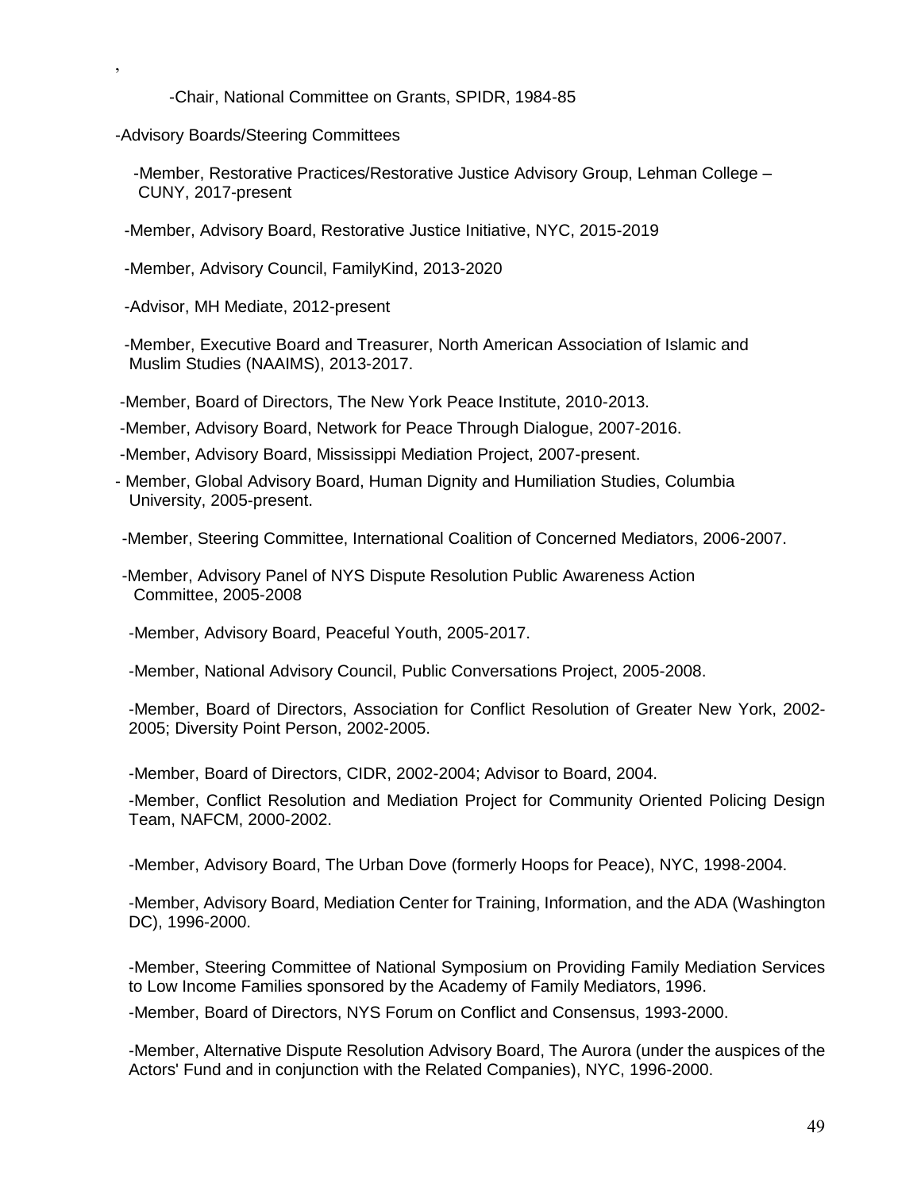,

-Chair, National Committee on Grants, SPIDR, 1984-85

-Advisory Boards/Steering Committees

-Member, Restorative Practices/Restorative Justice Advisory Group, Lehman College – CUNY, 2017-present

-Member, Advisory Board, Restorative Justice Initiative, NYC, 2015-2019

-Member, Advisory Council, FamilyKind, 2013-2020

-Advisor, MH Mediate, 2012-present

-Member, Executive Board and Treasurer, North American Association of Islamic and Muslim Studies (NAAIMS), 2013-2017.

-Member, Board of Directors, The New York Peace Institute, 2010-2013.

-Member, Advisory Board, Network for Peace Through Dialogue, 2007-2016.

-Member, Advisory Board, Mississippi Mediation Project, 2007-present.

- Member, Global Advisory Board, Human Dignity and Humiliation Studies, Columbia University, 2005-present.

-Member, Steering Committee, International Coalition of Concerned Mediators, 2006-2007.

-Member, Advisory Panel of NYS Dispute Resolution Public Awareness Action Committee, 2005-2008

-Member, Advisory Board, Peaceful Youth, 2005-2017.

-Member, National Advisory Council, Public Conversations Project, 2005-2008.

-Member, Board of Directors, Association for Conflict Resolution of Greater New York, 2002-2005; Diversity Point Person, 2002-2005.

-Member, Board of Directors, CIDR, 2002-2004; Advisor to Board, 2004.

-Member, Conflict Resolution and Mediation Project for Community Oriented Policing Design Team, NAFCM, 2000-2002.

-Member, Advisory Board, The Urban Dove (formerly Hoops for Peace), NYC, 1998-2004.

-Member, Advisory Board, Mediation Center for Training, Information, and the ADA (Washington DC), 1996-2000.

-Member, Steering Committee of National Symposium on Providing Family Mediation Services to Low Income Families sponsored by the Academy of Family Mediators, 1996.

-Member, Board of Directors, NYS Forum on Conflict and Consensus, 1993-2000.

-Member, Alternative Dispute Resolution Advisory Board, The Aurora (under the auspices of the Actors' Fund and in conjunction with the Related Companies), NYC, 1996-2000.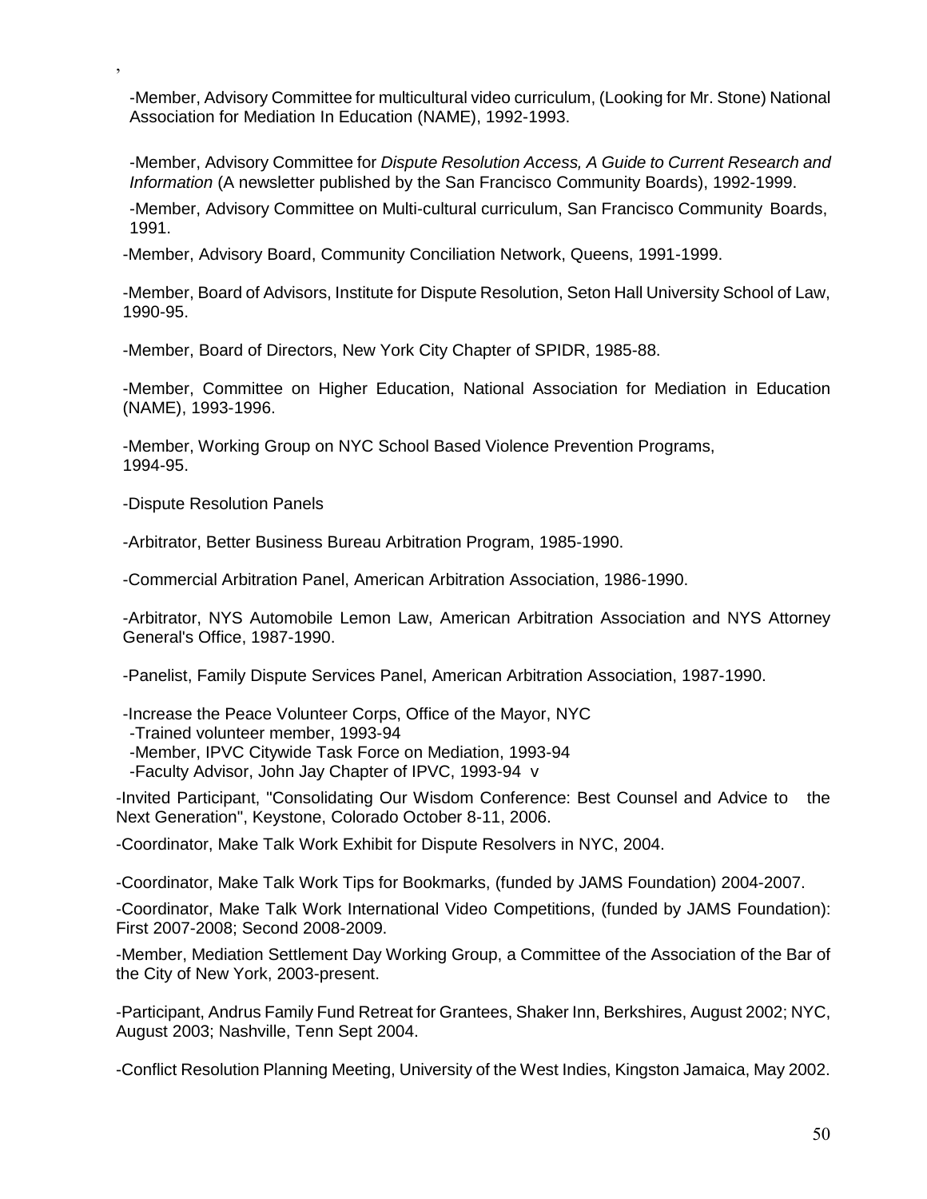,

-Member, Advisory Committee for multicultural video curriculum, (Looking for Mr. Stone) National Association for Mediation In Education (NAME), 1992-1993.

-Member, Advisory Committee for *Dispute Resolution Access, A Guide to Current Research and Information* (A newsletter published by the San Francisco Community Boards), 1992-1999.

-Member, Advisory Committee on Multi-cultural curriculum, San Francisco Community Boards, 1991.

-Member, Advisory Board, Community Conciliation Network, Queens, 1991-1999.

-Member, Board of Advisors, Institute for Dispute Resolution, Seton Hall University School of Law, 1990-95.

-Member, Board of Directors, New York City Chapter of SPIDR, 1985-88.

-Member, Committee on Higher Education, National Association for Mediation in Education (NAME), 1993-1996.

-Member, Working Group on NYC School Based Violence Prevention Programs, 1994-95.

-Dispute Resolution Panels

-Arbitrator, Better Business Bureau Arbitration Program, 1985-1990.

-Commercial Arbitration Panel, American Arbitration Association, 1986-1990.

-Arbitrator, NYS Automobile Lemon Law, American Arbitration Association and NYS Attorney General's Office, 1987-1990.

-Panelist, Family Dispute Services Panel, American Arbitration Association, 1987-1990.

-Increase the Peace Volunteer Corps, Office of the Mayor, NYC
-Trained volunteer member, 1993-94
-Member, IPVC Citywide Task Force on Mediation, 1993-94
-Faculty Advisor, John Jay Chapter of IPVC, 1993-94 v

-Invited Participant, "Consolidating Our Wisdom Conference: Best Counsel and Advice to the Next Generation", Keystone, Colorado October 8-11, 2006.

-Coordinator, Make Talk Work Exhibit for Dispute Resolvers in NYC, 2004.

-Coordinator, Make Talk Work Tips for Bookmarks, (funded by JAMS Foundation) 2004-2007.

-Coordinator, Make Talk Work International Video Competitions, (funded by JAMS Foundation): First 2007-2008; Second 2008-2009.

-Member, Mediation Settlement Day Working Group, a Committee of the Association of the Bar of the City of New York, 2003-present.

-Participant, Andrus Family Fund Retreat for Grantees, Shaker Inn, Berkshires, August 2002; NYC, August 2003; Nashville, Tenn Sept 2004.

-Conflict Resolution Planning Meeting, University of the West Indies, Kingston Jamaica, May 2002.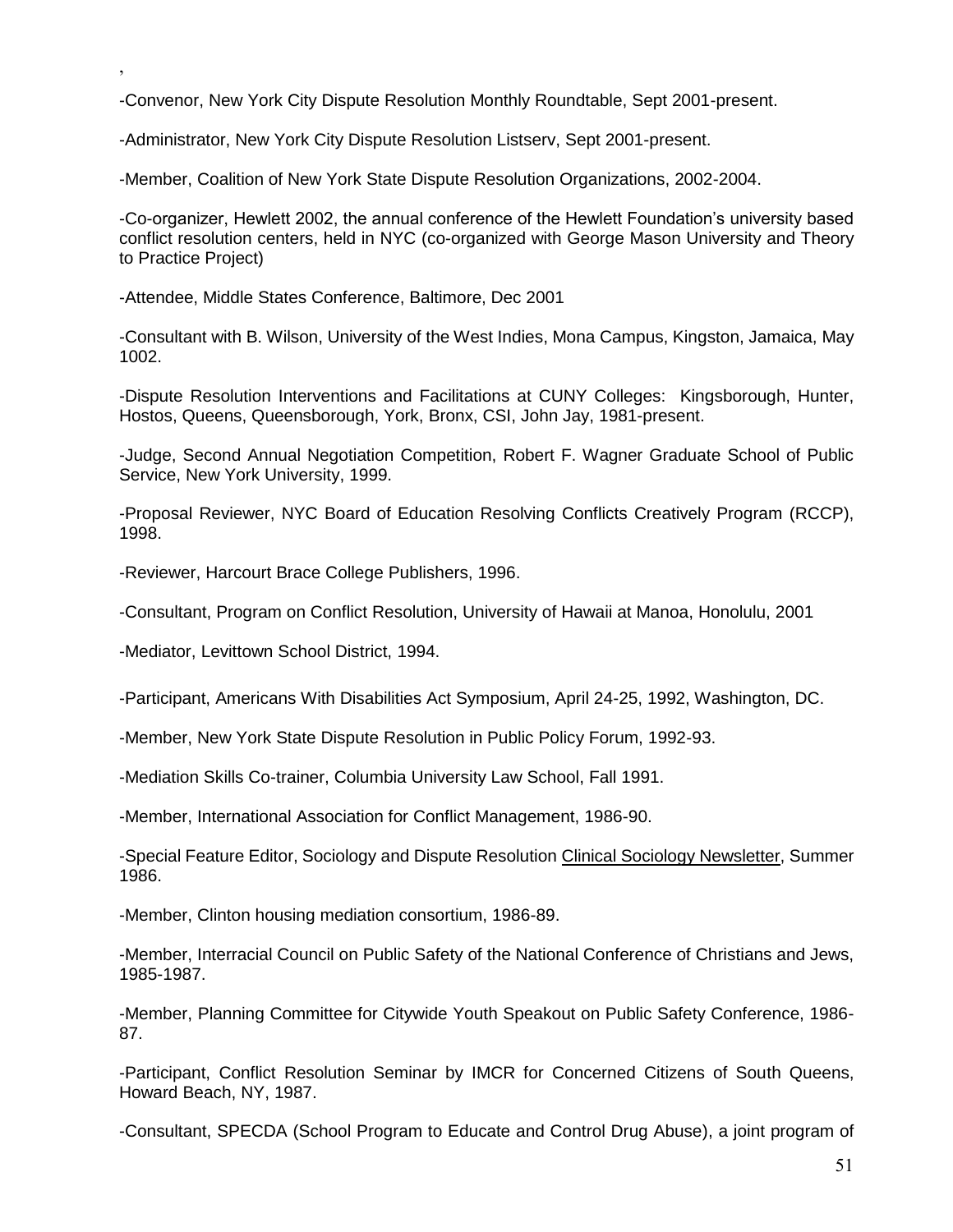,

-Convenor, New York City Dispute Resolution Monthly Roundtable, Sept 2001-present.

-Administrator, New York City Dispute Resolution Listserv, Sept 2001-present.

-Member, Coalition of New York State Dispute Resolution Organizations, 2002-2004.

-Co-organizer, Hewlett 2002, the annual conference of the Hewlett Foundation's university based conflict resolution centers, held in NYC (co-organized with George Mason University and Theory to Practice Project)

-Attendee, Middle States Conference, Baltimore, Dec 2001

-Consultant with B. Wilson, University of the West Indies, Mona Campus, Kingston, Jamaica, May 1002.

-Dispute Resolution Interventions and Facilitations at CUNY Colleges: Kingsborough, Hunter, Hostos, Queens, Queensborough, York, Bronx, CSI, John Jay, 1981-present.

-Judge, Second Annual Negotiation Competition, Robert F. Wagner Graduate School of Public Service, New York University, 1999.

-Proposal Reviewer, NYC Board of Education Resolving Conflicts Creatively Program (RCCP), 1998.

-Reviewer, Harcourt Brace College Publishers, 1996.

-Consultant, Program on Conflict Resolution, University of Hawaii at Manoa, Honolulu, 2001

-Mediator, Levittown School District, 1994.

-Participant, Americans With Disabilities Act Symposium, April 24-25, 1992, Washington, DC.

-Member, New York State Dispute Resolution in Public Policy Forum, 1992-93.

-Mediation Skills Co-trainer, Columbia University Law School, Fall 1991.

-Member, International Association for Conflict Management, 1986-90.

-Special Feature Editor, Sociology and Dispute Resolution Clinical Sociology Newsletter, Summer 1986.

-Member, Clinton housing mediation consortium, 1986-89.

-Member, Interracial Council on Public Safety of the National Conference of Christians and Jews, 1985-1987.

-Member, Planning Committee for Citywide Youth Speakout on Public Safety Conference, 1986-87.

-Participant, Conflict Resolution Seminar by IMCR for Concerned Citizens of South Queens, Howard Beach, NY, 1987.

-Consultant, SPECDA (School Program to Educate and Control Drug Abuse), a joint program of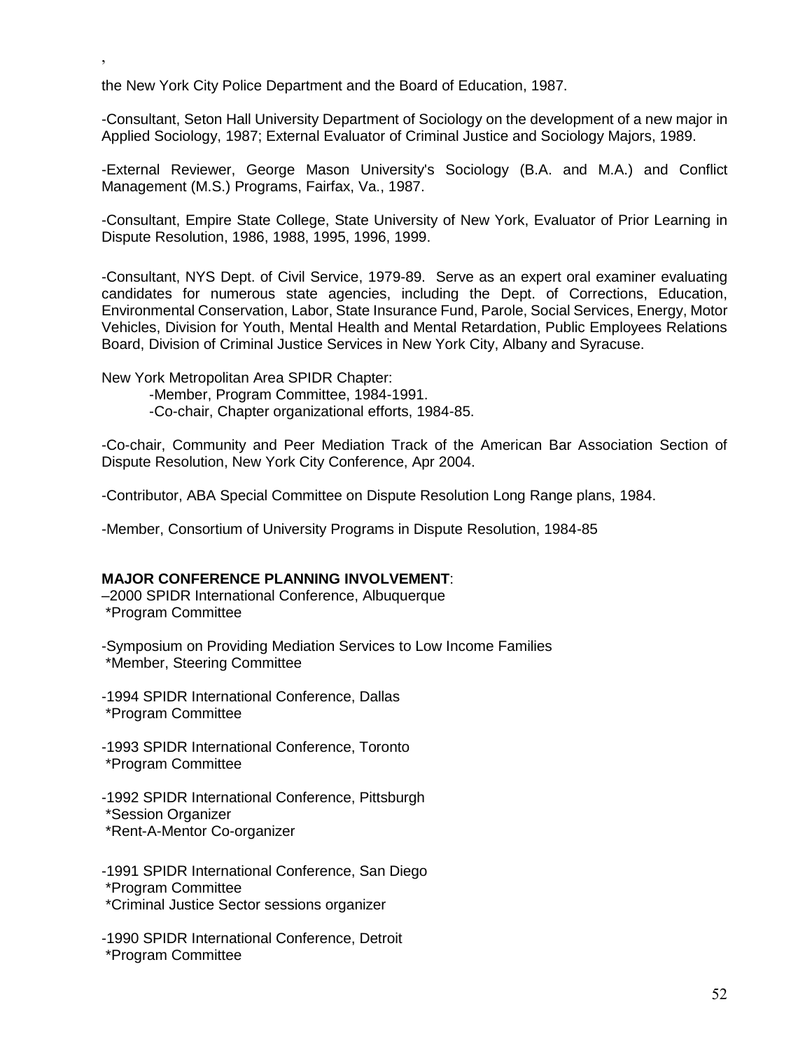,

the New York City Police Department and the Board of Education, 1987.

-Consultant, Seton Hall University Department of Sociology on the development of a new major in Applied Sociology, 1987; External Evaluator of Criminal Justice and Sociology Majors, 1989.

-External Reviewer, George Mason University's Sociology (B.A. and M.A.) and Conflict Management (M.S.) Programs, Fairfax, Va., 1987.

-Consultant, Empire State College, State University of New York, Evaluator of Prior Learning in Dispute Resolution, 1986, 1988, 1995, 1996, 1999.

-Consultant, NYS Dept. of Civil Service, 1979-89. Serve as an expert oral examiner evaluating candidates for numerous state agencies, including the Dept. of Corrections, Education, Environmental Conservation, Labor, State Insurance Fund, Parole, Social Services, Energy, Motor Vehicles, Division for Youth, Mental Health and Mental Retardation, Public Employees Relations Board, Division of Criminal Justice Services in New York City, Albany and Syracuse.

New York Metropolitan Area SPIDR Chapter:

- -Member, Program Committee, 1984-1991.
- -Co-chair, Chapter organizational efforts, 1984-85.

-Co-chair, Community and Peer Mediation Track of the American Bar Association Section of Dispute Resolution, New York City Conference, Apr 2004.

-Contributor, ABA Special Committee on Dispute Resolution Long Range plans, 1984.

-Member, Consortium of University Programs in Dispute Resolution, 1984-85

**MAJOR CONFERENCE PLANNING INVOLVEMENT**:

–2000 SPIDR International Conference, Albuquerque
*Program Committee

-Symposium on Providing Mediation Services to Low Income Families
*Member, Steering Committee

-1994 SPIDR International Conference, Dallas
*Program Committee

-1993 SPIDR International Conference, Toronto
*Program Committee

-1992 SPIDR International Conference, Pittsburgh
*Session Organizer
*Rent-A-Mentor Co-organizer

-1991 SPIDR International Conference, San Diego
*Program Committee
*Criminal Justice Sector sessions organizer

-1990 SPIDR International Conference, Detroit
*Program Committee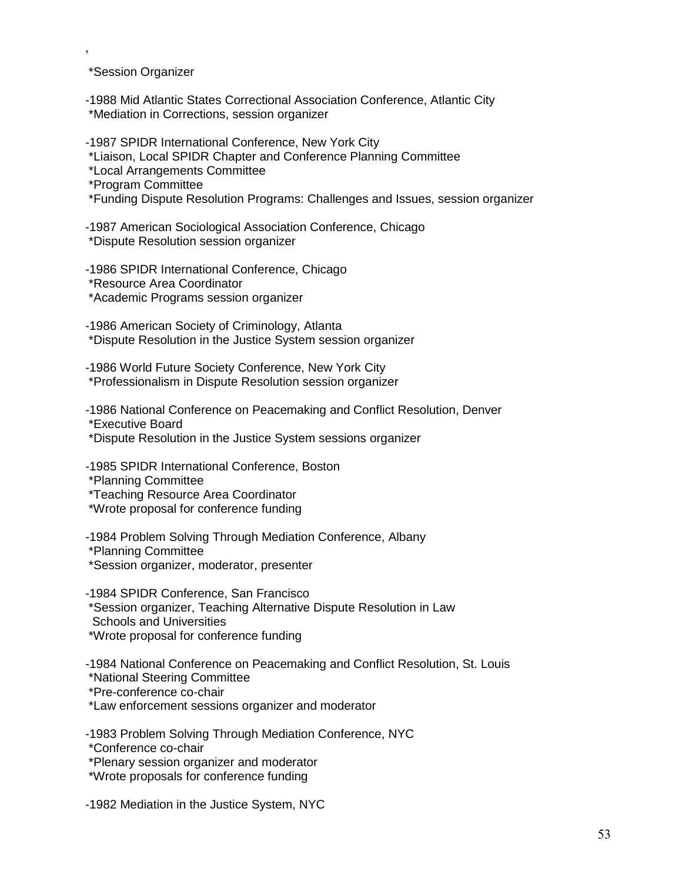,

*Session Organizer

-1988 Mid Atlantic States Correctional Association Conference, Atlantic City
*Mediation in Corrections, session organizer

-1987 SPIDR International Conference, New York City
*Liaison, Local SPIDR Chapter and Conference Planning Committee
*Local Arrangements Committee
*Program Committee
*Funding Dispute Resolution Programs: Challenges and Issues, session organizer

-1987 American Sociological Association Conference, Chicago
*Dispute Resolution session organizer

-1986 SPIDR International Conference, Chicago
*Resource Area Coordinator
*Academic Programs session organizer

-1986 American Society of Criminology, Atlanta
*Dispute Resolution in the Justice System session organizer

-1986 World Future Society Conference, New York City
*Professionalism in Dispute Resolution session organizer

-1986 National Conference on Peacemaking and Conflict Resolution, Denver
*Executive Board
*Dispute Resolution in the Justice System sessions organizer

-1985 SPIDR International Conference, Boston
*Planning Committee
*Teaching Resource Area Coordinator
*Wrote proposal for conference funding

-1984 Problem Solving Through Mediation Conference, Albany
*Planning Committee
*Session organizer, moderator, presenter

-1984 SPIDR Conference, San Francisco
*Session organizer, Teaching Alternative Dispute Resolution in Law Schools and Universities
*Wrote proposal for conference funding

-1984 National Conference on Peacemaking and Conflict Resolution, St. Louis
*National Steering Committee
*Pre-conference co-chair
*Law enforcement sessions organizer and moderator

-1983 Problem Solving Through Mediation Conference, NYC
*Conference co-chair
*Plenary session organizer and moderator
*Wrote proposals for conference funding

-1982 Mediation in the Justice System, NYC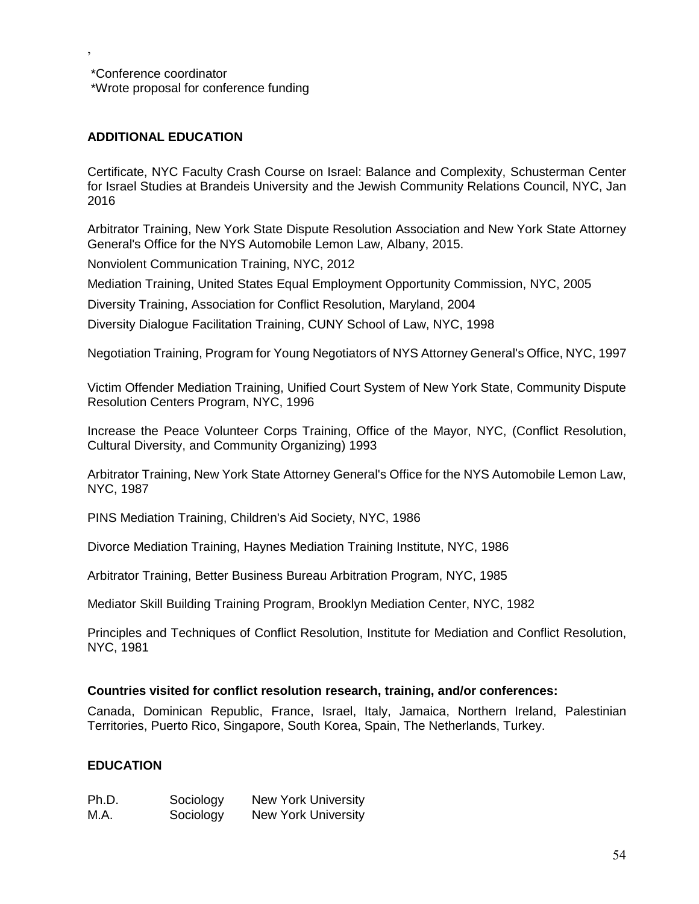,

*Conference coordinator
*Wrote proposal for conference funding

**ADDITIONAL EDUCATION**

Certificate, NYC Faculty Crash Course on Israel: Balance and Complexity, Schusterman Center for Israel Studies at Brandeis University and the Jewish Community Relations Council, NYC, Jan 2016

Arbitrator Training, New York State Dispute Resolution Association and New York State Attorney General's Office for the NYS Automobile Lemon Law, Albany, 2015.

Nonviolent Communication Training, NYC, 2012

Mediation Training, United States Equal Employment Opportunity Commission, NYC, 2005

Diversity Training, Association for Conflict Resolution, Maryland, 2004

Diversity Dialogue Facilitation Training, CUNY School of Law, NYC, 1998

Negotiation Training, Program for Young Negotiators of NYS Attorney General's Office, NYC, 1997

Victim Offender Mediation Training, Unified Court System of New York State, Community Dispute Resolution Centers Program, NYC, 1996

Increase the Peace Volunteer Corps Training, Office of the Mayor, NYC, (Conflict Resolution, Cultural Diversity, and Community Organizing) 1993

Arbitrator Training, New York State Attorney General's Office for the NYS Automobile Lemon Law, NYC, 1987

PINS Mediation Training, Children's Aid Society, NYC, 1986

Divorce Mediation Training, Haynes Mediation Training Institute, NYC, 1986

Arbitrator Training, Better Business Bureau Arbitration Program, NYC, 1985

Mediator Skill Building Training Program, Brooklyn Mediation Center, NYC, 1982

Principles and Techniques of Conflict Resolution, Institute for Mediation and Conflict Resolution, NYC, 1981

**Countries visited for conflict resolution research, training, and/or conferences:**

Canada, Dominican Republic, France, Israel, Italy, Jamaica, Northern Ireland, Palestinian Territories, Puerto Rico, Singapore, South Korea, Spain, The Netherlands, Turkey.

**EDUCATION**

| | | |
|---|---|---|
| Ph.D. | Sociology | New York University |
| M.A. | Sociology | New York University |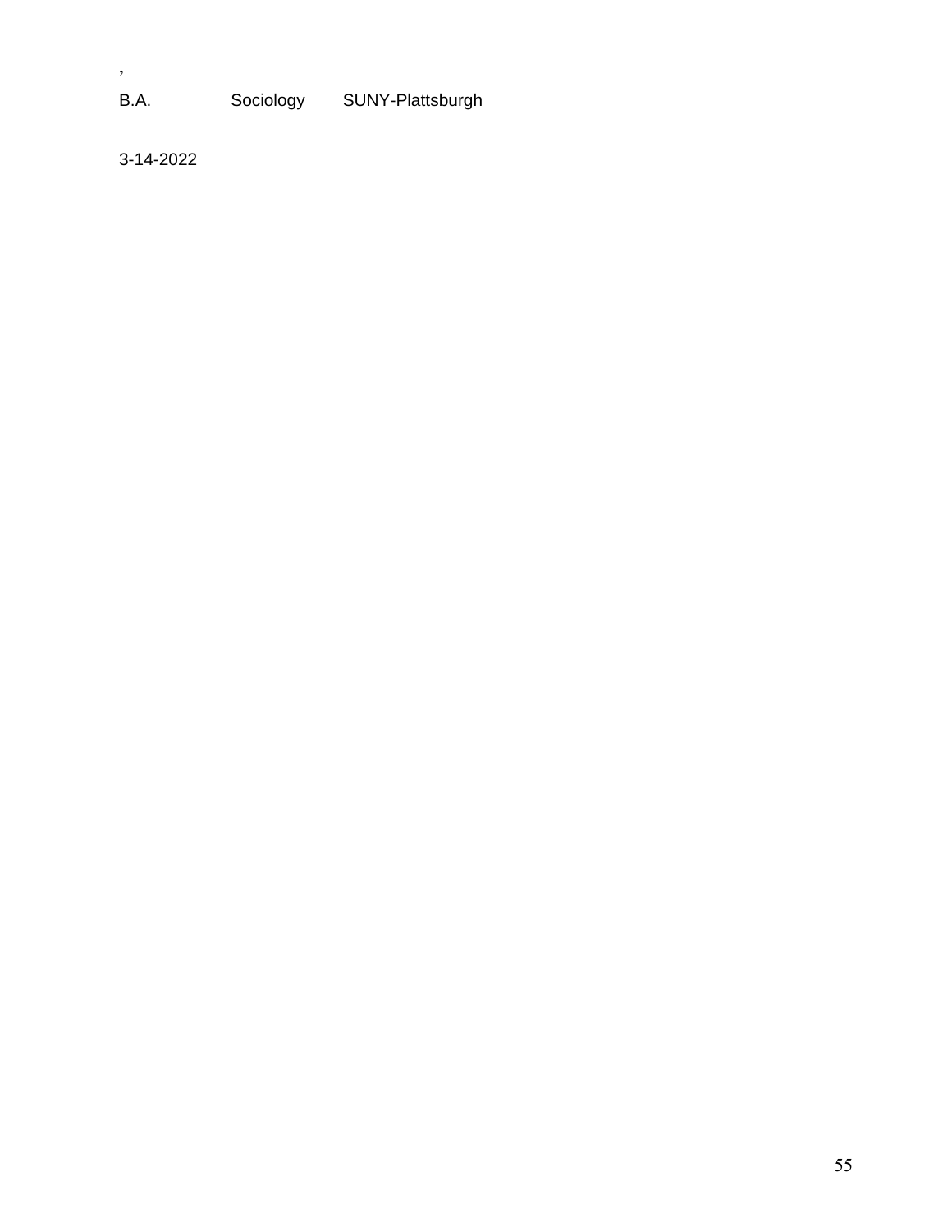,

| | | |
|---|---|---|
| B.A. | Sociology | SUNY-Plattsburgh |

3-14-2022